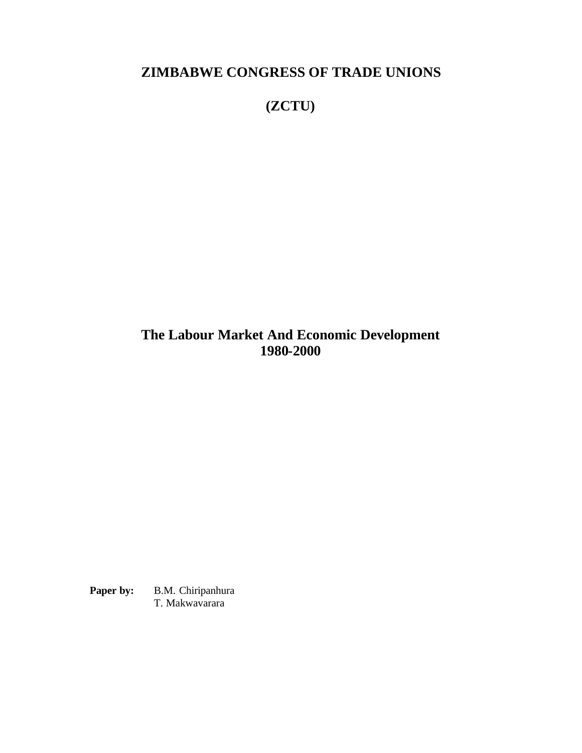# ZIMBABWE CONGRESS OF TRADE UNIONS

# (ZCTU)

## The Labour Market And Economic Development 1980-2000

**Paper by:** B.M. Chiripanhura
T. Makwavarara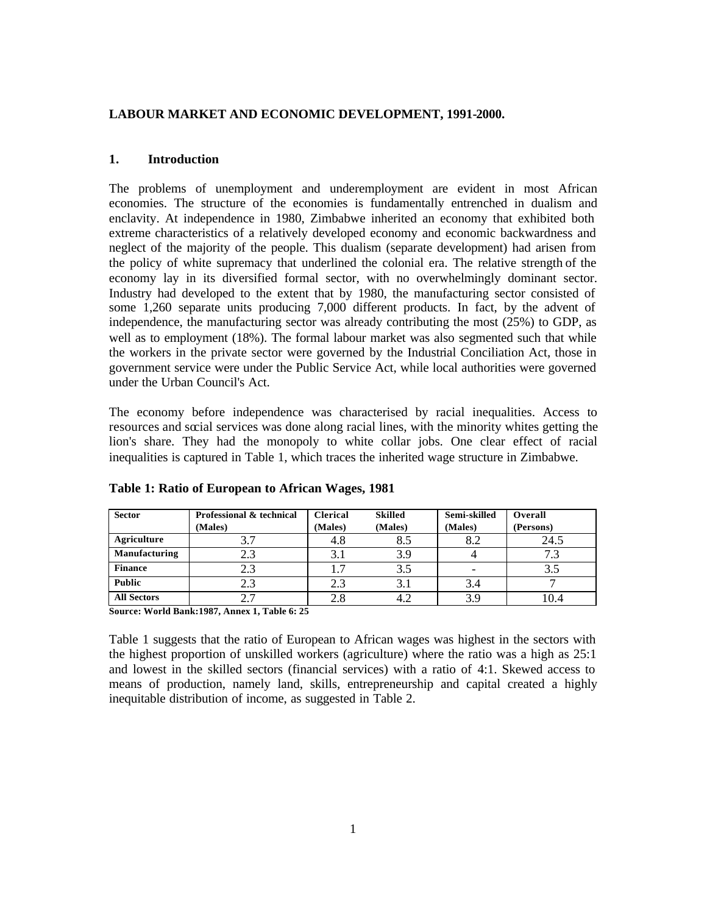**LABOUR MARKET AND ECONOMIC DEVELOPMENT, 1991-2000.**

## 1. Introduction

The problems of unemployment and underemployment are evident in most African economies. The structure of the economies is fundamentally entrenched in dualism and enclavity. At independence in 1980, Zimbabwe inherited an economy that exhibited both extreme characteristics of a relatively developed economy and economic backwardness and neglect of the majority of the people. This dualism (separate development) had arisen from the policy of white supremacy that underlined the colonial era. The relative strength of the economy lay in its diversified formal sector, with no overwhelmingly dominant sector. Industry had developed to the extent that by 1980, the manufacturing sector consisted of some 1,260 separate units producing 7,000 different products. In fact, by the advent of independence, the manufacturing sector was already contributing the most (25%) to GDP, as well as to employment (18%). The formal labour market was also segmented such that while the workers in the private sector were governed by the Industrial Conciliation Act, those in government service were under the Public Service Act, while local authorities were governed under the Urban Council's Act.

The economy before independence was characterised by racial inequalities. Access to resources and social services was done along racial lines, with the minority whites getting the lion's share. They had the monopoly to white collar jobs. One clear effect of racial inequalities is captured in Table 1, which traces the inherited wage structure in Zimbabwe.

**Table 1: Ratio of European to African Wages, 1981**

| Sector | Professional & technical (Males) | Clerical (Males) | Skilled (Males) | Semi-skilled (Males) | Overall (Persons) |
|---|---|---|---|---|---|
| Agriculture | 3.7 | 4.8 | 8.5 | 8.2 | 24.5 |
| Manufacturing | 2.3 | 3.1 | 3.9 | 4 | 7.3 |
| Finance | 2.3 | 1.7 | 3.5 | - | 3.5 |
| Public | 2.3 | 2.3 | 3.1 | 3.4 | 7 |
| All Sectors | 2.7 | 2.8 | 4.2 | 3.9 | 10.4 |

**Source: World Bank:1987, Annex 1, Table 6: 25**

Table 1 suggests that the ratio of European to African wages was highest in the sectors with the highest proportion of unskilled workers (agriculture) where the ratio was a high as 25:1 and lowest in the skilled sectors (financial services) with a ratio of 4:1. Skewed access to means of production, namely land, skills, entrepreneurship and capital created a highly inequitable distribution of income, as suggested in Table 2.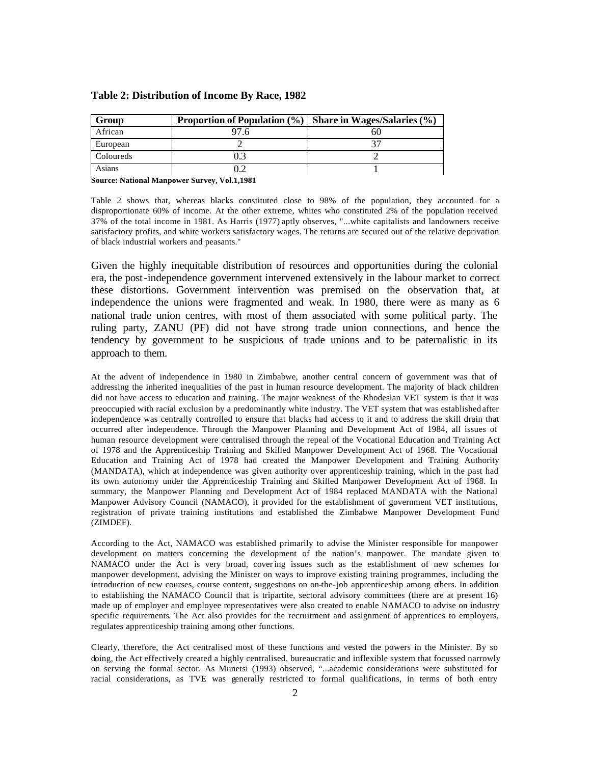**Table 2: Distribution of Income By Race, 1982**

| Group | Proportion of Population (%) | Share in Wages/Salaries (%) |
|---|---|---|
| African | 97.6 | 60 |
| European | 2 | 37 |
| Coloureds | 0.3 | 2 |
| Asians | 0.2 | 1 |

**Source: National Manpower Survey, Vol.1,1981**

Table 2 shows that, whereas blacks constituted close to 98% of the population, they accounted for a disproportionate 60% of income. At the other extreme, whites who constituted 2% of the population received 37% of the total income in 1981. As Harris (1977) aptly observes, "...white capitalists and landowners receive satisfactory profits, and white workers satisfactory wages. The returns are secured out of the relative deprivation of black industrial workers and peasants."

Given the highly inequitable distribution of resources and opportunities during the colonial era, the post-independence government intervened extensively in the labour market to correct these distortions. Government intervention was premised on the observation that, at independence the unions were fragmented and weak. In 1980, there were as many as 6 national trade union centres, with most of them associated with some political party. The ruling party, ZANU (PF) did not have strong trade union connections, and hence the tendency by government to be suspicious of trade unions and to be paternalistic in its approach to them.

At the advent of independence in 1980 in Zimbabwe, another central concern of government was that of addressing the inherited inequalities of the past in human resource development. The majority of black children did not have access to education and training. The major weakness of the Rhodesian VET system is that it was preoccupied with racial exclusion by a predominantly white industry. The VET system that was established after independence was centrally controlled to ensure that blacks had access to it and to address the skill drain that occurred after independence. Through the Manpower Planning and Development Act of 1984, all issues of human resource development were centralised through the repeal of the Vocational Education and Training Act of 1978 and the Apprenticeship Training and Skilled Manpower Development Act of 1968. The Vocational Education and Training Act of 1978 had created the Manpower Development and Training Authority (MANDATA), which at independence was given authority over apprenticeship training, which in the past had its own autonomy under the Apprenticeship Training and Skilled Manpower Development Act of 1968. In summary, the Manpower Planning and Development Act of 1984 replaced MANDATA with the National Manpower Advisory Council (NAMACO), it provided for the establishment of government VET institutions, registration of private training institutions and established the Zimbabwe Manpower Development Fund (ZIMDEF).

According to the Act, NAMACO was established primarily to advise the Minister responsible for manpower development on matters concerning the development of the nation's manpower. The mandate given to NAMACO under the Act is very broad, covering issues such as the establishment of new schemes for manpower development, advising the Minister on ways to improve existing training programmes, including the introduction of new courses, course content, suggestions on on-the-job apprenticeship among others. In addition to establishing the NAMACO Council that is tripartite, sectoral advisory committees (there are at present 16) made up of employer and employee representatives were also created to enable NAMACO to advise on industry specific requirements. The Act also provides for the recruitment and assignment of apprentices to employers, regulates apprenticeship training among other functions.

Clearly, therefore, the Act centralised most of these functions and vested the powers in the Minister. By so doing, the Act effectively created a highly centralised, bureaucratic and inflexible system that focussed narrowly on serving the formal sector. As Munetsi (1993) observed, "...academic considerations were substituted for racial considerations, as TVE was generally restricted to formal qualifications, in terms of both entry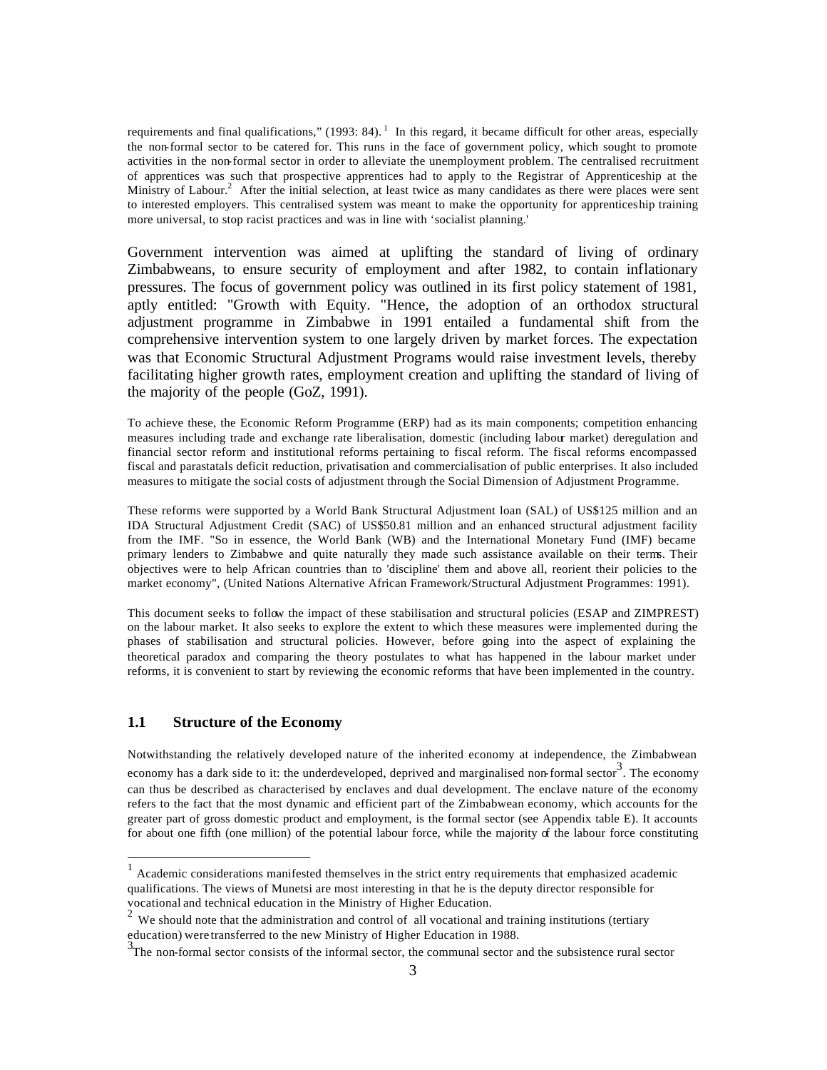requirements and final qualifications," (1993: 84).[1] In this regard, it became difficult for other areas, especially the non-formal sector to be catered for. This runs in the face of government policy, which sought to promote activities in the non-formal sector in order to alleviate the unemployment problem. The centralised recruitment of apprentices was such that prospective apprentices had to apply to the Registrar of Apprenticeship at the Ministry of Labour.[2] After the initial selection, at least twice as many candidates as there were places were sent to interested employers. This centralised system was meant to make the opportunity for apprenticeship training more universal, to stop racist practices and was in line with 'socialist planning.'

Government intervention was aimed at uplifting the standard of living of ordinary Zimbabweans, to ensure security of employment and after 1982, to contain inflationary pressures. The focus of government policy was outlined in its first policy statement of 1981, aptly entitled: "Growth with Equity. "Hence, the adoption of an orthodox structural adjustment programme in Zimbabwe in 1991 entailed a fundamental shift from the comprehensive intervention system to one largely driven by market forces. The expectation was that Economic Structural Adjustment Programs would raise investment levels, thereby facilitating higher growth rates, employment creation and uplifting the standard of living of the majority of the people (GoZ, 1991).

To achieve these, the Economic Reform Programme (ERP) had as its main components; competition enhancing measures including trade and exchange rate liberalisation, domestic (including labour market) deregulation and financial sector reform and institutional reforms pertaining to fiscal reform. The fiscal reforms encompassed fiscal and parastatals deficit reduction, privatisation and commercialisation of public enterprises. It also included measures to mitigate the social costs of adjustment through the Social Dimension of Adjustment Programme.

These reforms were supported by a World Bank Structural Adjustment loan (SAL) of US$125 million and an IDA Structural Adjustment Credit (SAC) of US$50.81 million and an enhanced structural adjustment facility from the IMF. "So in essence, the World Bank (WB) and the International Monetary Fund (IMF) became primary lenders to Zimbabwe and quite naturally they made such assistance available on their terms. Their objectives were to help African countries than to 'discipline' them and above all, reorient their policies to the market economy", (United Nations Alternative African Framework/Structural Adjustment Programmes: 1991).

This document seeks to follow the impact of these stabilisation and structural policies (ESAP and ZIMPREST) on the labour market. It also seeks to explore the extent to which these measures were implemented during the phases of stabilisation and structural policies. However, before going into the aspect of explaining the theoretical paradox and comparing the theory postulates to what has happened in the labour market under reforms, it is convenient to start by reviewing the economic reforms that have been implemented in the country.

### 1.1 Structure of the Economy

Notwithstanding the relatively developed nature of the inherited economy at independence, the Zimbabwean economy has a dark side to it: the underdeveloped, deprived and marginalised non-formal sector[3]. The economy can thus be described as characterised by enclaves and dual development. The enclave nature of the economy refers to the fact that the most dynamic and efficient part of the Zimbabwean economy, which accounts for the greater part of gross domestic product and employment, is the formal sector (see Appendix table E). It accounts for about one fifth (one million) of the potential labour force, while the majority of the labour force constituting

---

[1] Academic considerations manifested themselves in the strict entry requirements that emphasized academic qualifications. The views of Munetsi are most interesting in that he is the deputy director responsible for vocational and technical education in the Ministry of Higher Education.

[2] We should note that the administration and control of all vocational and training institutions (tertiary education) were transferred to the new Ministry of Higher Education in 1988.

[3] The non-formal sector consists of the informal sector, the communal sector and the subsistence rural sector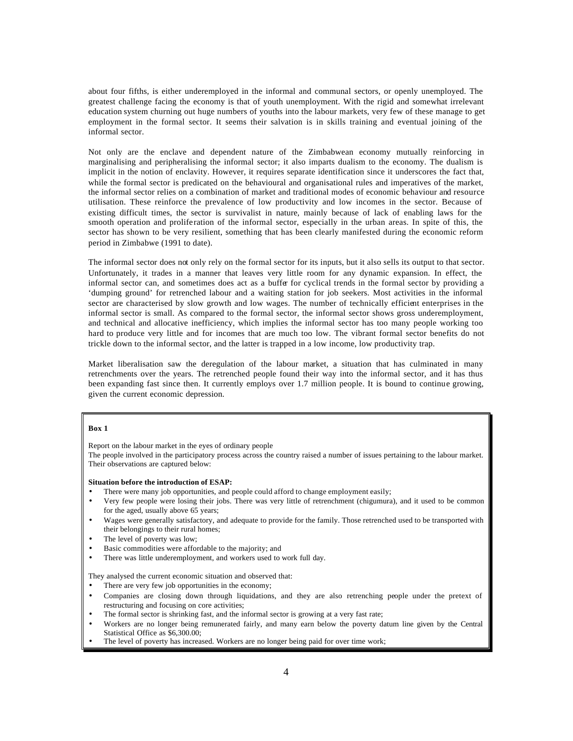about four fifths, is either underemployed in the informal and communal sectors, or openly unemployed. The greatest challenge facing the economy is that of youth unemployment. With the rigid and somewhat irrelevant education system churning out huge numbers of youths into the labour markets, very few of these manage to get employment in the formal sector. It seems their salvation is in skills training and eventual joining of the informal sector.

Not only are the enclave and dependent nature of the Zimbabwean economy mutually reinforcing in marginalising and peripheralising the informal sector; it also imparts dualism to the economy. The dualism is implicit in the notion of enclavity. However, it requires separate identification since it underscores the fact that, while the formal sector is predicated on the behavioural and organisational rules and imperatives of the market, the informal sector relies on a combination of market and traditional modes of economic behaviour and resource utilisation. These reinforce the prevalence of low productivity and low incomes in the sector. Because of existing difficult times, the sector is survivalist in nature, mainly because of lack of enabling laws for the smooth operation and proliferation of the informal sector, especially in the urban areas. In spite of this, the sector has shown to be very resilient, something that has been clearly manifested during the economic reform period in Zimbabwe (1991 to date).

The informal sector does not only rely on the formal sector for its inputs, but it also sells its output to that sector. Unfortunately, it trades in a manner that leaves very little room for any dynamic expansion. In effect, the informal sector can, and sometimes does act as a buffer for cyclical trends in the formal sector by providing a 'dumping ground' for retrenched labour and a waiting station for job seekers. Most activities in the informal sector are characterised by slow growth and low wages. The number of technically efficient enterprises in the informal sector is small. As compared to the formal sector, the informal sector shows gross underemployment, and technical and allocative inefficiency, which implies the informal sector has too many people working too hard to produce very little and for incomes that are much too low. The vibrant formal sector benefits do not trickle down to the informal sector, and the latter is trapped in a low income, low productivity trap.

Market liberalisation saw the deregulation of the labour market, a situation that has culminated in many retrenchments over the years. The retrenched people found their way into the informal sector, and it has thus been expanding fast since then. It currently employs over 1.7 million people. It is bound to continue growing, given the current economic depression.

**Box 1**

Report on the labour market in the eyes of ordinary people

The people involved in the participatory process across the country raised a number of issues pertaining to the labour market. Their observations are captured below:

**Situation before the introduction of ESAP:**

- There were many job opportunities, and people could afford to change employment easily;
- Very few people were losing their jobs. There was very little of retrenchment (chigumura), and it used to be common for the aged, usually above 65 years;
- Wages were generally satisfactory, and adequate to provide for the family. Those retrenched used to be transported with their belongings to their rural homes;
- The level of poverty was low;
- Basic commodities were affordable to the majority; and
- There was little underemployment, and workers used to work full day.

They analysed the current economic situation and observed that:

- There are very few job opportunities in the economy;
- Companies are closing down through liquidations, and they are also retrenching people under the pretext of restructuring and focusing on core activities;
- The formal sector is shrinking fast, and the informal sector is growing at a very fast rate;
- Workers are no longer being remunerated fairly, and many earn below the poverty datum line given by the Central Statistical Office as $6,300.00;
- The level of poverty has increased. Workers are no longer being paid for over time work;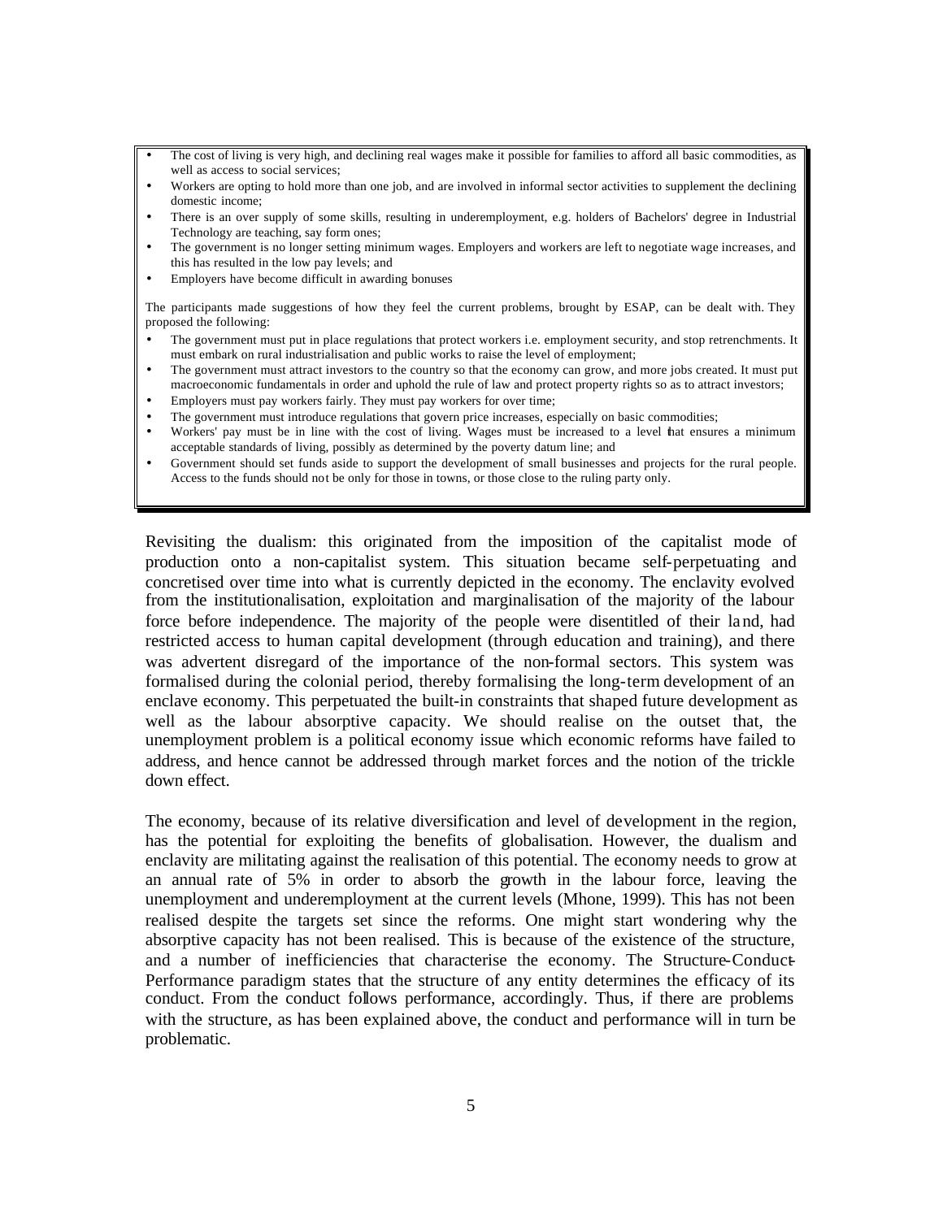- The cost of living is very high, and declining real wages make it possible for families to afford all basic commodities, as well as access to social services;
- Workers are opting to hold more than one job, and are involved in informal sector activities to supplement the declining domestic income;
- There is an over supply of some skills, resulting in underemployment, e.g. holders of Bachelors' degree in Industrial Technology are teaching, say form ones;
- The government is no longer setting minimum wages. Employers and workers are left to negotiate wage increases, and this has resulted in the low pay levels; and
- Employers have become difficult in awarding bonuses

The participants made suggestions of how they feel the current problems, brought by ESAP, can be dealt with. They proposed the following:

- The government must put in place regulations that protect workers i.e. employment security, and stop retrenchments. It must embark on rural industrialisation and public works to raise the level of employment;
- The government must attract investors to the country so that the economy can grow, and more jobs created. It must put macroeconomic fundamentals in order and uphold the rule of law and protect property rights so as to attract investors;
- Employers must pay workers fairly. They must pay workers for over time;
- The government must introduce regulations that govern price increases, especially on basic commodities;
- Workers' pay must be in line with the cost of living. Wages must be increased to a level that ensures a minimum acceptable standards of living, possibly as determined by the poverty datum line; and
- Government should set funds aside to support the development of small businesses and projects for the rural people. Access to the funds should not be only for those in towns, or those close to the ruling party only.

Revisiting the dualism: this originated from the imposition of the capitalist mode of production onto a non-capitalist system. This situation became self-perpetuating and concretised over time into what is currently depicted in the economy. The enclavity evolved from the institutionalisation, exploitation and marginalisation of the majority of the labour force before independence. The majority of the people were disentitled of their land, had restricted access to human capital development (through education and training), and there was advertent disregard of the importance of the non-formal sectors. This system was formalised during the colonial period, thereby formalising the long-term development of an enclave economy. This perpetuated the built-in constraints that shaped future development as well as the labour absorptive capacity. We should realise on the outset that, the unemployment problem is a political economy issue which economic reforms have failed to address, and hence cannot be addressed through market forces and the notion of the trickle down effect.

The economy, because of its relative diversification and level of development in the region, has the potential for exploiting the benefits of globalisation. However, the dualism and enclavity are militating against the realisation of this potential. The economy needs to grow at an annual rate of 5% in order to absorb the growth in the labour force, leaving the unemployment and underemployment at the current levels (Mhone, 1999). This has not been realised despite the targets set since the reforms. One might start wondering why the absorptive capacity has not been realised. This is because of the existence of the structure, and a number of inefficiencies that characterise the economy. The Structure-Conduct-Performance paradigm states that the structure of any entity determines the efficacy of its conduct. From the conduct follows performance, accordingly. Thus, if there are problems with the structure, as has been explained above, the conduct and performance will in turn be problematic.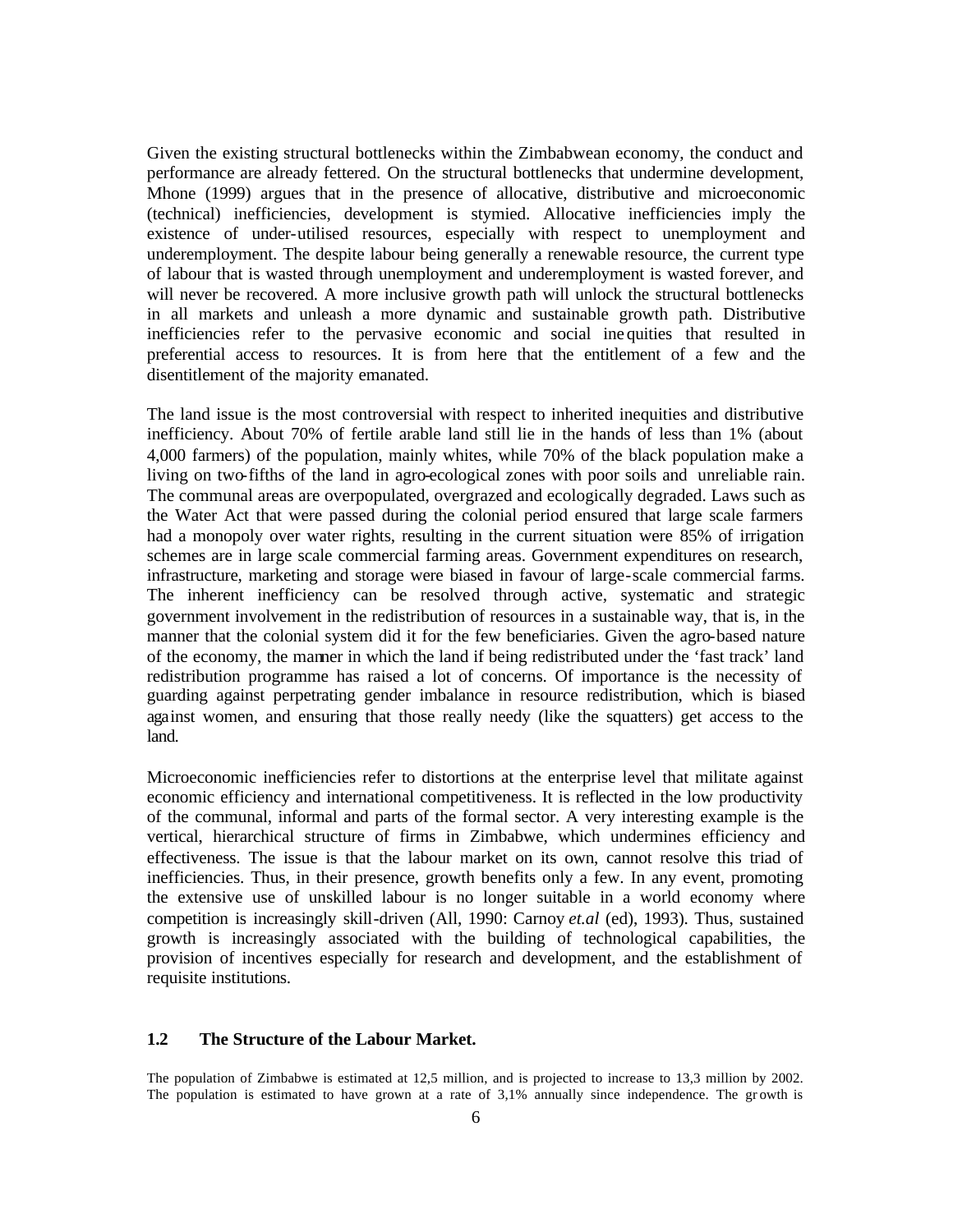Given the existing structural bottlenecks within the Zimbabwean economy, the conduct and performance are already fettered. On the structural bottlenecks that undermine development, Mhone (1999) argues that in the presence of allocative, distributive and microeconomic (technical) inefficiencies, development is stymied. Allocative inefficiencies imply the existence of under-utilised resources, especially with respect to unemployment and underemployment. The despite labour being generally a renewable resource, the current type of labour that is wasted through unemployment and underemployment is wasted forever, and will never be recovered. A more inclusive growth path will unlock the structural bottlenecks in all markets and unleash a more dynamic and sustainable growth path. Distributive inefficiencies refer to the pervasive economic and social inequities that resulted in preferential access to resources. It is from here that the entitlement of a few and the disentitlement of the majority emanated.

The land issue is the most controversial with respect to inherited inequities and distributive inefficiency. About 70% of fertile arable land still lie in the hands of less than 1% (about 4,000 farmers) of the population, mainly whites, while 70% of the black population make a living on two-fifths of the land in agro-ecological zones with poor soils and unreliable rain. The communal areas are overpopulated, overgrazed and ecologically degraded. Laws such as the Water Act that were passed during the colonial period ensured that large scale farmers had a monopoly over water rights, resulting in the current situation were 85% of irrigation schemes are in large scale commercial farming areas. Government expenditures on research, infrastructure, marketing and storage were biased in favour of large-scale commercial farms. The inherent inefficiency can be resolved through active, systematic and strategic government involvement in the redistribution of resources in a sustainable way, that is, in the manner that the colonial system did it for the few beneficiaries. Given the agro-based nature of the economy, the manner in which the land if being redistributed under the 'fast track' land redistribution programme has raised a lot of concerns. Of importance is the necessity of guarding against perpetrating gender imbalance in resource redistribution, which is biased against women, and ensuring that those really needy (like the squatters) get access to the land.

Microeconomic inefficiencies refer to distortions at the enterprise level that militate against economic efficiency and international competitiveness. It is reflected in the low productivity of the communal, informal and parts of the formal sector. A very interesting example is the vertical, hierarchical structure of firms in Zimbabwe, which undermines efficiency and effectiveness. The issue is that the labour market on its own, cannot resolve this triad of inefficiencies. Thus, in their presence, growth benefits only a few. In any event, promoting the extensive use of unskilled labour is no longer suitable in a world economy where competition is increasingly skill-driven (All, 1990: Carnoy *et.al* (ed), 1993). Thus, sustained growth is increasingly associated with the building of technological capabilities, the provision of incentives especially for research and development, and the establishment of requisite institutions.

## 1.2 The Structure of the Labour Market.

The population of Zimbabwe is estimated at 12,5 million, and is projected to increase to 13,3 million by 2002. The population is estimated to have grown at a rate of 3,1% annually since independence. The growth is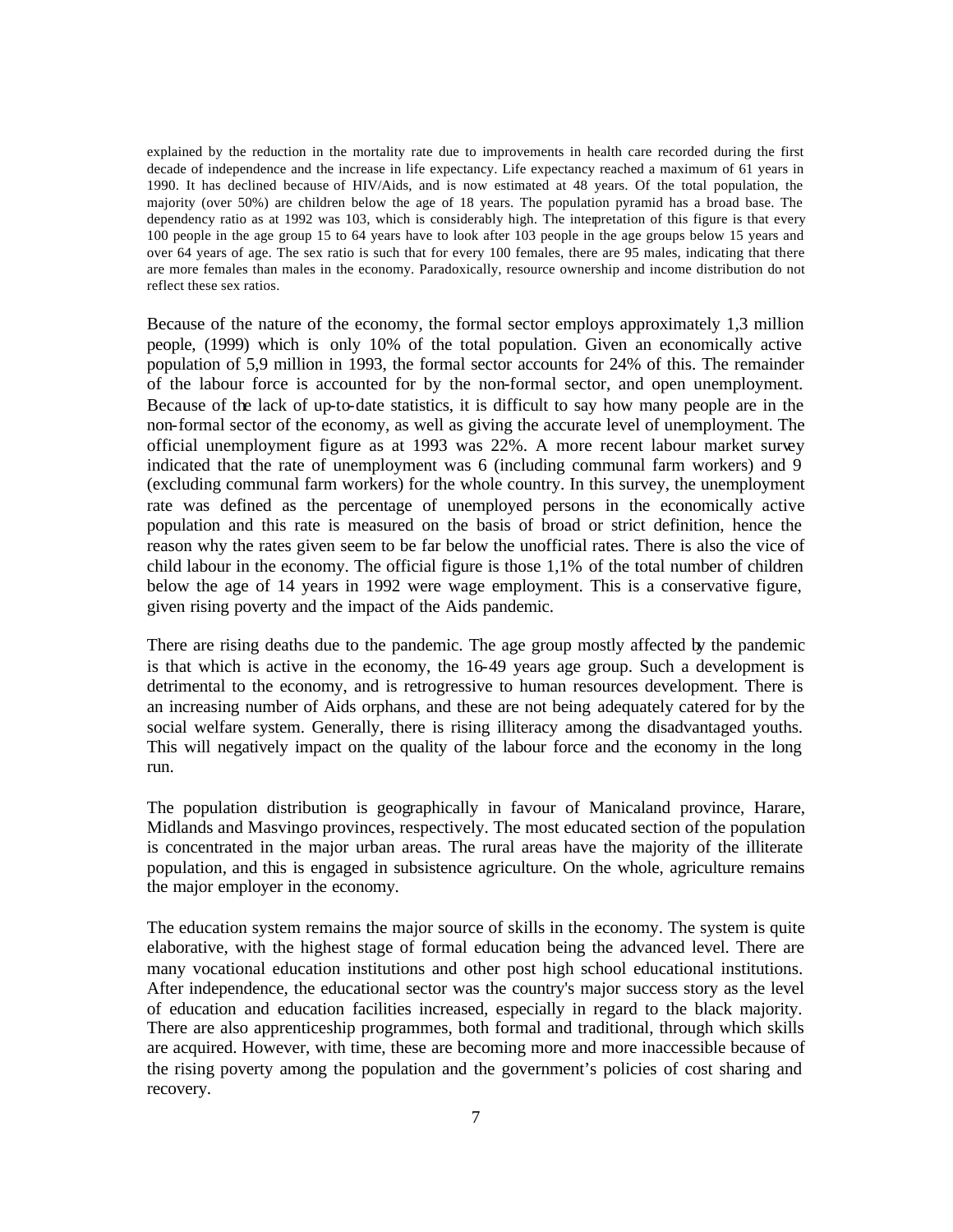explained by the reduction in the mortality rate due to improvements in health care recorded during the first decade of independence and the increase in life expectancy. Life expectancy reached a maximum of 61 years in 1990. It has declined because of HIV/Aids, and is now estimated at 48 years. Of the total population, the majority (over 50%) are children below the age of 18 years. The population pyramid has a broad base. The dependency ratio as at 1992 was 103, which is considerably high. The interpretation of this figure is that every 100 people in the age group 15 to 64 years have to look after 103 people in the age groups below 15 years and over 64 years of age. The sex ratio is such that for every 100 females, there are 95 males, indicating that there are more females than males in the economy. Paradoxically, resource ownership and income distribution do not reflect these sex ratios.

Because of the nature of the economy, the formal sector employs approximately 1,3 million people, (1999) which is only 10% of the total population. Given an economically active population of 5,9 million in 1993, the formal sector accounts for 24% of this. The remainder of the labour force is accounted for by the non-formal sector, and open unemployment. Because of the lack of up-to-date statistics, it is difficult to say how many people are in the non-formal sector of the economy, as well as giving the accurate level of unemployment. The official unemployment figure as at 1993 was 22%. A more recent labour market survey indicated that the rate of unemployment was 6 (including communal farm workers) and 9 (excluding communal farm workers) for the whole country. In this survey, the unemployment rate was defined as the percentage of unemployed persons in the economically active population and this rate is measured on the basis of broad or strict definition, hence the reason why the rates given seem to be far below the unofficial rates. There is also the vice of child labour in the economy. The official figure is those 1,1% of the total number of children below the age of 14 years in 1992 were wage employment. This is a conservative figure, given rising poverty and the impact of the Aids pandemic.

There are rising deaths due to the pandemic. The age group mostly affected by the pandemic is that which is active in the economy, the 16-49 years age group. Such a development is detrimental to the economy, and is retrogressive to human resources development. There is an increasing number of Aids orphans, and these are not being adequately catered for by the social welfare system. Generally, there is rising illiteracy among the disadvantaged youths. This will negatively impact on the quality of the labour force and the economy in the long run.

The population distribution is geographically in favour of Manicaland province, Harare, Midlands and Masvingo provinces, respectively. The most educated section of the population is concentrated in the major urban areas. The rural areas have the majority of the illiterate population, and this is engaged in subsistence agriculture. On the whole, agriculture remains the major employer in the economy.

The education system remains the major source of skills in the economy. The system is quite elaborative, with the highest stage of formal education being the advanced level. There are many vocational education institutions and other post high school educational institutions. After independence, the educational sector was the country's major success story as the level of education and education facilities increased, especially in regard to the black majority. There are also apprenticeship programmes, both formal and traditional, through which skills are acquired. However, with time, these are becoming more and more inaccessible because of the rising poverty among the population and the government's policies of cost sharing and recovery.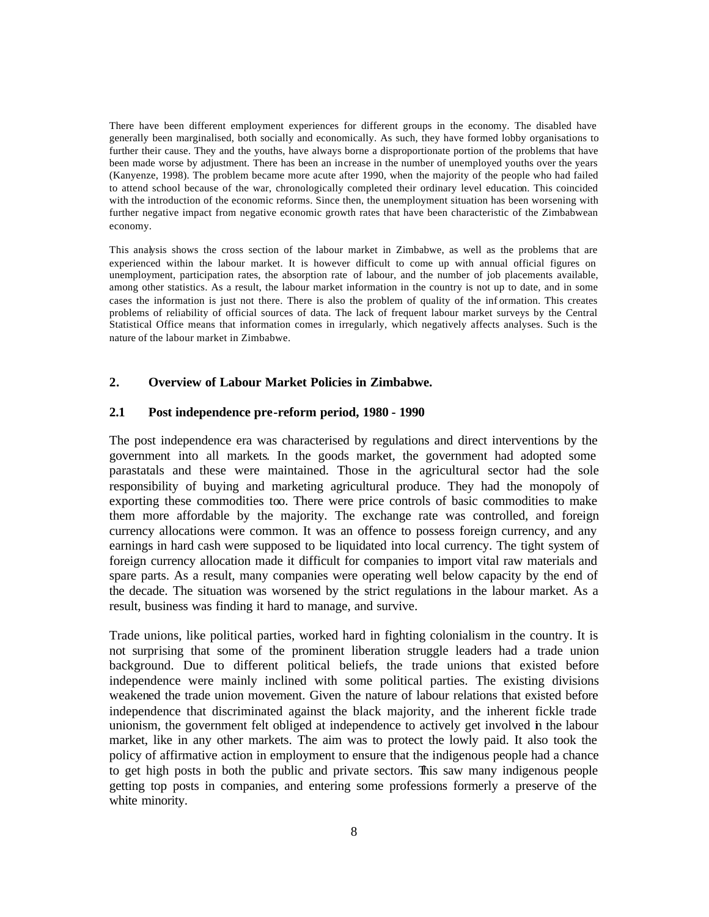There have been different employment experiences for different groups in the economy. The disabled have generally been marginalised, both socially and economically. As such, they have formed lobby organisations to further their cause. They and the youths, have always borne a disproportionate portion of the problems that have been made worse by adjustment. There has been an increase in the number of unemployed youths over the years (Kanyenze, 1998). The problem became more acute after 1990, when the majority of the people who had failed to attend school because of the war, chronologically completed their ordinary level education. This coincided with the introduction of the economic reforms. Since then, the unemployment situation has been worsening with further negative impact from negative economic growth rates that have been characteristic of the Zimbabwean economy.

This analysis shows the cross section of the labour market in Zimbabwe, as well as the problems that are experienced within the labour market. It is however difficult to come up with annual official figures on unemployment, participation rates, the absorption rate of labour, and the number of job placements available, among other statistics. As a result, the labour market information in the country is not up to date, and in some cases the information is just not there. There is also the problem of quality of the information. This creates problems of reliability of official sources of data. The lack of frequent labour market surveys by the Central Statistical Office means that information comes in irregularly, which negatively affects analyses. Such is the nature of the labour market in Zimbabwe.

## 2. Overview of Labour Market Policies in Zimbabwe.

### 2.1 Post independence pre-reform period, 1980 - 1990

The post independence era was characterised by regulations and direct interventions by the government into all markets. In the goods market, the government had adopted some parastatals and these were maintained. Those in the agricultural sector had the sole responsibility of buying and marketing agricultural produce. They had the monopoly of exporting these commodities too. There were price controls of basic commodities to make them more affordable by the majority. The exchange rate was controlled, and foreign currency allocations were common. It was an offence to possess foreign currency, and any earnings in hard cash were supposed to be liquidated into local currency. The tight system of foreign currency allocation made it difficult for companies to import vital raw materials and spare parts. As a result, many companies were operating well below capacity by the end of the decade. The situation was worsened by the strict regulations in the labour market. As a result, business was finding it hard to manage, and survive.

Trade unions, like political parties, worked hard in fighting colonialism in the country. It is not surprising that some of the prominent liberation struggle leaders had a trade union background. Due to different political beliefs, the trade unions that existed before independence were mainly inclined with some political parties. The existing divisions weakened the trade union movement. Given the nature of labour relations that existed before independence that discriminated against the black majority, and the inherent fickle trade unionism, the government felt obliged at independence to actively get involved in the labour market, like in any other markets. The aim was to protect the lowly paid. It also took the policy of affirmative action in employment to ensure that the indigenous people had a chance to get high posts in both the public and private sectors. This saw many indigenous people getting top posts in companies, and entering some professions formerly a preserve of the white minority.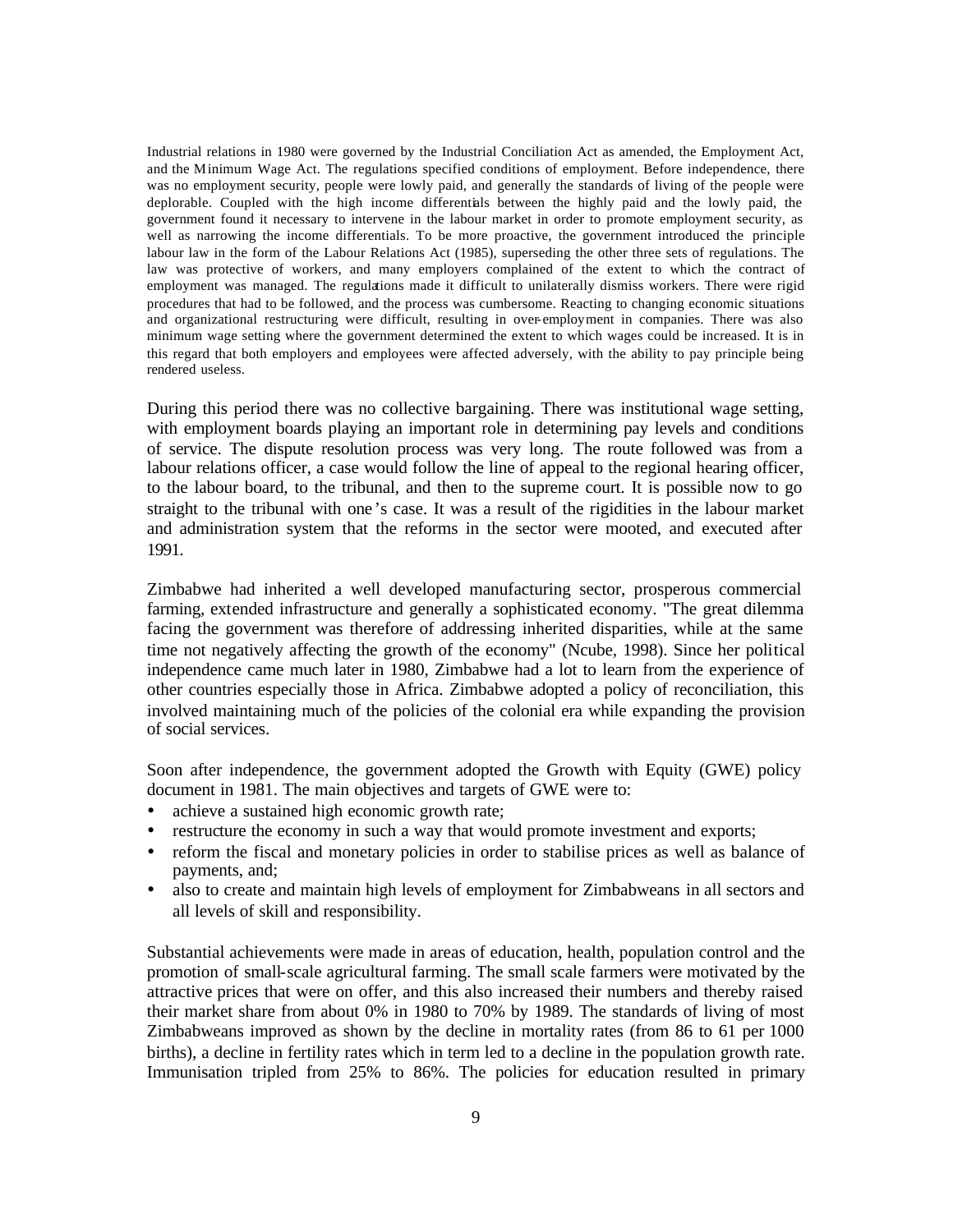Industrial relations in 1980 were governed by the Industrial Conciliation Act as amended, the Employment Act, and the Minimum Wage Act. The regulations specified conditions of employment. Before independence, there was no employment security, people were lowly paid, and generally the standards of living of the people were deplorable. Coupled with the high income differentials between the highly paid and the lowly paid, the government found it necessary to intervene in the labour market in order to promote employment security, as well as narrowing the income differentials. To be more proactive, the government introduced the principle labour law in the form of the Labour Relations Act (1985), superseding the other three sets of regulations. The law was protective of workers, and many employers complained of the extent to which the contract of employment was managed. The regulations made it difficult to unilaterally dismiss workers. There were rigid procedures that had to be followed, and the process was cumbersome. Reacting to changing economic situations and organizational restructuring were difficult, resulting in over-employment in companies. There was also minimum wage setting where the government determined the extent to which wages could be increased. It is in this regard that both employers and employees were affected adversely, with the ability to pay principle being rendered useless.

During this period there was no collective bargaining. There was institutional wage setting, with employment boards playing an important role in determining pay levels and conditions of service. The dispute resolution process was very long. The route followed was from a labour relations officer, a case would follow the line of appeal to the regional hearing officer, to the labour board, to the tribunal, and then to the supreme court. It is possible now to go straight to the tribunal with one's case. It was a result of the rigidities in the labour market and administration system that the reforms in the sector were mooted, and executed after 1991.

Zimbabwe had inherited a well developed manufacturing sector, prosperous commercial farming, extended infrastructure and generally a sophisticated economy. "The great dilemma facing the government was therefore of addressing inherited disparities, while at the same time not negatively affecting the growth of the economy" (Ncube, 1998). Since her political independence came much later in 1980, Zimbabwe had a lot to learn from the experience of other countries especially those in Africa. Zimbabwe adopted a policy of reconciliation, this involved maintaining much of the policies of the colonial era while expanding the provision of social services.

Soon after independence, the government adopted the Growth with Equity (GWE) policy document in 1981. The main objectives and targets of GWE were to:

- achieve a sustained high economic growth rate;
- restructure the economy in such a way that would promote investment and exports;
- reform the fiscal and monetary policies in order to stabilise prices as well as balance of payments, and;
- also to create and maintain high levels of employment for Zimbabweans in all sectors and all levels of skill and responsibility.

Substantial achievements were made in areas of education, health, population control and the promotion of small-scale agricultural farming. The small scale farmers were motivated by the attractive prices that were on offer, and this also increased their numbers and thereby raised their market share from about 0% in 1980 to 70% by 1989. The standards of living of most Zimbabweans improved as shown by the decline in mortality rates (from 86 to 61 per 1000 births), a decline in fertility rates which in term led to a decline in the population growth rate. Immunisation tripled from 25% to 86%. The policies for education resulted in primary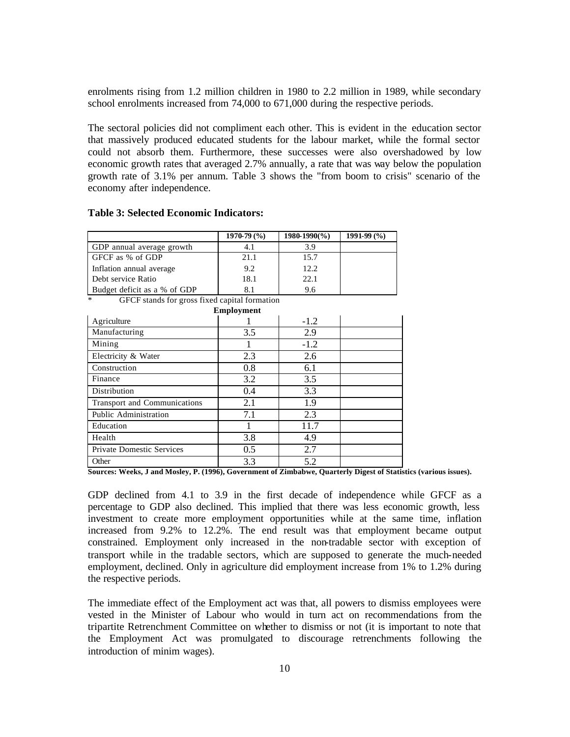enrolments rising from 1.2 million children in 1980 to 2.2 million in 1989, while secondary school enrolments increased from 74,000 to 671,000 during the respective periods.

The sectoral policies did not compliment each other. This is evident in the education sector that massively produced educated students for the labour market, while the formal sector could not absorb them. Furthermore, these successes were also overshadowed by low economic growth rates that averaged 2.7% annually, a rate that was way below the population growth rate of 3.1% per annum. Table 3 shows the "from boom to crisis" scenario of the economy after independence.

**Table 3: Selected Economic Indicators:**

| | 1970-79 (%) | 1980-1990(%) | 1991-99 (%) |
|---|---|---|---|
| GDP annual average growth | 4.1 | 3.9 | |
| GFCF as % of GDP | 21.1 | 15.7 | |
| Inflation annual average | 9.2 | 12.2 | |
| Debt service Ratio | 18.1 | 22.1 | |
| Budget deficit as a % of GDP | 8.1 | 9.6 | |
| **Employment** | | | |
| Agriculture | 1 | -1.2 | |
| Manufacturing | 3.5 | 2.9 | |
| Mining | 1 | -1.2 | |
| Electricity & Water | 2.3 | 2.6 | |
| Construction | 0.8 | 6.1 | |
| Finance | 3.2 | 3.5 | |
| Distribution | 0.4 | 3.3 | |
| Transport and Communications | 2.1 | 1.9 | |
| Public Administration | 7.1 | 2.3 | |
| Education | 1 | 11.7 | |
| Health | 3.8 | 4.9 | |
| Private Domestic Services | 0.5 | 2.7 | |
| Other | 3.3 | 5.2 | |

\* GFCF stands for gross fixed capital formation

**Sources: Weeks, J and Mosley, P. (1996), Government of Zimbabwe, Quarterly Digest of Statistics (various issues).**

GDP declined from 4.1 to 3.9 in the first decade of independence while GFCF as a percentage to GDP also declined. This implied that there was less economic growth, less investment to create more employment opportunities while at the same time, inflation increased from 9.2% to 12.2%. The end result was that employment became output constrained. Employment only increased in the non-tradable sector with exception of transport while in the tradable sectors, which are supposed to generate the much-needed employment, declined. Only in agriculture did employment increase from 1% to 1.2% during the respective periods.

The immediate effect of the Employment act was that, all powers to dismiss employees were vested in the Minister of Labour who would in turn act on recommendations from the tripartite Retrenchment Committee on whether to dismiss or not (it is important to note that the Employment Act was promulgated to discourage retrenchments following the introduction of minim wages).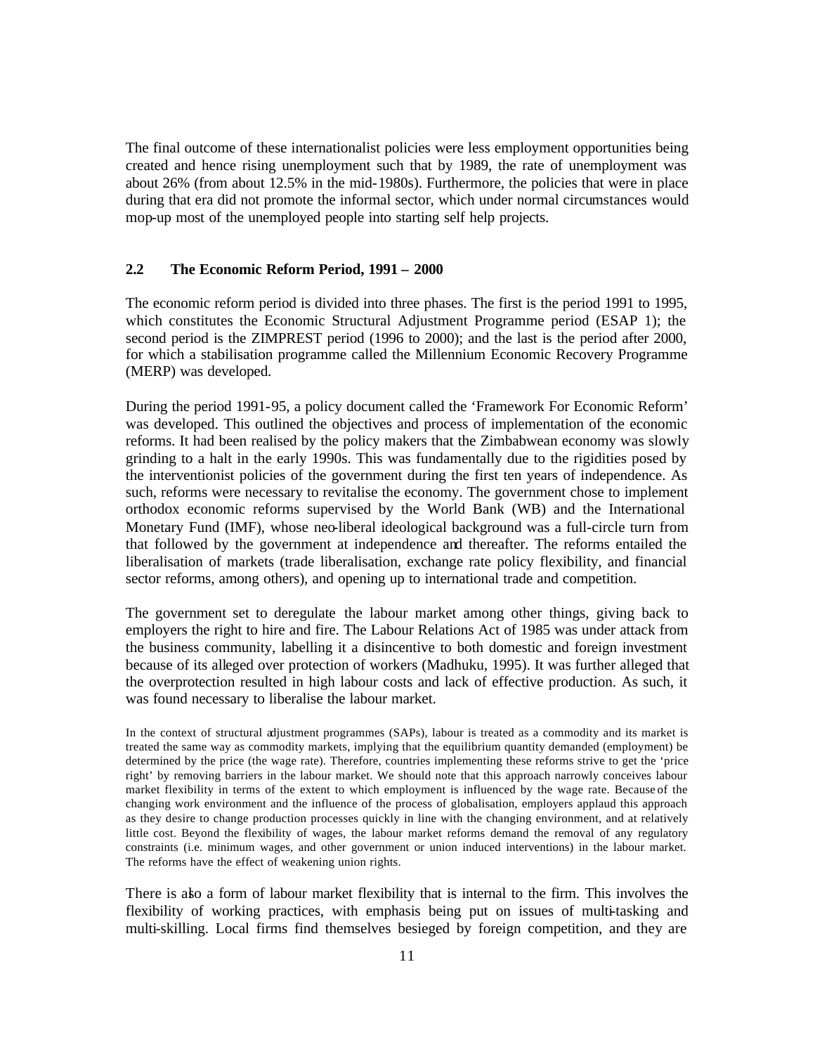The final outcome of these internationalist policies were less employment opportunities being created and hence rising unemployment such that by 1989, the rate of unemployment was about 26% (from about 12.5% in the mid-1980s). Furthermore, the policies that were in place during that era did not promote the informal sector, which under normal circumstances would mop-up most of the unemployed people into starting self help projects.

### 2.2 The Economic Reform Period, 1991 – 2000

The economic reform period is divided into three phases. The first is the period 1991 to 1995, which constitutes the Economic Structural Adjustment Programme period (ESAP 1); the second period is the ZIMPREST period (1996 to 2000); and the last is the period after 2000, for which a stabilisation programme called the Millennium Economic Recovery Programme (MERP) was developed.

During the period 1991-95, a policy document called the 'Framework For Economic Reform' was developed. This outlined the objectives and process of implementation of the economic reforms. It had been realised by the policy makers that the Zimbabwean economy was slowly grinding to a halt in the early 1990s. This was fundamentally due to the rigidities posed by the interventionist policies of the government during the first ten years of independence. As such, reforms were necessary to revitalise the economy. The government chose to implement orthodox economic reforms supervised by the World Bank (WB) and the International Monetary Fund (IMF), whose neo-liberal ideological background was a full-circle turn from that followed by the government at independence and thereafter. The reforms entailed the liberalisation of markets (trade liberalisation, exchange rate policy flexibility, and financial sector reforms, among others), and opening up to international trade and competition.

The government set to deregulate the labour market among other things, giving back to employers the right to hire and fire. The Labour Relations Act of 1985 was under attack from the business community, labelling it a disincentive to both domestic and foreign investment because of its alleged over protection of workers (Madhuku, 1995). It was further alleged that the overprotection resulted in high labour costs and lack of effective production. As such, it was found necessary to liberalise the labour market.

In the context of structural adjustment programmes (SAPs), labour is treated as a commodity and its market is treated the same way as commodity markets, implying that the equilibrium quantity demanded (employment) be determined by the price (the wage rate). Therefore, countries implementing these reforms strive to get the 'price right' by removing barriers in the labour market. We should note that this approach narrowly conceives labour market flexibility in terms of the extent to which employment is influenced by the wage rate. Because of the changing work environment and the influence of the process of globalisation, employers applaud this approach as they desire to change production processes quickly in line with the changing environment, and at relatively little cost. Beyond the flexibility of wages, the labour market reforms demand the removal of any regulatory constraints (i.e. minimum wages, and other government or union induced interventions) in the labour market. The reforms have the effect of weakening union rights.

There is also a form of labour market flexibility that is internal to the firm. This involves the flexibility of working practices, with emphasis being put on issues of multi-tasking and multi-skilling. Local firms find themselves besieged by foreign competition, and they are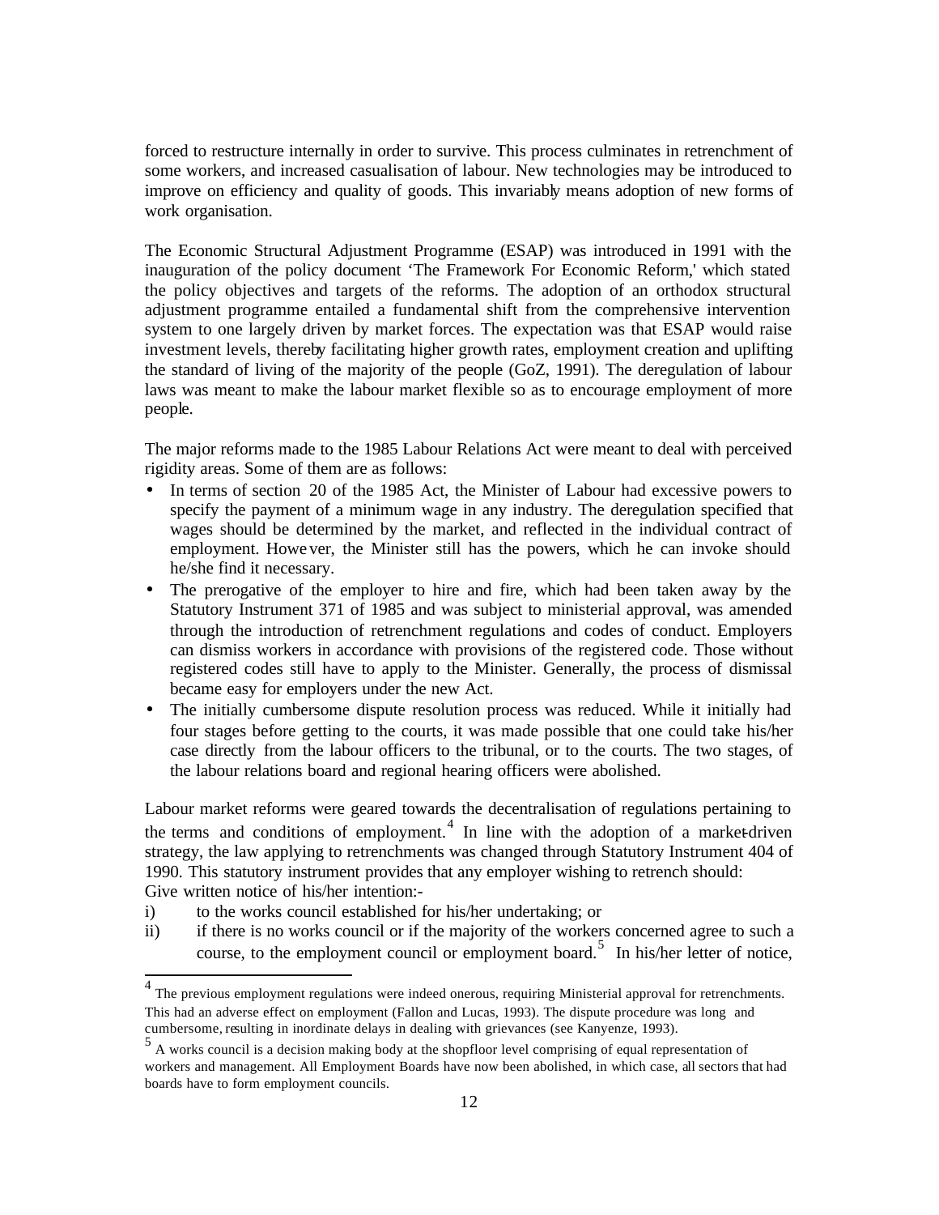forced to restructure internally in order to survive. This process culminates in retrenchment of some workers, and increased casualisation of labour. New technologies may be introduced to improve on efficiency and quality of goods. This invariably means adoption of new forms of work organisation.

The Economic Structural Adjustment Programme (ESAP) was introduced in 1991 with the inauguration of the policy document 'The Framework For Economic Reform,' which stated the policy objectives and targets of the reforms. The adoption of an orthodox structural adjustment programme entailed a fundamental shift from the comprehensive intervention system to one largely driven by market forces. The expectation was that ESAP would raise investment levels, thereby facilitating higher growth rates, employment creation and uplifting the standard of living of the majority of the people (GoZ, 1991). The deregulation of labour laws was meant to make the labour market flexible so as to encourage employment of more people.

The major reforms made to the 1985 Labour Relations Act were meant to deal with perceived rigidity areas. Some of them are as follows:

- In terms of section 20 of the 1985 Act, the Minister of Labour had excessive powers to specify the payment of a minimum wage in any industry. The deregulation specified that wages should be determined by the market, and reflected in the individual contract of employment. However, the Minister still has the powers, which he can invoke should he/she find it necessary.
- The prerogative of the employer to hire and fire, which had been taken away by the Statutory Instrument 371 of 1985 and was subject to ministerial approval, was amended through the introduction of retrenchment regulations and codes of conduct. Employers can dismiss workers in accordance with provisions of the registered code. Those without registered codes still have to apply to the Minister. Generally, the process of dismissal became easy for employers under the new Act.
- The initially cumbersome dispute resolution process was reduced. While it initially had four stages before getting to the courts, it was made possible that one could take his/her case directly from the labour officers to the tribunal, or to the courts. The two stages, of the labour relations board and regional hearing officers were abolished.

Labour market reforms were geared towards the decentralisation of regulations pertaining to the terms and conditions of employment.[4] In line with the adoption of a market-driven strategy, the law applying to retrenchments was changed through Statutory Instrument 404 of 1990. This statutory instrument provides that any employer wishing to retrench should:
Give written notice of his/her intention:-

i) to the works council established for his/her undertaking; or
ii) if there is no works council or if the majority of the workers concerned agree to such a course, to the employment council or employment board.[5] In his/her letter of notice,

---

[4] The previous employment regulations were indeed onerous, requiring Ministerial approval for retrenchments. This had an adverse effect on employment (Fallon and Lucas, 1993). The dispute procedure was long and cumbersome, resulting in inordinate delays in dealing with grievances (see Kanyenze, 1993).

[5] A works council is a decision making body at the shopfloor level comprising of equal representation of workers and management. All Employment Boards have now been abolished, in which case, all sectors that had boards have to form employment councils.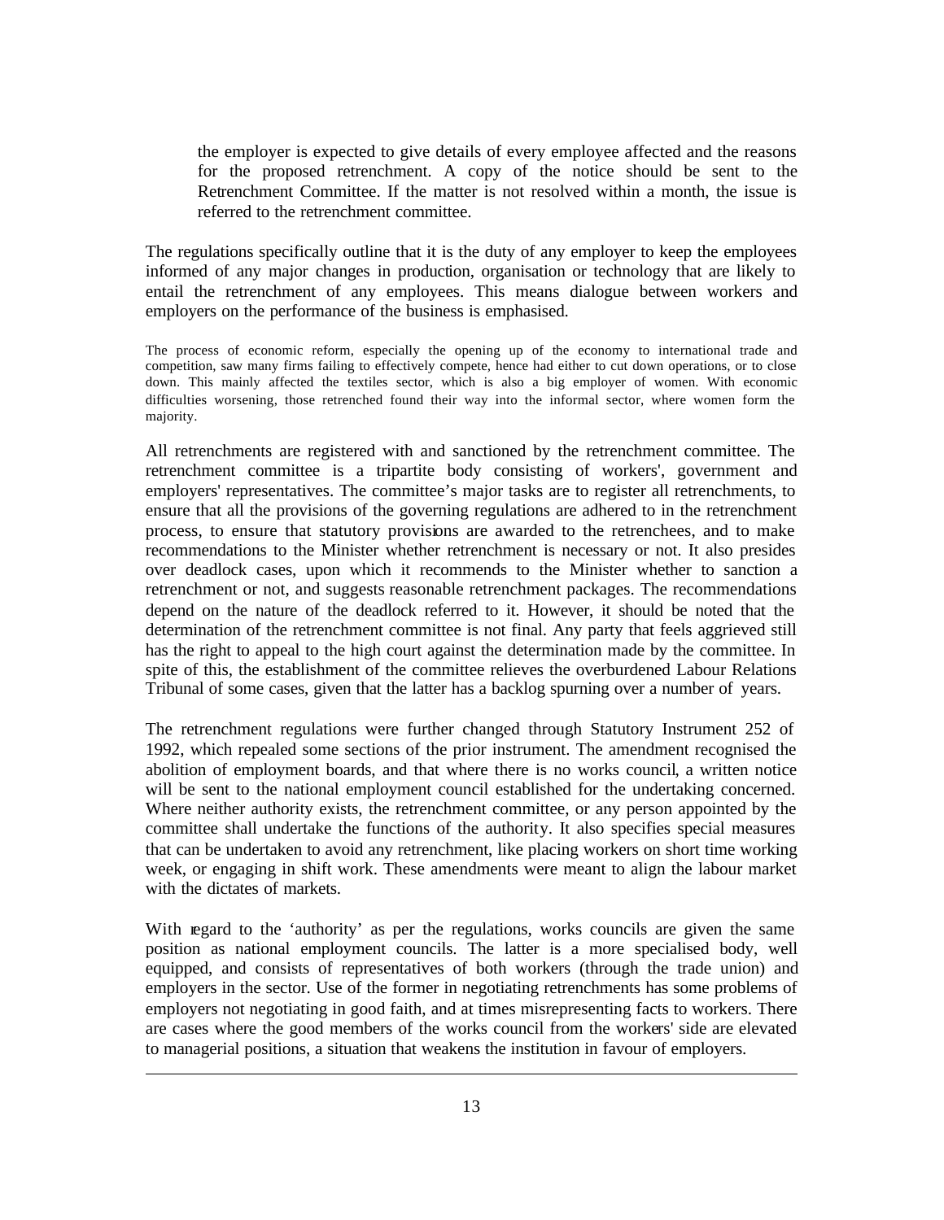> the employer is expected to give details of every employee affected and the reasons for the proposed retrenchment. A copy of the notice should be sent to the Retrenchment Committee. If the matter is not resolved within a month, the issue is referred to the retrenchment committee.

The regulations specifically outline that it is the duty of any employer to keep the employees informed of any major changes in production, organisation or technology that are likely to entail the retrenchment of any employees. This means dialogue between workers and employers on the performance of the business is emphasised.

The process of economic reform, especially the opening up of the economy to international trade and competition, saw many firms failing to effectively compete, hence had either to cut down operations, or to close down. This mainly affected the textiles sector, which is also a big employer of women. With economic difficulties worsening, those retrenched found their way into the informal sector, where women form the majority.

All retrenchments are registered with and sanctioned by the retrenchment committee. The retrenchment committee is a tripartite body consisting of workers', government and employers' representatives. The committee's major tasks are to register all retrenchments, to ensure that all the provisions of the governing regulations are adhered to in the retrenchment process, to ensure that statutory provisions are awarded to the retrenchees, and to make recommendations to the Minister whether retrenchment is necessary or not. It also presides over deadlock cases, upon which it recommends to the Minister whether to sanction a retrenchment or not, and suggests reasonable retrenchment packages. The recommendations depend on the nature of the deadlock referred to it. However, it should be noted that the determination of the retrenchment committee is not final. Any party that feels aggrieved still has the right to appeal to the high court against the determination made by the committee. In spite of this, the establishment of the committee relieves the overburdened Labour Relations Tribunal of some cases, given that the latter has a backlog spurning over a number of years.

The retrenchment regulations were further changed through Statutory Instrument 252 of 1992, which repealed some sections of the prior instrument. The amendment recognised the abolition of employment boards, and that where there is no works council, a written notice will be sent to the national employment council established for the undertaking concerned. Where neither authority exists, the retrenchment committee, or any person appointed by the committee shall undertake the functions of the authority. It also specifies special measures that can be undertaken to avoid any retrenchment, like placing workers on short time working week, or engaging in shift work. These amendments were meant to align the labour market with the dictates of markets.

With regard to the 'authority' as per the regulations, works councils are given the same position as national employment councils. The latter is a more specialised body, well equipped, and consists of representatives of both workers (through the trade union) and employers in the sector. Use of the former in negotiating retrenchments has some problems of employers not negotiating in good faith, and at times misrepresenting facts to workers. There are cases where the good members of the works council from the workers' side are elevated to managerial positions, a situation that weakens the institution in favour of employers.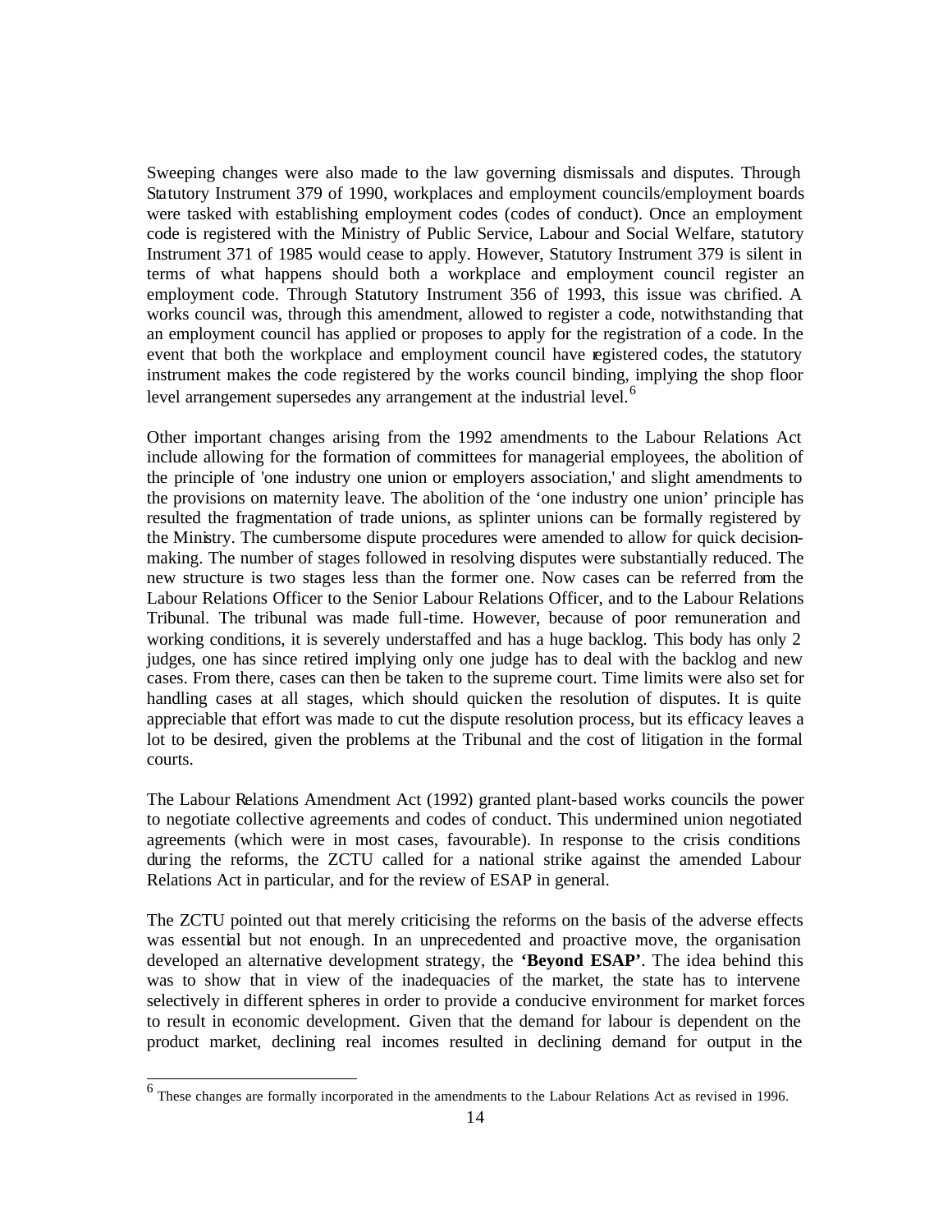Sweeping changes were also made to the law governing dismissals and disputes. Through Statutory Instrument 379 of 1990, workplaces and employment councils/employment boards were tasked with establishing employment codes (codes of conduct). Once an employment code is registered with the Ministry of Public Service, Labour and Social Welfare, statutory Instrument 371 of 1985 would cease to apply. However, Statutory Instrument 379 is silent in terms of what happens should both a workplace and employment council register an employment code. Through Statutory Instrument 356 of 1993, this issue was clarified. A works council was, through this amendment, allowed to register a code, notwithstanding that an employment council has applied or proposes to apply for the registration of a code. In the event that both the workplace and employment council have registered codes, the statutory instrument makes the code registered by the works council binding, implying the shop floor level arrangement supersedes any arrangement at the industrial level.[6]

Other important changes arising from the 1992 amendments to the Labour Relations Act include allowing for the formation of committees for managerial employees, the abolition of the principle of 'one industry one union or employers association,' and slight amendments to the provisions on maternity leave. The abolition of the 'one industry one union' principle has resulted the fragmentation of trade unions, as splinter unions can be formally registered by the Ministry. The cumbersome dispute procedures were amended to allow for quick decision-making. The number of stages followed in resolving disputes were substantially reduced. The new structure is two stages less than the former one. Now cases can be referred from the Labour Relations Officer to the Senior Labour Relations Officer, and to the Labour Relations Tribunal. The tribunal was made full-time. However, because of poor remuneration and working conditions, it is severely understaffed and has a huge backlog. This body has only 2 judges, one has since retired implying only one judge has to deal with the backlog and new cases. From there, cases can then be taken to the supreme court. Time limits were also set for handling cases at all stages, which should quicken the resolution of disputes. It is quite appreciable that effort was made to cut the dispute resolution process, but its efficacy leaves a lot to be desired, given the problems at the Tribunal and the cost of litigation in the formal courts.

The Labour Relations Amendment Act (1992) granted plant-based works councils the power to negotiate collective agreements and codes of conduct. This undermined union negotiated agreements (which were in most cases, favourable). In response to the crisis conditions during the reforms, the ZCTU called for a national strike against the amended Labour Relations Act in particular, and for the review of ESAP in general.

The ZCTU pointed out that merely criticising the reforms on the basis of the adverse effects was essential but not enough. In an unprecedented and proactive move, the organisation developed an alternative development strategy, the **'Beyond ESAP'**. The idea behind this was to show that in view of the inadequacies of the market, the state has to intervene selectively in different spheres in order to provide a conducive environment for market forces to result in economic development. Given that the demand for labour is dependent on the product market, declining real incomes resulted in declining demand for output in the

[6] These changes are formally incorporated in the amendments to the Labour Relations Act as revised in 1996.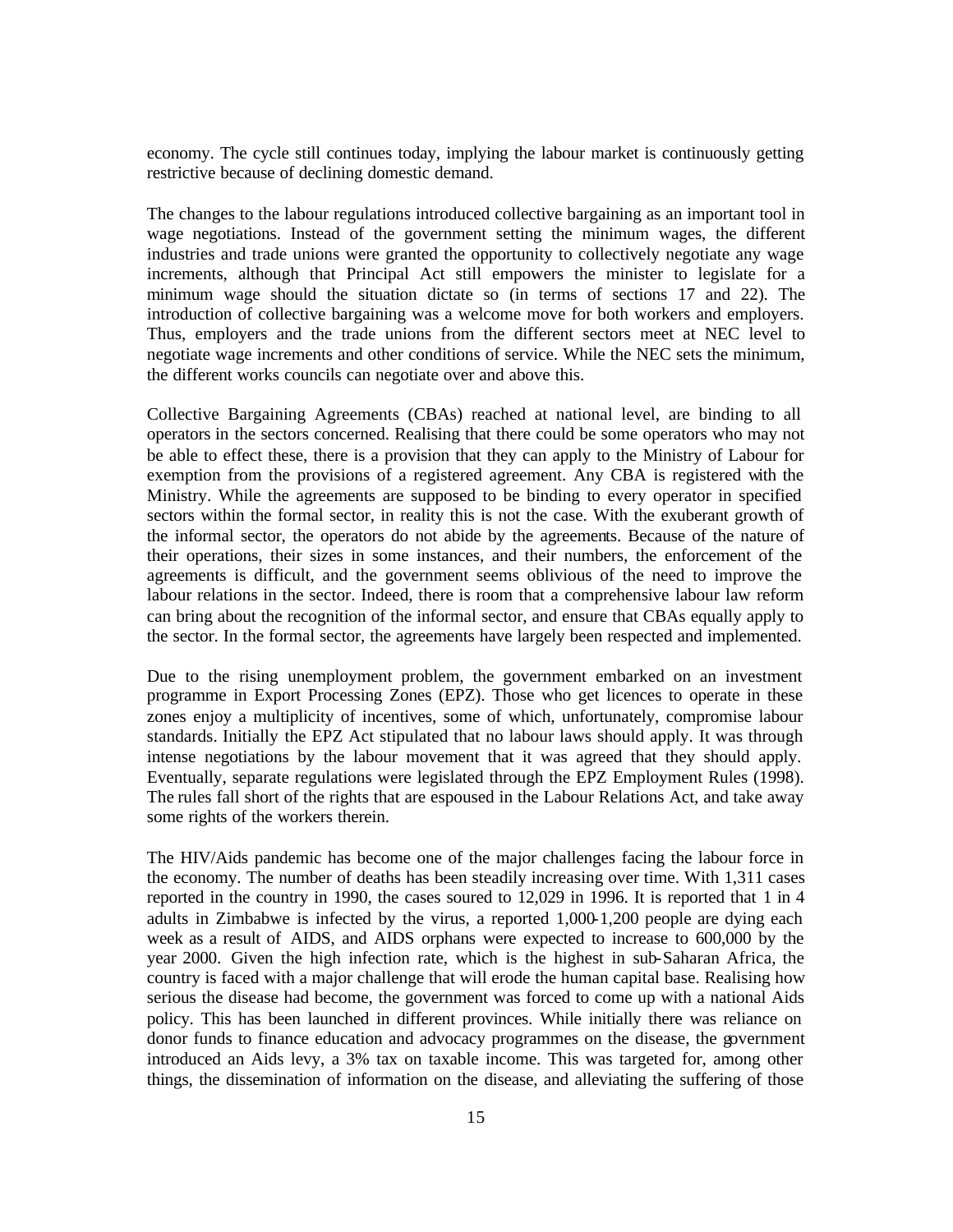economy. The cycle still continues today, implying the labour market is continuously getting restrictive because of declining domestic demand.

The changes to the labour regulations introduced collective bargaining as an important tool in wage negotiations. Instead of the government setting the minimum wages, the different industries and trade unions were granted the opportunity to collectively negotiate any wage increments, although that Principal Act still empowers the minister to legislate for a minimum wage should the situation dictate so (in terms of sections 17 and 22). The introduction of collective bargaining was a welcome move for both workers and employers. Thus, employers and the trade unions from the different sectors meet at NEC level to negotiate wage increments and other conditions of service. While the NEC sets the minimum, the different works councils can negotiate over and above this.

Collective Bargaining Agreements (CBAs) reached at national level, are binding to all operators in the sectors concerned. Realising that there could be some operators who may not be able to effect these, there is a provision that they can apply to the Ministry of Labour for exemption from the provisions of a registered agreement. Any CBA is registered with the Ministry. While the agreements are supposed to be binding to every operator in specified sectors within the formal sector, in reality this is not the case. With the exuberant growth of the informal sector, the operators do not abide by the agreements. Because of the nature of their operations, their sizes in some instances, and their numbers, the enforcement of the agreements is difficult, and the government seems oblivious of the need to improve the labour relations in the sector. Indeed, there is room that a comprehensive labour law reform can bring about the recognition of the informal sector, and ensure that CBAs equally apply to the sector. In the formal sector, the agreements have largely been respected and implemented.

Due to the rising unemployment problem, the government embarked on an investment programme in Export Processing Zones (EPZ). Those who get licences to operate in these zones enjoy a multiplicity of incentives, some of which, unfortunately, compromise labour standards. Initially the EPZ Act stipulated that no labour laws should apply. It was through intense negotiations by the labour movement that it was agreed that they should apply. Eventually, separate regulations were legislated through the EPZ Employment Rules (1998). The rules fall short of the rights that are espoused in the Labour Relations Act, and take away some rights of the workers therein.

The HIV/Aids pandemic has become one of the major challenges facing the labour force in the economy. The number of deaths has been steadily increasing over time. With 1,311 cases reported in the country in 1990, the cases soured to 12,029 in 1996. It is reported that 1 in 4 adults in Zimbabwe is infected by the virus, a reported 1,000-1,200 people are dying each week as a result of AIDS, and AIDS orphans were expected to increase to 600,000 by the year 2000. Given the high infection rate, which is the highest in sub-Saharan Africa, the country is faced with a major challenge that will erode the human capital base. Realising how serious the disease had become, the government was forced to come up with a national Aids policy. This has been launched in different provinces. While initially there was reliance on donor funds to finance education and advocacy programmes on the disease, the government introduced an Aids levy, a 3% tax on taxable income. This was targeted for, among other things, the dissemination of information on the disease, and alleviating the suffering of those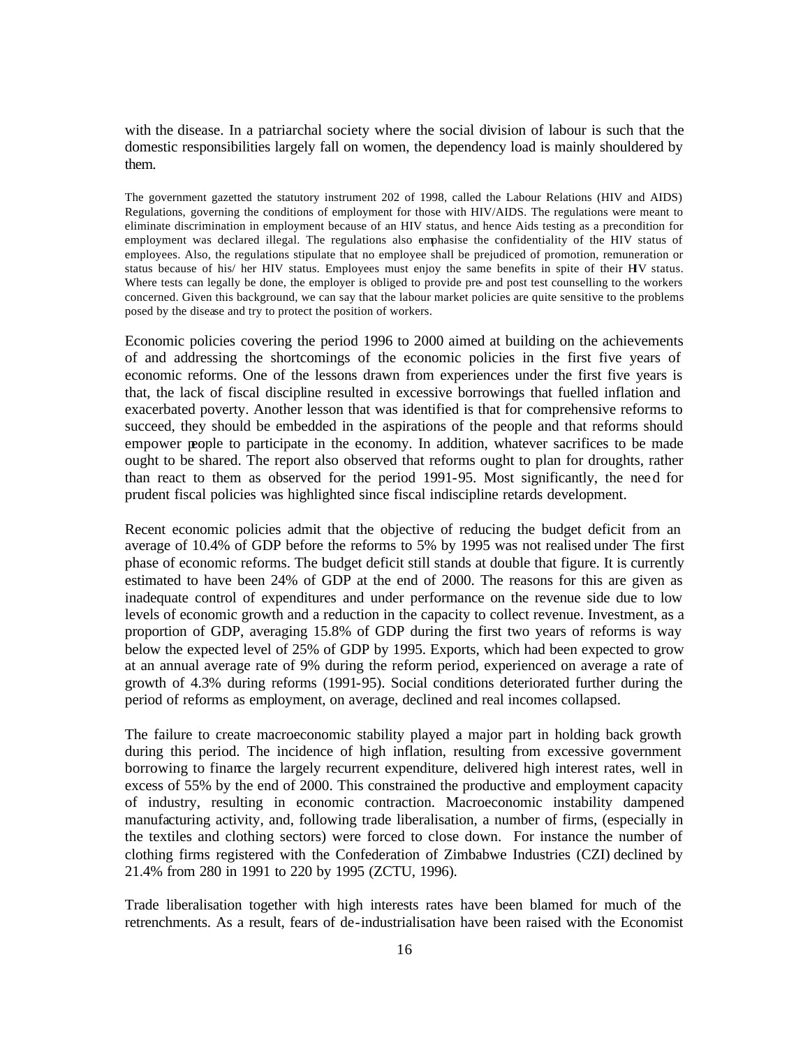with the disease. In a patriarchal society where the social division of labour is such that the domestic responsibilities largely fall on women, the dependency load is mainly shouldered by them.

The government gazetted the statutory instrument 202 of 1998, called the Labour Relations (HIV and AIDS) Regulations, governing the conditions of employment for those with HIV/AIDS. The regulations were meant to eliminate discrimination in employment because of an HIV status, and hence Aids testing as a precondition for employment was declared illegal. The regulations also emphasise the confidentiality of the HIV status of employees. Also, the regulations stipulate that no employee shall be prejudiced of promotion, remuneration or status because of his/ her HIV status. Employees must enjoy the same benefits in spite of their HIV status. Where tests can legally be done, the employer is obliged to provide pre- and post test counselling to the workers concerned. Given this background, we can say that the labour market policies are quite sensitive to the problems posed by the disease and try to protect the position of workers.

Economic policies covering the period 1996 to 2000 aimed at building on the achievements of and addressing the shortcomings of the economic policies in the first five years of economic reforms. One of the lessons drawn from experiences under the first five years is that, the lack of fiscal discipline resulted in excessive borrowings that fuelled inflation and exacerbated poverty. Another lesson that was identified is that for comprehensive reforms to succeed, they should be embedded in the aspirations of the people and that reforms should empower people to participate in the economy. In addition, whatever sacrifices to be made ought to be shared. The report also observed that reforms ought to plan for droughts, rather than react to them as observed for the period 1991-95. Most significantly, the need for prudent fiscal policies was highlighted since fiscal indiscipline retards development.

Recent economic policies admit that the objective of reducing the budget deficit from an average of 10.4% of GDP before the reforms to 5% by 1995 was not realised under The first phase of economic reforms. The budget deficit still stands at double that figure. It is currently estimated to have been 24% of GDP at the end of 2000. The reasons for this are given as inadequate control of expenditures and under performance on the revenue side due to low levels of economic growth and a reduction in the capacity to collect revenue. Investment, as a proportion of GDP, averaging 15.8% of GDP during the first two years of reforms is way below the expected level of 25% of GDP by 1995. Exports, which had been expected to grow at an annual average rate of 9% during the reform period, experienced on average a rate of growth of 4.3% during reforms (1991-95). Social conditions deteriorated further during the period of reforms as employment, on average, declined and real incomes collapsed.

The failure to create macroeconomic stability played a major part in holding back growth during this period. The incidence of high inflation, resulting from excessive government borrowing to finance the largely recurrent expenditure, delivered high interest rates, well in excess of 55% by the end of 2000. This constrained the productive and employment capacity of industry, resulting in economic contraction. Macroeconomic instability dampened manufacturing activity, and, following trade liberalisation, a number of firms, (especially in the textiles and clothing sectors) were forced to close down. For instance the number of clothing firms registered with the Confederation of Zimbabwe Industries (CZI) declined by 21.4% from 280 in 1991 to 220 by 1995 (ZCTU, 1996).

Trade liberalisation together with high interests rates have been blamed for much of the retrenchments. As a result, fears of de-industrialisation have been raised with the Economist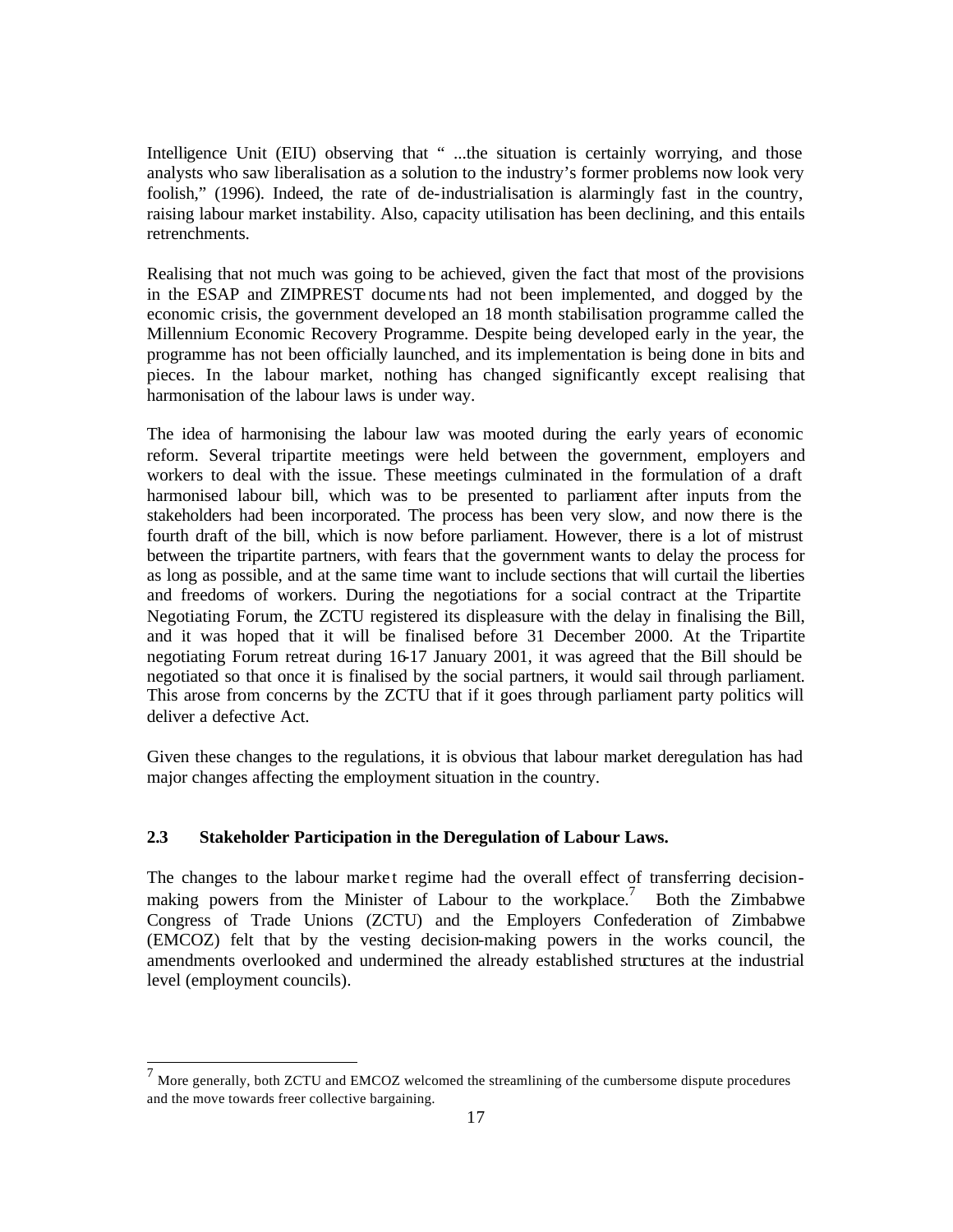Intelligence Unit (EIU) observing that " ...the situation is certainly worrying, and those analysts who saw liberalisation as a solution to the industry's former problems now look very foolish," (1996). Indeed, the rate of de-industrialisation is alarmingly fast in the country, raising labour market instability. Also, capacity utilisation has been declining, and this entails retrenchments.

Realising that not much was going to be achieved, given the fact that most of the provisions in the ESAP and ZIMPREST documents had not been implemented, and dogged by the economic crisis, the government developed an 18 month stabilisation programme called the Millennium Economic Recovery Programme. Despite being developed early in the year, the programme has not been officially launched, and its implementation is being done in bits and pieces. In the labour market, nothing has changed significantly except realising that harmonisation of the labour laws is under way.

The idea of harmonising the labour law was mooted during the early years of economic reform. Several tripartite meetings were held between the government, employers and workers to deal with the issue. These meetings culminated in the formulation of a draft harmonised labour bill, which was to be presented to parliament after inputs from the stakeholders had been incorporated. The process has been very slow, and now there is the fourth draft of the bill, which is now before parliament. However, there is a lot of mistrust between the tripartite partners, with fears that the government wants to delay the process for as long as possible, and at the same time want to include sections that will curtail the liberties and freedoms of workers. During the negotiations for a social contract at the Tripartite Negotiating Forum, the ZCTU registered its displeasure with the delay in finalising the Bill, and it was hoped that it will be finalised before 31 December 2000. At the Tripartite negotiating Forum retreat during 16-17 January 2001, it was agreed that the Bill should be negotiated so that once it is finalised by the social partners, it would sail through parliament. This arose from concerns by the ZCTU that if it goes through parliament party politics will deliver a defective Act.

Given these changes to the regulations, it is obvious that labour market deregulation has had major changes affecting the employment situation in the country.

### 2.3 Stakeholder Participation in the Deregulation of Labour Laws.

The changes to the labour market regime had the overall effect of transferring decision-making powers from the Minister of Labour to the workplace.[7] Both the Zimbabwe Congress of Trade Unions (ZCTU) and the Employers Confederation of Zimbabwe (EMCOZ) felt that by the vesting decision-making powers in the works council, the amendments overlooked and undermined the already established structures at the industrial level (employment councils).

---

[7] More generally, both ZCTU and EMCOZ welcomed the streamlining of the cumbersome dispute procedures and the move towards freer collective bargaining.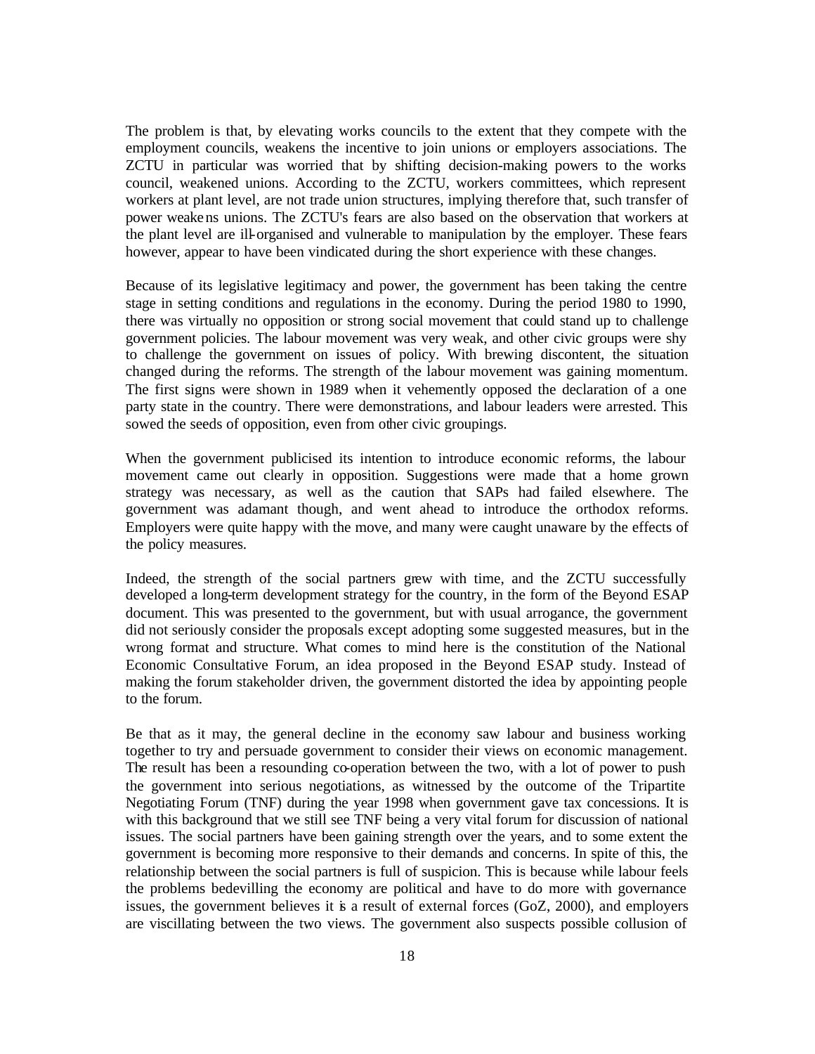The problem is that, by elevating works councils to the extent that they compete with the employment councils, weakens the incentive to join unions or employers associations. The ZCTU in particular was worried that by shifting decision-making powers to the works council, weakened unions. According to the ZCTU, workers committees, which represent workers at plant level, are not trade union structures, implying therefore that, such transfer of power weakens unions. The ZCTU's fears are also based on the observation that workers at the plant level are ill-organised and vulnerable to manipulation by the employer. These fears however, appear to have been vindicated during the short experience with these changes.

Because of its legislative legitimacy and power, the government has been taking the centre stage in setting conditions and regulations in the economy. During the period 1980 to 1990, there was virtually no opposition or strong social movement that could stand up to challenge government policies. The labour movement was very weak, and other civic groups were shy to challenge the government on issues of policy. With brewing discontent, the situation changed during the reforms. The strength of the labour movement was gaining momentum. The first signs were shown in 1989 when it vehemently opposed the declaration of a one party state in the country. There were demonstrations, and labour leaders were arrested. This sowed the seeds of opposition, even from other civic groupings.

When the government publicised its intention to introduce economic reforms, the labour movement came out clearly in opposition. Suggestions were made that a home grown strategy was necessary, as well as the caution that SAPs had failed elsewhere. The government was adamant though, and went ahead to introduce the orthodox reforms. Employers were quite happy with the move, and many were caught unaware by the effects of the policy measures.

Indeed, the strength of the social partners grew with time, and the ZCTU successfully developed a long-term development strategy for the country, in the form of the Beyond ESAP document. This was presented to the government, but with usual arrogance, the government did not seriously consider the proposals except adopting some suggested measures, but in the wrong format and structure. What comes to mind here is the constitution of the National Economic Consultative Forum, an idea proposed in the Beyond ESAP study. Instead of making the forum stakeholder driven, the government distorted the idea by appointing people to the forum.

Be that as it may, the general decline in the economy saw labour and business working together to try and persuade government to consider their views on economic management. The result has been a resounding co-operation between the two, with a lot of power to push the government into serious negotiations, as witnessed by the outcome of the Tripartite Negotiating Forum (TNF) during the year 1998 when government gave tax concessions. It is with this background that we still see TNF being a very vital forum for discussion of national issues. The social partners have been gaining strength over the years, and to some extent the government is becoming more responsive to their demands and concerns. In spite of this, the relationship between the social partners is full of suspicion. This is because while labour feels the problems bedevilling the economy are political and have to do more with governance issues, the government believes it is a result of external forces (GoZ, 2000), and employers are viscillating between the two views. The government also suspects possible collusion of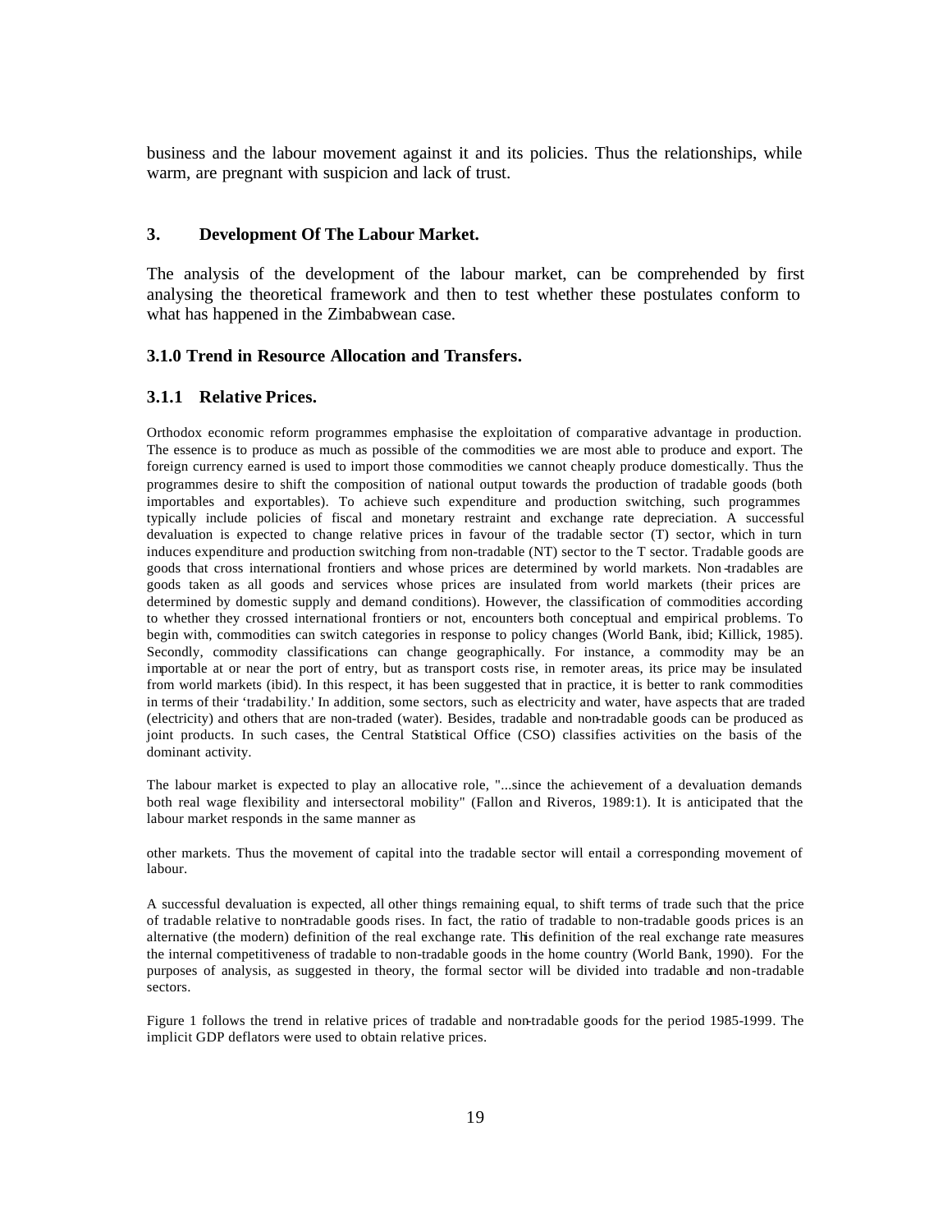business and the labour movement against it and its policies. Thus the relationships, while warm, are pregnant with suspicion and lack of trust.

## 3. Development Of The Labour Market.

The analysis of the development of the labour market, can be comprehended by first analysing the theoretical framework and then to test whether these postulates conform to what has happened in the Zimbabwean case.

### 3.1.0 Trend in Resource Allocation and Transfers.

### 3.1.1 Relative Prices.

Orthodox economic reform programmes emphasise the exploitation of comparative advantage in production. The essence is to produce as much as possible of the commodities we are most able to produce and export. The foreign currency earned is used to import those commodities we cannot cheaply produce domestically. Thus the programmes desire to shift the composition of national output towards the production of tradable goods (both importables and exportables). To achieve such expenditure and production switching, such programmes typically include policies of fiscal and monetary restraint and exchange rate depreciation. A successful devaluation is expected to change relative prices in favour of the tradable sector (T) sector, which in turn induces expenditure and production switching from non-tradable (NT) sector to the T sector. Tradable goods are goods that cross international frontiers and whose prices are determined by world markets. Non-tradables are goods taken as all goods and services whose prices are insulated from world markets (their prices are determined by domestic supply and demand conditions). However, the classification of commodities according to whether they crossed international frontiers or not, encounters both conceptual and empirical problems. To begin with, commodities can switch categories in response to policy changes (World Bank, ibid; Killick, 1985). Secondly, commodity classifications can change geographically. For instance, a commodity may be an importable at or near the port of entry, but as transport costs rise, in remoter areas, its price may be insulated from world markets (ibid). In this respect, it has been suggested that in practice, it is better to rank commodities in terms of their 'tradability.' In addition, some sectors, such as electricity and water, have aspects that are traded (electricity) and others that are non-traded (water). Besides, tradable and non-tradable goods can be produced as joint products. In such cases, the Central Statistical Office (CSO) classifies activities on the basis of the dominant activity.

The labour market is expected to play an allocative role, "...since the achievement of a devaluation demands both real wage flexibility and intersectoral mobility" (Fallon and Riveros, 1989:1). It is anticipated that the labour market responds in the same manner as

other markets. Thus the movement of capital into the tradable sector will entail a corresponding movement of labour.

A successful devaluation is expected, all other things remaining equal, to shift terms of trade such that the price of tradable relative to non-tradable goods rises. In fact, the ratio of tradable to non-tradable goods prices is an alternative (the modern) definition of the real exchange rate. This definition of the real exchange rate measures the internal competitiveness of tradable to non-tradable goods in the home country (World Bank, 1990). For the purposes of analysis, as suggested in theory, the formal sector will be divided into tradable and non-tradable sectors.

Figure 1 follows the trend in relative prices of tradable and non-tradable goods for the period 1985-1999. The implicit GDP deflators were used to obtain relative prices.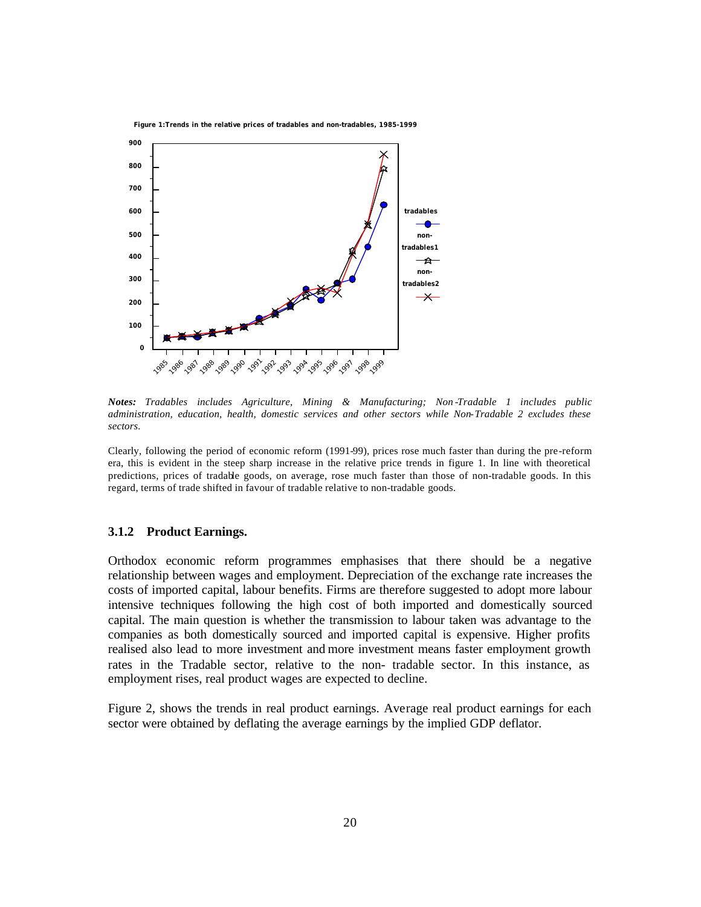**Figure 1:Trends in the relative prices of tradables and non-tradables, 1985-1999**

***Notes:*** *Tradables includes Agriculture, Mining & Manufacturing; Non-Tradable 1 includes public administration, education, health, domestic services and other sectors while Non-Tradable 2 excludes these sectors.*

Clearly, following the period of economic reform (1991-99), prices rose much faster than during the pre-reform era, this is evident in the steep sharp increase in the relative price trends in figure 1. In line with theoretical predictions, prices of tradable goods, on average, rose much faster than those of non-tradable goods. In this regard, terms of trade shifted in favour of tradable relative to non-tradable goods.

### 3.1.2 Product Earnings.

Orthodox economic reform programmes emphasises that there should be a negative relationship between wages and employment. Depreciation of the exchange rate increases the costs of imported capital, labour benefits. Firms are therefore suggested to adopt more labour intensive techniques following the high cost of both imported and domestically sourced capital. The main question is whether the transmission to labour taken was advantage to the companies as both domestically sourced and imported capital is expensive. Higher profits realised also lead to more investment and more investment means faster employment growth rates in the Tradable sector, relative to the non- tradable sector. In this instance, as employment rises, real product wages are expected to decline.

Figure 2, shows the trends in real product earnings. Average real product earnings for each sector were obtained by deflating the average earnings by the implied GDP deflator.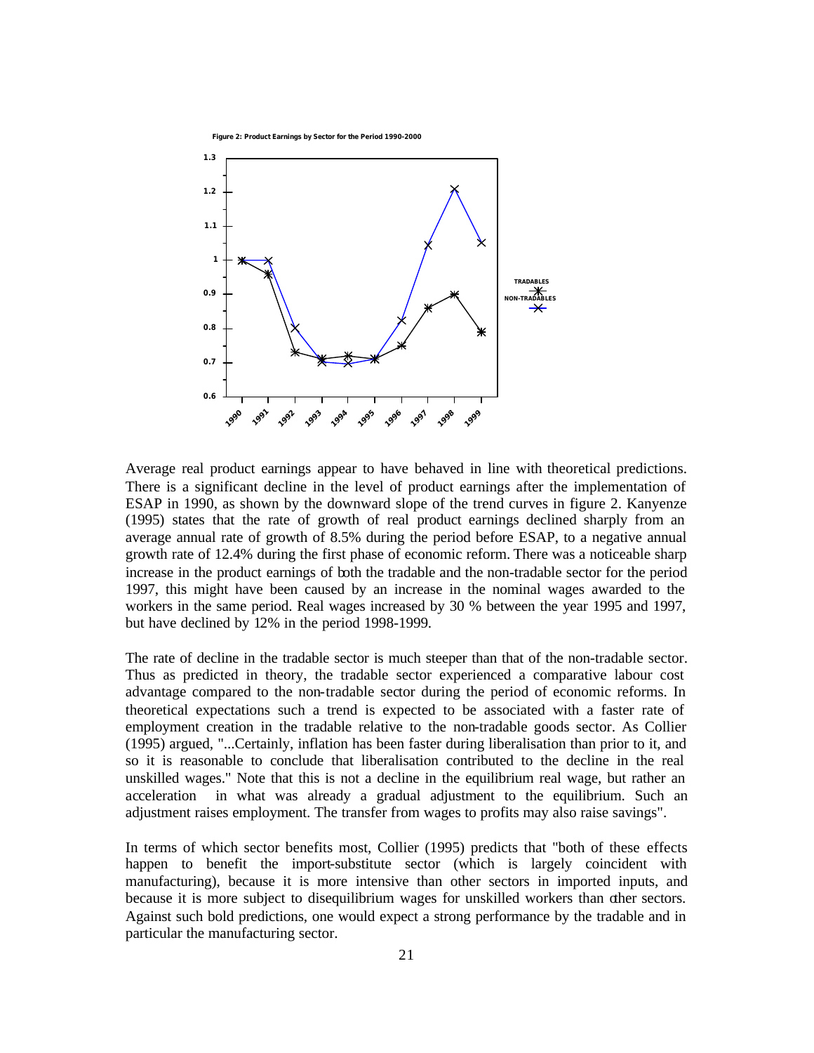**Figure 2: Product Earnings by Sector for the Period 1990-2000**

Average real product earnings appear to have behaved in line with theoretical predictions. There is a significant decline in the level of product earnings after the implementation of ESAP in 1990, as shown by the downward slope of the trend curves in figure 2. Kanyenze (1995) states that the rate of growth of real product earnings declined sharply from an average annual rate of growth of 8.5% during the period before ESAP, to a negative annual growth rate of 12.4% during the first phase of economic reform. There was a noticeable sharp increase in the product earnings of both the tradable and the non-tradable sector for the period 1997, this might have been caused by an increase in the nominal wages awarded to the workers in the same period. Real wages increased by 30 % between the year 1995 and 1997, but have declined by 12% in the period 1998-1999.

The rate of decline in the tradable sector is much steeper than that of the non-tradable sector. Thus as predicted in theory, the tradable sector experienced a comparative labour cost advantage compared to the non-tradable sector during the period of economic reforms. In theoretical expectations such a trend is expected to be associated with a faster rate of employment creation in the tradable relative to the non-tradable goods sector. As Collier (1995) argued, "...Certainly, inflation has been faster during liberalisation than prior to it, and so it is reasonable to conclude that liberalisation contributed to the decline in the real unskilled wages." Note that this is not a decline in the equilibrium real wage, but rather an acceleration in what was already a gradual adjustment to the equilibrium. Such an adjustment raises employment. The transfer from wages to profits may also raise savings".

In terms of which sector benefits most, Collier (1995) predicts that "both of these effects happen to benefit the import-substitute sector (which is largely coincident with manufacturing), because it is more intensive than other sectors in imported inputs, and because it is more subject to disequilibrium wages for unskilled workers than other sectors. Against such bold predictions, one would expect a strong performance by the tradable and in particular the manufacturing sector.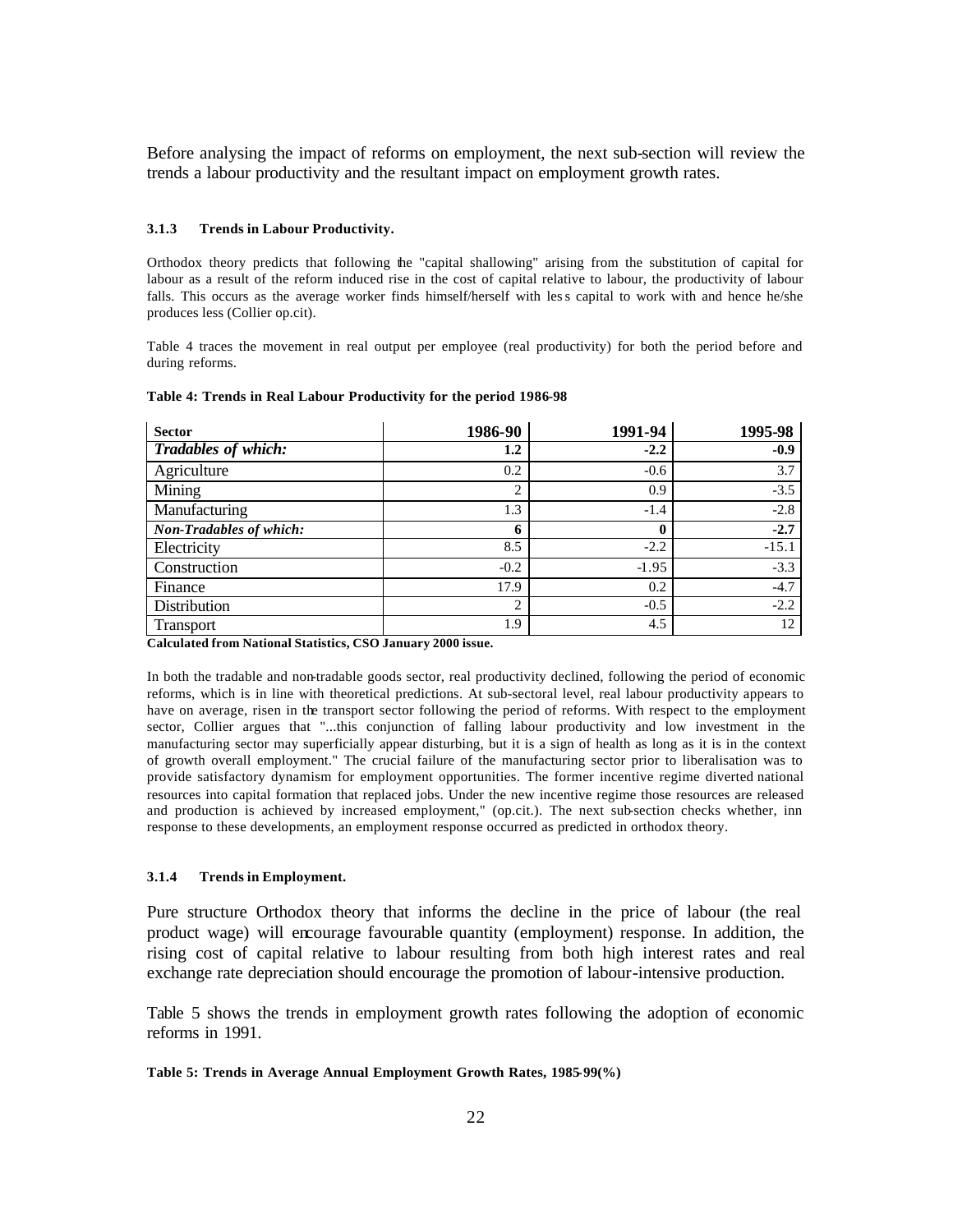Before analysing the impact of reforms on employment, the next sub-section will review the trends a labour productivity and the resultant impact on employment growth rates.

#### 3.1.3 Trends in Labour Productivity.

Orthodox theory predicts that following the "capital shallowing" arising from the substitution of capital for labour as a result of the reform induced rise in the cost of capital relative to labour, the productivity of labour falls. This occurs as the average worker finds himself/herself with less capital to work with and hence he/she produces less (Collier op.cit).

Table 4 traces the movement in real output per employee (real productivity) for both the period before and during reforms.

**Table 4: Trends in Real Labour Productivity for the period 1986-98**

| Sector | 1986-90 | 1991-94 | 1995-98 |
|---|---|---|---|
| ***Tradables of which:*** | **1.2** | **-2.2** | **-0.9** |
| Agriculture | 0.2 | -0.6 | 3.7 |
| Mining | 2 | 0.9 | -3.5 |
| Manufacturing | 1.3 | -1.4 | -2.8 |
| ***Non-Tradables of which:*** | **6** | **0** | **-2.7** |
| Electricity | 8.5 | -2.2 | -15.1 |
| Construction | -0.2 | -1.95 | -3.3 |
| Finance | 17.9 | 0.2 | -4.7 |
| Distribution | 2 | -0.5 | -2.2 |
| Transport | 1.9 | 4.5 | 12 |

**Calculated from National Statistics, CSO January 2000 issue.**

In both the tradable and non-tradable goods sector, real productivity declined, following the period of economic reforms, which is in line with theoretical predictions. At sub-sectoral level, real labour productivity appears to have on average, risen in the transport sector following the period of reforms. With respect to the employment sector, Collier argues that "...this conjunction of falling labour productivity and low investment in the manufacturing sector may superficially appear disturbing, but it is a sign of health as long as it is in the context of growth overall employment." The crucial failure of the manufacturing sector prior to liberalisation was to provide satisfactory dynamism for employment opportunities. The former incentive regime diverted national resources into capital formation that replaced jobs. Under the new incentive regime those resources are released and production is achieved by increased employment," (op.cit.). The next sub-section checks whether, inn response to these developments, an employment response occurred as predicted in orthodox theory.

#### 3.1.4 Trends in Employment.

Pure structure Orthodox theory that informs the decline in the price of labour (the real product wage) will encourage favourable quantity (employment) response. In addition, the rising cost of capital relative to labour resulting from both high interest rates and real exchange rate depreciation should encourage the promotion of labour-intensive production.

Table 5 shows the trends in employment growth rates following the adoption of economic reforms in 1991.

**Table 5: Trends in Average Annual Employment Growth Rates, 1985-99(%)**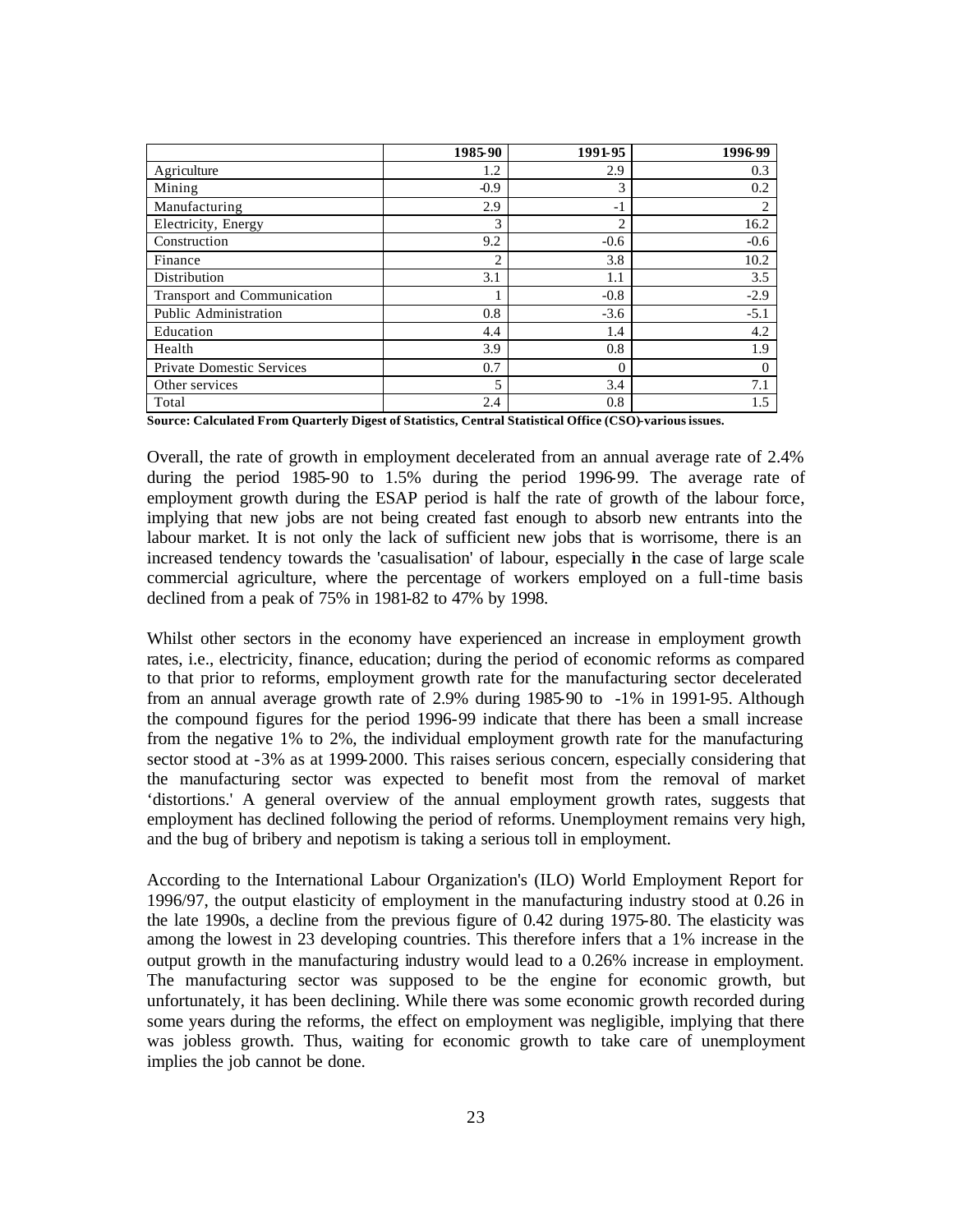| | 1985-90 | 1991-95 | 1996-99 |
|---|---|---|---|
| Agriculture | 1.2 | 2.9 | 0.3 |
| Mining | -0.9 | 3 | 0.2 |
| Manufacturing | 2.9 | -1 | 2 |
| Electricity, Energy | 3 | 2 | 16.2 |
| Construction | 9.2 | -0.6 | -0.6 |
| Finance | 2 | 3.8 | 10.2 |
| Distribution | 3.1 | 1.1 | 3.5 |
| Transport and Communication | 1 | -0.8 | -2.9 |
| Public Administration | 0.8 | -3.6 | -5.1 |
| Education | 4.4 | 1.4 | 4.2 |
| Health | 3.9 | 0.8 | 1.9 |
| Private Domestic Services | 0.7 | 0 | 0 |
| Other services | 5 | 3.4 | 7.1 |
| Total | 2.4 | 0.8 | 1.5 |

**Source: Calculated From Quarterly Digest of Statistics, Central Statistical Office (CSO)-various issues.**

Overall, the rate of growth in employment decelerated from an annual average rate of 2.4% during the period 1985-90 to 1.5% during the period 1996-99. The average rate of employment growth during the ESAP period is half the rate of growth of the labour force, implying that new jobs are not being created fast enough to absorb new entrants into the labour market. It is not only the lack of sufficient new jobs that is worrisome, there is an increased tendency towards the 'casualisation' of labour, especially in the case of large scale commercial agriculture, where the percentage of workers employed on a full-time basis declined from a peak of 75% in 1981-82 to 47% by 1998.

Whilst other sectors in the economy have experienced an increase in employment growth rates, i.e., electricity, finance, education; during the period of economic reforms as compared to that prior to reforms, employment growth rate for the manufacturing sector decelerated from an annual average growth rate of 2.9% during 1985-90 to -1% in 1991-95. Although the compound figures for the period 1996-99 indicate that there has been a small increase from the negative 1% to 2%, the individual employment growth rate for the manufacturing sector stood at -3% as at 1999-2000. This raises serious concern, especially considering that the manufacturing sector was expected to benefit most from the removal of market 'distortions.' A general overview of the annual employment growth rates, suggests that employment has declined following the period of reforms. Unemployment remains very high, and the bug of bribery and nepotism is taking a serious toll in employment.

According to the International Labour Organization's (ILO) World Employment Report for 1996/97, the output elasticity of employment in the manufacturing industry stood at 0.26 in the late 1990s, a decline from the previous figure of 0.42 during 1975-80. The elasticity was among the lowest in 23 developing countries. This therefore infers that a 1% increase in the output growth in the manufacturing industry would lead to a 0.26% increase in employment. The manufacturing sector was supposed to be the engine for economic growth, but unfortunately, it has been declining. While there was some economic growth recorded during some years during the reforms, the effect on employment was negligible, implying that there was jobless growth. Thus, waiting for economic growth to take care of unemployment implies the job cannot be done.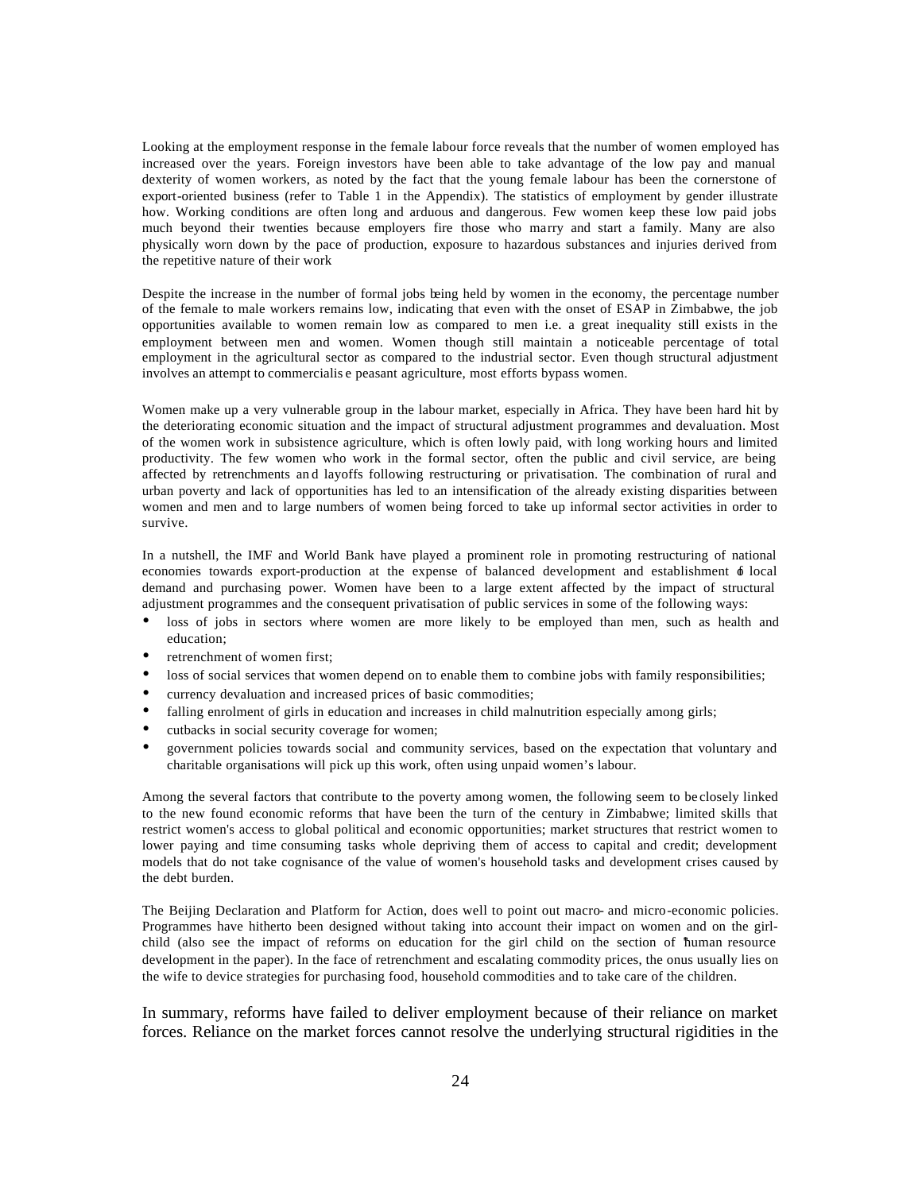Looking at the employment response in the female labour force reveals that the number of women employed has increased over the years. Foreign investors have been able to take advantage of the low pay and manual dexterity of women workers, as noted by the fact that the young female labour has been the cornerstone of export-oriented business (refer to Table 1 in the Appendix). The statistics of employment by gender illustrate how. Working conditions are often long and arduous and dangerous. Few women keep these low paid jobs much beyond their twenties because employers fire those who marry and start a family. Many are also physically worn down by the pace of production, exposure to hazardous substances and injuries derived from the repetitive nature of their work

Despite the increase in the number of formal jobs being held by women in the economy, the percentage number of the female to male workers remains low, indicating that even with the onset of ESAP in Zimbabwe, the job opportunities available to women remain low as compared to men i.e. a great inequality still exists in the employment between men and women. Women though still maintain a noticeable percentage of total employment in the agricultural sector as compared to the industrial sector. Even though structural adjustment involves an attempt to commercialise peasant agriculture, most efforts bypass women.

Women make up a very vulnerable group in the labour market, especially in Africa. They have been hard hit by the deteriorating economic situation and the impact of structural adjustment programmes and devaluation. Most of the women work in subsistence agriculture, which is often lowly paid, with long working hours and limited productivity. The few women who work in the formal sector, often the public and civil service, are being affected by retrenchments and layoffs following restructuring or privatisation. The combination of rural and urban poverty and lack of opportunities has led to an intensification of the already existing disparities between women and men and to large numbers of women being forced to take up informal sector activities in order to survive.

In a nutshell, the IMF and World Bank have played a prominent role in promoting restructuring of national economies towards export-production at the expense of balanced development and establishment of local demand and purchasing power. Women have been to a large extent affected by the impact of structural adjustment programmes and the consequent privatisation of public services in some of the following ways:

- loss of jobs in sectors where women are more likely to be employed than men, such as health and education;
- retrenchment of women first;
- loss of social services that women depend on to enable them to combine jobs with family responsibilities;
- currency devaluation and increased prices of basic commodities;
- falling enrolment of girls in education and increases in child malnutrition especially among girls;
- cutbacks in social security coverage for women;
- government policies towards social and community services, based on the expectation that voluntary and charitable organisations will pick up this work, often using unpaid women's labour.

Among the several factors that contribute to the poverty among women, the following seem to be closely linked to the new found economic reforms that have been the turn of the century in Zimbabwe; limited skills that restrict women's access to global political and economic opportunities; market structures that restrict women to lower paying and time consuming tasks whole depriving them of access to capital and credit; development models that do not take cognisance of the value of women's household tasks and development crises caused by the debt burden.

The Beijing Declaration and Platform for Action, does well to point out macro- and micro-economic policies. Programmes have hitherto been designed without taking into account their impact on women and on the girl-child (also see the impact of reforms on education for the girl child on the section of 'human resource development in the paper). In the face of retrenchment and escalating commodity prices, the onus usually lies on the wife to device strategies for purchasing food, household commodities and to take care of the children.

In summary, reforms have failed to deliver employment because of their reliance on market forces. Reliance on the market forces cannot resolve the underlying structural rigidities in the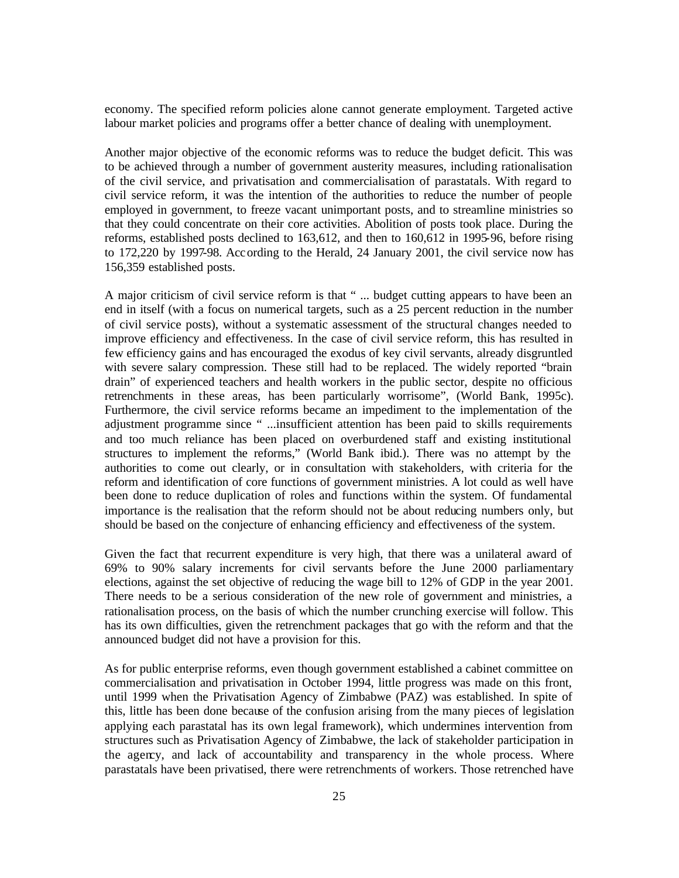economy. The specified reform policies alone cannot generate employment. Targeted active labour market policies and programs offer a better chance of dealing with unemployment.

Another major objective of the economic reforms was to reduce the budget deficit. This was to be achieved through a number of government austerity measures, including rationalisation of the civil service, and privatisation and commercialisation of parastatals. With regard to civil service reform, it was the intention of the authorities to reduce the number of people employed in government, to freeze vacant unimportant posts, and to streamline ministries so that they could concentrate on their core activities. Abolition of posts took place. During the reforms, established posts declined to 163,612, and then to 160,612 in 1995-96, before rising to 172,220 by 1997-98. According to the Herald, 24 January 2001, the civil service now has 156,359 established posts.

A major criticism of civil service reform is that " ... budget cutting appears to have been an end in itself (with a focus on numerical targets, such as a 25 percent reduction in the number of civil service posts), without a systematic assessment of the structural changes needed to improve efficiency and effectiveness. In the case of civil service reform, this has resulted in few efficiency gains and has encouraged the exodus of key civil servants, already disgruntled with severe salary compression. These still had to be replaced. The widely reported "brain drain" of experienced teachers and health workers in the public sector, despite no officious retrenchments in these areas, has been particularly worrisome", (World Bank, 1995c). Furthermore, the civil service reforms became an impediment to the implementation of the adjustment programme since " ...insufficient attention has been paid to skills requirements and too much reliance has been placed on overburdened staff and existing institutional structures to implement the reforms," (World Bank ibid.). There was no attempt by the authorities to come out clearly, or in consultation with stakeholders, with criteria for the reform and identification of core functions of government ministries. A lot could as well have been done to reduce duplication of roles and functions within the system. Of fundamental importance is the realisation that the reform should not be about reducing numbers only, but should be based on the conjecture of enhancing efficiency and effectiveness of the system.

Given the fact that recurrent expenditure is very high, that there was a unilateral award of 69% to 90% salary increments for civil servants before the June 2000 parliamentary elections, against the set objective of reducing the wage bill to 12% of GDP in the year 2001. There needs to be a serious consideration of the new role of government and ministries, a rationalisation process, on the basis of which the number crunching exercise will follow. This has its own difficulties, given the retrenchment packages that go with the reform and that the announced budget did not have a provision for this.

As for public enterprise reforms, even though government established a cabinet committee on commercialisation and privatisation in October 1994, little progress was made on this front, until 1999 when the Privatisation Agency of Zimbabwe (PAZ) was established. In spite of this, little has been done because of the confusion arising from the many pieces of legislation applying each parastatal has its own legal framework), which undermines intervention from structures such as Privatisation Agency of Zimbabwe, the lack of stakeholder participation in the agency, and lack of accountability and transparency in the whole process. Where parastatals have been privatised, there were retrenchments of workers. Those retrenched have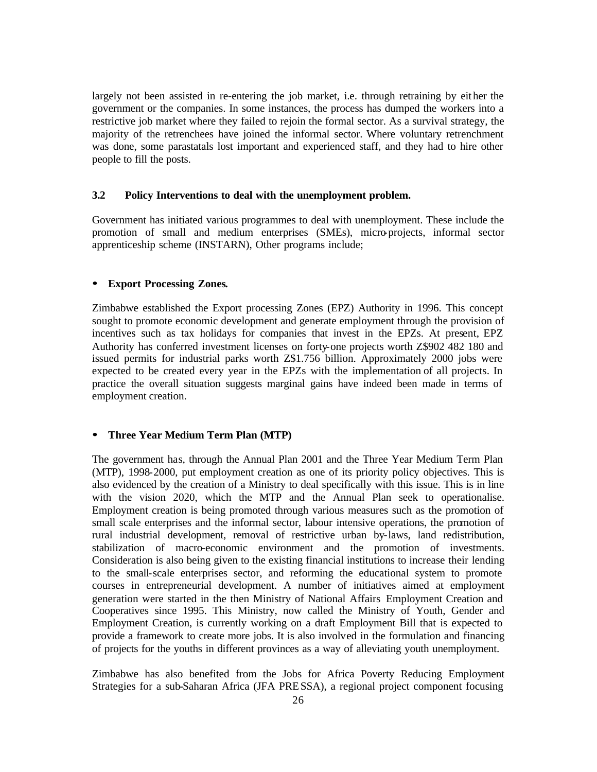largely not been assisted in re-entering the job market, i.e. through retraining by either the government or the companies. In some instances, the process has dumped the workers into a restrictive job market where they failed to rejoin the formal sector. As a survival strategy, the majority of the retrenchees have joined the informal sector. Where voluntary retrenchment was done, some parastatals lost important and experienced staff, and they had to hire other people to fill the posts.

### 3.2 Policy Interventions to deal with the unemployment problem.

Government has initiated various programmes to deal with unemployment. These include the promotion of small and medium enterprises (SMEs), micro-projects, informal sector apprenticeship scheme (INSTARN), Other programs include;

- **Export Processing Zones.**

Zimbabwe established the Export processing Zones (EPZ) Authority in 1996. This concept sought to promote economic development and generate employment through the provision of incentives such as tax holidays for companies that invest in the EPZs. At present, EPZ Authority has conferred investment licenses on forty-one projects worth Z$902 482 180 and issued permits for industrial parks worth Z$1.756 billion. Approximately 2000 jobs were expected to be created every year in the EPZs with the implementation of all projects. In practice the overall situation suggests marginal gains have indeed been made in terms of employment creation.

- **Three Year Medium Term Plan (MTP)**

The government has, through the Annual Plan 2001 and the Three Year Medium Term Plan (MTP), 1998-2000, put employment creation as one of its priority policy objectives. This is also evidenced by the creation of a Ministry to deal specifically with this issue. This is in line with the vision 2020, which the MTP and the Annual Plan seek to operationalise. Employment creation is being promoted through various measures such as the promotion of small scale enterprises and the informal sector, labour intensive operations, the promotion of rural industrial development, removal of restrictive urban by-laws, land redistribution, stabilization of macro-economic environment and the promotion of investments. Consideration is also being given to the existing financial institutions to increase their lending to the small-scale enterprises sector, and reforming the educational system to promote courses in entrepreneurial development. A number of initiatives aimed at employment generation were started in the then Ministry of National Affairs Employment Creation and Cooperatives since 1995. This Ministry, now called the Ministry of Youth, Gender and Employment Creation, is currently working on a draft Employment Bill that is expected to provide a framework to create more jobs. It is also involved in the formulation and financing of projects for the youths in different provinces as a way of alleviating youth unemployment.

Zimbabwe has also benefited from the Jobs for Africa Poverty Reducing Employment Strategies for a sub-Saharan Africa (JFA PRESSA), a regional project component focusing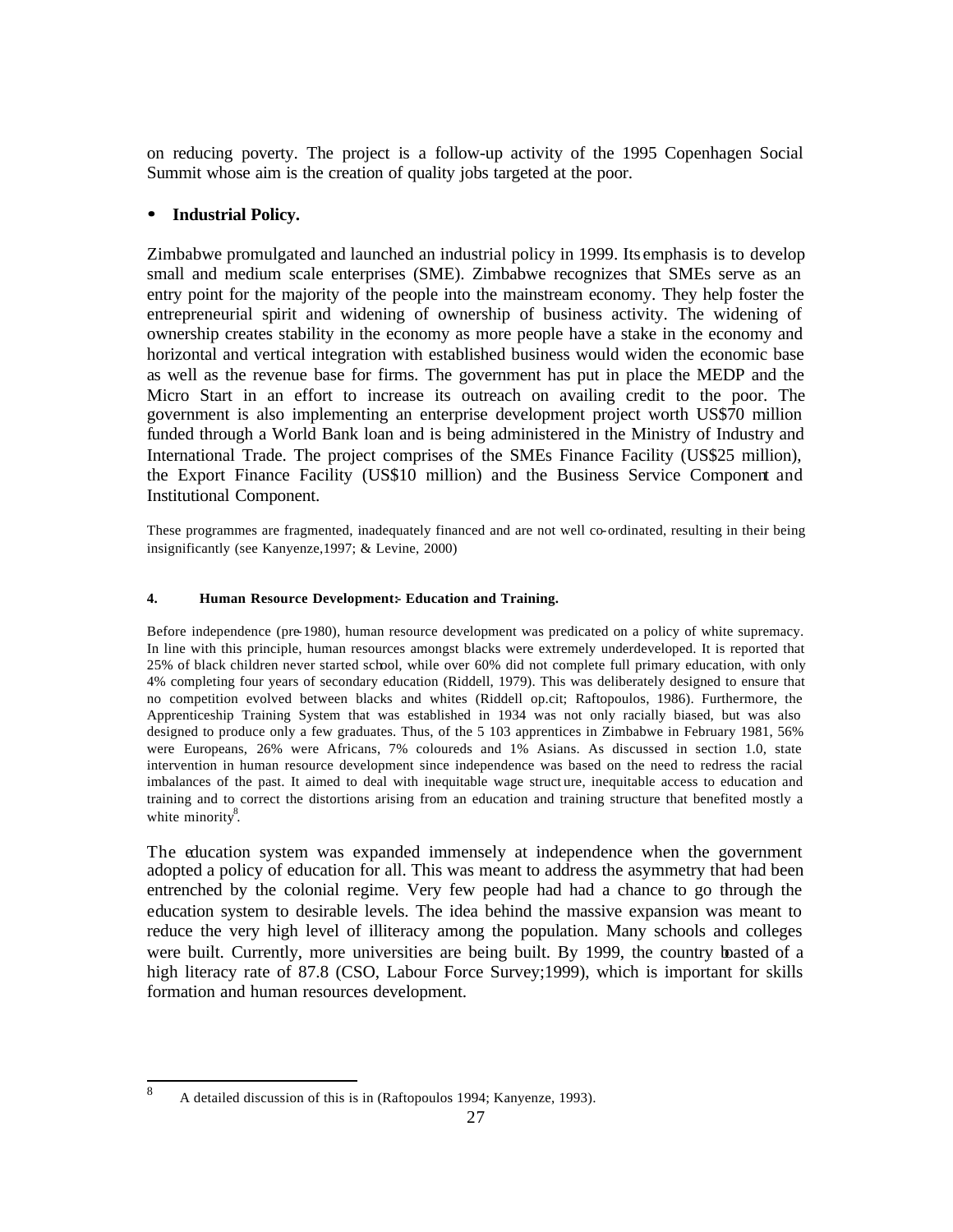on reducing poverty. The project is a follow-up activity of the 1995 Copenhagen Social Summit whose aim is the creation of quality jobs targeted at the poor.

- **Industrial Policy.**

Zimbabwe promulgated and launched an industrial policy in 1999. Its emphasis is to develop small and medium scale enterprises (SME). Zimbabwe recognizes that SMEs serve as an entry point for the majority of the people into the mainstream economy. They help foster the entrepreneurial spirit and widening of ownership of business activity. The widening of ownership creates stability in the economy as more people have a stake in the economy and horizontal and vertical integration with established business would widen the economic base as well as the revenue base for firms. The government has put in place the MEDP and the Micro Start in an effort to increase its outreach on availing credit to the poor. The government is also implementing an enterprise development project worth US$70 million funded through a World Bank loan and is being administered in the Ministry of Industry and International Trade. The project comprises of the SMEs Finance Facility (US$25 million), the Export Finance Facility (US$10 million) and the Business Service Component and Institutional Component.

These programmes are fragmented, inadequately financed and are not well co-ordinated, resulting in their being insignificantly (see Kanyenze,1997; & Levine, 2000)

#### 4. Human Resource Development:- Education and Training.

Before independence (pre-1980), human resource development was predicated on a policy of white supremacy. In line with this principle, human resources amongst blacks were extremely underdeveloped. It is reported that 25% of black children never started school, while over 60% did not complete full primary education, with only 4% completing four years of secondary education (Riddell, 1979). This was deliberately designed to ensure that no competition evolved between blacks and whites (Riddell op.cit; Raftopoulos, 1986). Furthermore, the Apprenticeship Training System that was established in 1934 was not only racially biased, but was also designed to produce only a few graduates. Thus, of the 5 103 apprentices in Zimbabwe in February 1981, 56% were Europeans, 26% were Africans, 7% coloureds and 1% Asians. As discussed in section 1.0, state intervention in human resource development since independence was based on the need to redress the racial imbalances of the past. It aimed to deal with inequitable wage structure, inequitable access to education and training and to correct the distortions arising from an education and training structure that benefited mostly a white minority[8].

The education system was expanded immensely at independence when the government adopted a policy of education for all. This was meant to address the asymmetry that had been entrenched by the colonial regime. Very few people had had a chance to go through the education system to desirable levels. The idea behind the massive expansion was meant to reduce the very high level of illiteracy among the population. Many schools and colleges were built. Currently, more universities are being built. By 1999, the country boasted of a high literacy rate of 87.8 (CSO, Labour Force Survey;1999), which is important for skills formation and human resources development.

[8] A detailed discussion of this is in (Raftopoulos 1994; Kanyenze, 1993).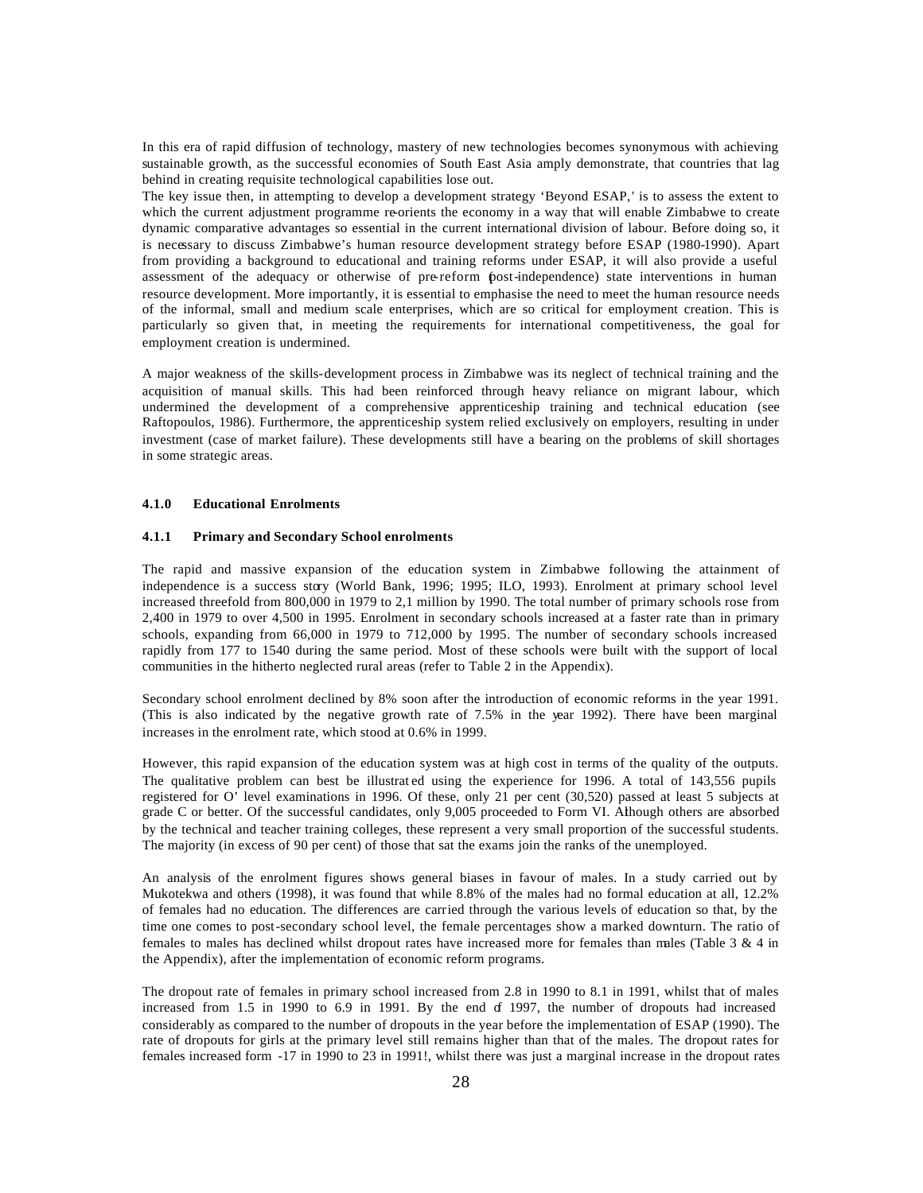In this era of rapid diffusion of technology, mastery of new technologies becomes synonymous with achieving sustainable growth, as the successful economies of South East Asia amply demonstrate, that countries that lag behind in creating requisite technological capabilities lose out.

The key issue then, in attempting to develop a development strategy 'Beyond ESAP,' is to assess the extent to which the current adjustment programme re-orients the economy in a way that will enable Zimbabwe to create dynamic comparative advantages so essential in the current international division of labour. Before doing so, it is necessary to discuss Zimbabwe's human resource development strategy before ESAP (1980-1990). Apart from providing a background to educational and training reforms under ESAP, it will also provide a useful assessment of the adequacy or otherwise of pre-reform (post-independence) state interventions in human resource development. More importantly, it is essential to emphasise the need to meet the human resource needs of the informal, small and medium scale enterprises, which are so critical for employment creation. This is particularly so given that, in meeting the requirements for international competitiveness, the goal for employment creation is undermined.

A major weakness of the skills-development process in Zimbabwe was its neglect of technical training and the acquisition of manual skills. This had been reinforced through heavy reliance on migrant labour, which undermined the development of a comprehensive apprenticeship training and technical education (see Raftopoulos, 1986). Furthermore, the apprenticeship system relied exclusively on employers, resulting in under investment (case of market failure). These developments still have a bearing on the problems of skill shortages in some strategic areas.

#### 4.1.0 Educational Enrolments

#### 4.1.1 Primary and Secondary School enrolments

The rapid and massive expansion of the education system in Zimbabwe following the attainment of independence is a success story (World Bank, 1996; 1995; ILO, 1993). Enrolment at primary school level increased threefold from 800,000 in 1979 to 2,1 million by 1990. The total number of primary schools rose from 2,400 in 1979 to over 4,500 in 1995. Enrolment in secondary schools increased at a faster rate than in primary schools, expanding from 66,000 in 1979 to 712,000 by 1995. The number of secondary schools increased rapidly from 177 to 1540 during the same period. Most of these schools were built with the support of local communities in the hitherto neglected rural areas (refer to Table 2 in the Appendix).

Secondary school enrolment declined by 8% soon after the introduction of economic reforms in the year 1991. (This is also indicated by the negative growth rate of 7.5% in the year 1992). There have been marginal increases in the enrolment rate, which stood at 0.6% in 1999.

However, this rapid expansion of the education system was at high cost in terms of the quality of the outputs. The qualitative problem can best be illustrated using the experience for 1996. A total of 143,556 pupils registered for O' level examinations in 1996. Of these, only 21 per cent (30,520) passed at least 5 subjects at grade C or better. Of the successful candidates, only 9,005 proceeded to Form VI. Although others are absorbed by the technical and teacher training colleges, these represent a very small proportion of the successful students. The majority (in excess of 90 per cent) of those that sat the exams join the ranks of the unemployed.

An analysis of the enrolment figures shows general biases in favour of males. In a study carried out by Mukotekwa and others (1998), it was found that while 8.8% of the males had no formal education at all, 12.2% of females had no education. The differences are carried through the various levels of education so that, by the time one comes to post-secondary school level, the female percentages show a marked downturn. The ratio of females to males has declined whilst dropout rates have increased more for females than males (Table 3 & 4 in the Appendix), after the implementation of economic reform programs.

The dropout rate of females in primary school increased from 2.8 in 1990 to 8.1 in 1991, whilst that of males increased from 1.5 in 1990 to 6.9 in 1991. By the end of 1997, the number of dropouts had increased considerably as compared to the number of dropouts in the year before the implementation of ESAP (1990). The rate of dropouts for girls at the primary level still remains higher than that of the males. The dropout rates for females increased form -17 in 1990 to 23 in 1991!, whilst there was just a marginal increase in the dropout rates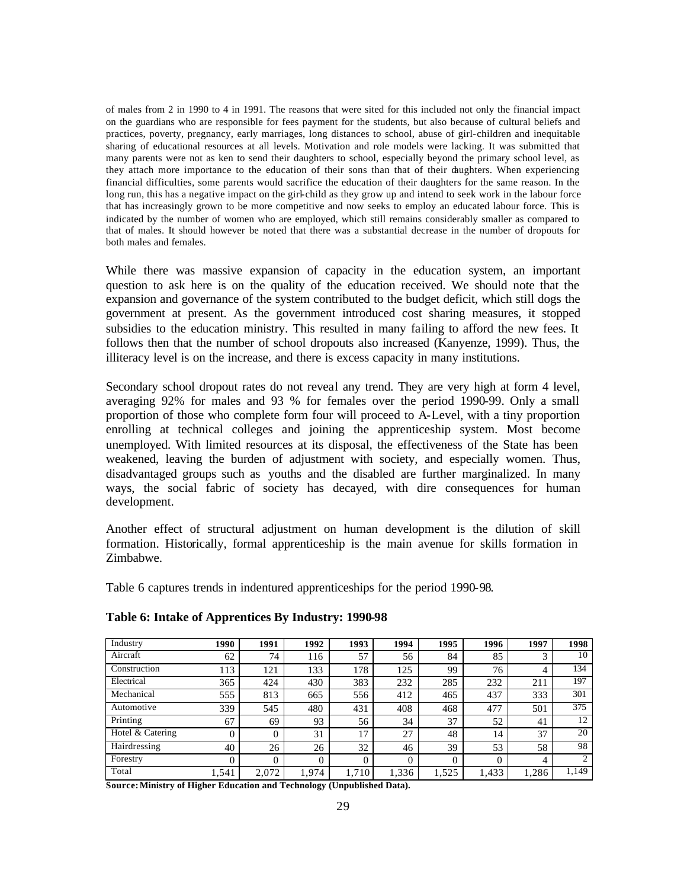of males from 2 in 1990 to 4 in 1991. The reasons that were sited for this included not only the financial impact on the guardians who are responsible for fees payment for the students, but also because of cultural beliefs and practices, poverty, pregnancy, early marriages, long distances to school, abuse of girl-children and inequitable sharing of educational resources at all levels. Motivation and role models were lacking. It was submitted that many parents were not as ken to send their daughters to school, especially beyond the primary school level, as they attach more importance to the education of their sons than that of their daughters. When experiencing financial difficulties, some parents would sacrifice the education of their daughters for the same reason. In the long run, this has a negative impact on the girl-child as they grow up and intend to seek work in the labour force that has increasingly grown to be more competitive and now seeks to employ an educated labour force. This is indicated by the number of women who are employed, which still remains considerably smaller as compared to that of males. It should however be noted that there was a substantial decrease in the number of dropouts for both males and females.

While there was massive expansion of capacity in the education system, an important question to ask here is on the quality of the education received. We should note that the expansion and governance of the system contributed to the budget deficit, which still dogs the government at present. As the government introduced cost sharing measures, it stopped subsidies to the education ministry. This resulted in many failing to afford the new fees. It follows then that the number of school dropouts also increased (Kanyenze, 1999). Thus, the illiteracy level is on the increase, and there is excess capacity in many institutions.

Secondary school dropout rates do not reveal any trend. They are very high at form 4 level, averaging 92% for males and 93 % for females over the period 1990-99. Only a small proportion of those who complete form four will proceed to A-Level, with a tiny proportion enrolling at technical colleges and joining the apprenticeship system. Most become unemployed. With limited resources at its disposal, the effectiveness of the State has been weakened, leaving the burden of adjustment with society, and especially women. Thus, disadvantaged groups such as youths and the disabled are further marginalized. In many ways, the social fabric of society has decayed, with dire consequences for human development.

Another effect of structural adjustment on human development is the dilution of skill formation. Historically, formal apprenticeship is the main avenue for skills formation in Zimbabwe.

Table 6 captures trends in indentured apprenticeships for the period 1990-98.

**Table 6: Intake of Apprentices By Industry: 1990-98**

| Industry | 1990 | 1991 | 1992 | 1993 | 1994 | 1995 | 1996 | 1997 | 1998 |
|---|---|---|---|---|---|---|---|---|---|
| Aircraft | 62 | 74 | 116 | 57 | 56 | 84 | 85 | 3 | 10 |
| Construction | 113 | 121 | 133 | 178 | 125 | 99 | 76 | 4 | 134 |
| Electrical | 365 | 424 | 430 | 383 | 232 | 285 | 232 | 211 | 197 |
| Mechanical | 555 | 813 | 665 | 556 | 412 | 465 | 437 | 333 | 301 |
| Automotive | 339 | 545 | 480 | 431 | 408 | 468 | 477 | 501 | 375 |
| Printing | 67 | 69 | 93 | 56 | 34 | 37 | 52 | 41 | 12 |
| Hotel & Catering | 0 | 0 | 31 | 17 | 27 | 48 | 14 | 37 | 20 |
| Hairdressing | 40 | 26 | 26 | 32 | 46 | 39 | 53 | 58 | 98 |
| Forestry | 0 | 0 | 0 | 0 | 0 | 0 | 0 | 4 | 2 |
| Total | 1,541 | 2,072 | 1,974 | 1,710 | 1,336 | 1,525 | 1,433 | 1,286 | 1,149 |

**Source: Ministry of Higher Education and Technology (Unpublished Data).**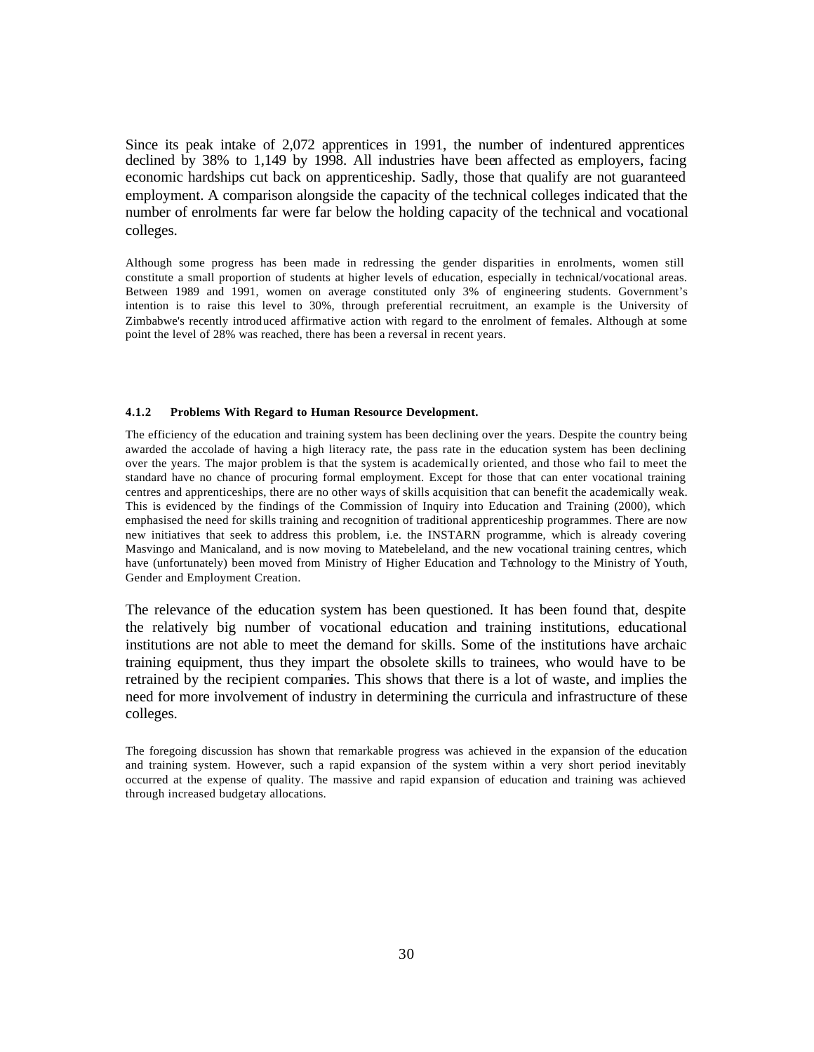Since its peak intake of 2,072 apprentices in 1991, the number of indentured apprentices declined by 38% to 1,149 by 1998. All industries have been affected as employers, facing economic hardships cut back on apprenticeship. Sadly, those that qualify are not guaranteed employment. A comparison alongside the capacity of the technical colleges indicated that the number of enrolments far were far below the holding capacity of the technical and vocational colleges.

Although some progress has been made in redressing the gender disparities in enrolments, women still constitute a small proportion of students at higher levels of education, especially in technical/vocational areas. Between 1989 and 1991, women on average constituted only 3% of engineering students. Government's intention is to raise this level to 30%, through preferential recruitment, an example is the University of Zimbabwe's recently introduced affirmative action with regard to the enrolment of females. Although at some point the level of 28% was reached, there has been a reversal in recent years.

#### 4.1.2 Problems With Regard to Human Resource Development.

The efficiency of the education and training system has been declining over the years. Despite the country being awarded the accolade of having a high literacy rate, the pass rate in the education system has been declining over the years. The major problem is that the system is academically oriented, and those who fail to meet the standard have no chance of procuring formal employment. Except for those that can enter vocational training centres and apprenticeships, there are no other ways of skills acquisition that can benefit the academically weak. This is evidenced by the findings of the Commission of Inquiry into Education and Training (2000), which emphasised the need for skills training and recognition of traditional apprenticeship programmes. There are now new initiatives that seek to address this problem, i.e. the INSTARN programme, which is already covering Masvingo and Manicaland, and is now moving to Matebeleland, and the new vocational training centres, which have (unfortunately) been moved from Ministry of Higher Education and Technology to the Ministry of Youth, Gender and Employment Creation.

The relevance of the education system has been questioned. It has been found that, despite the relatively big number of vocational education and training institutions, educational institutions are not able to meet the demand for skills. Some of the institutions have archaic training equipment, thus they impart the obsolete skills to trainees, who would have to be retrained by the recipient companies. This shows that there is a lot of waste, and implies the need for more involvement of industry in determining the curricula and infrastructure of these colleges.

The foregoing discussion has shown that remarkable progress was achieved in the expansion of the education and training system. However, such a rapid expansion of the system within a very short period inevitably occurred at the expense of quality. The massive and rapid expansion of education and training was achieved through increased budgetary allocations.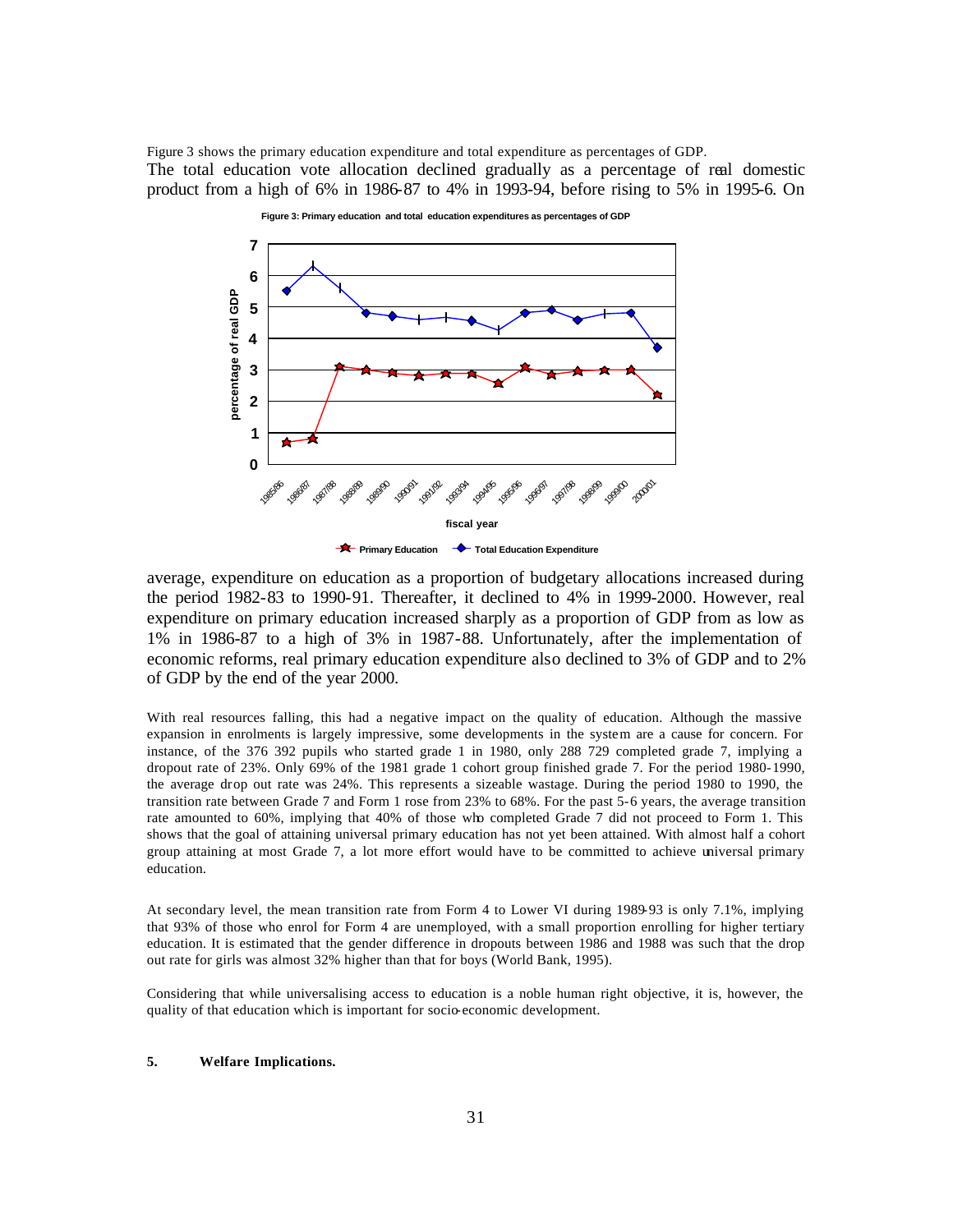Figure 3 shows the primary education expenditure and total expenditure as percentages of GDP.
The total education vote allocation declined gradually as a percentage of real domestic product from a high of 6% in 1986-87 to 4% in 1993-94, before rising to 5% in 1995-6. On

**Figure 3: Primary education and total education expenditures as percentages of GDP**

average, expenditure on education as a proportion of budgetary allocations increased during the period 1982-83 to 1990-91. Thereafter, it declined to 4% in 1999-2000. However, real expenditure on primary education increased sharply as a proportion of GDP from as low as 1% in 1986-87 to a high of 3% in 1987-88. Unfortunately, after the implementation of economic reforms, real primary education expenditure also declined to 3% of GDP and to 2% of GDP by the end of the year 2000.

With real resources falling, this had a negative impact on the quality of education. Although the massive expansion in enrolments is largely impressive, some developments in the system are a cause for concern. For instance, of the 376 392 pupils who started grade 1 in 1980, only 288 729 completed grade 7, implying a dropout rate of 23%. Only 69% of the 1981 grade 1 cohort group finished grade 7. For the period 1980-1990, the average drop out rate was 24%. This represents a sizeable wastage. During the period 1980 to 1990, the transition rate between Grade 7 and Form 1 rose from 23% to 68%. For the past 5-6 years, the average transition rate amounted to 60%, implying that 40% of those who completed Grade 7 did not proceed to Form 1. This shows that the goal of attaining universal primary education has not yet been attained. With almost half a cohort group attaining at most Grade 7, a lot more effort would have to be committed to achieve universal primary education.

At secondary level, the mean transition rate from Form 4 to Lower VI during 1989-93 is only 7.1%, implying that 93% of those who enrol for Form 4 are unemployed, with a small proportion enrolling for higher tertiary education. It is estimated that the gender difference in dropouts between 1986 and 1988 was such that the drop out rate for girls was almost 32% higher than that for boys (World Bank, 1995).

Considering that while universalising access to education is a noble human right objective, it is, however, the quality of that education which is important for socio-economic development.

**5. Welfare Implications.**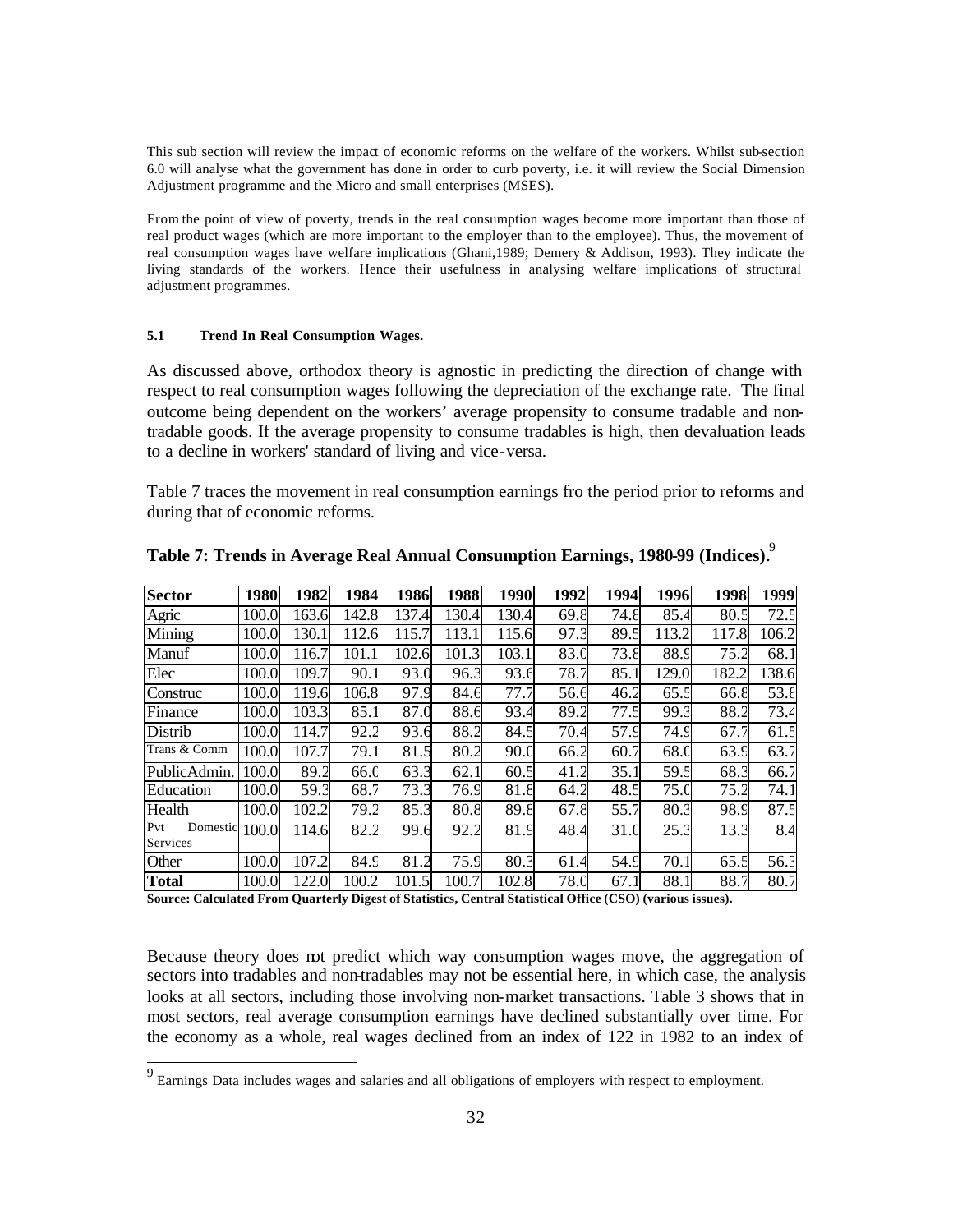This sub section will review the impact of economic reforms on the welfare of the workers. Whilst sub-section 6.0 will analyse what the government has done in order to curb poverty, i.e. it will review the Social Dimension Adjustment programme and the Micro and small enterprises (MSES).

From the point of view of poverty, trends in the real consumption wages become more important than those of real product wages (which are more important to the employer than to the employee). Thus, the movement of real consumption wages have welfare implications (Ghani,1989; Demery & Addison, 1993). They indicate the living standards of the workers. Hence their usefulness in analysing welfare implications of structural adjustment programmes.

#### 5.1 Trend In Real Consumption Wages.

As discussed above, orthodox theory is agnostic in predicting the direction of change with respect to real consumption wages following the depreciation of the exchange rate. The final outcome being dependent on the workers' average propensity to consume tradable and non-tradable goods. If the average propensity to consume tradables is high, then devaluation leads to a decline in workers' standard of living and vice-versa.

Table 7 traces the movement in real consumption earnings fro the period prior to reforms and during that of economic reforms.

**Table 7: Trends in Average Real Annual Consumption Earnings, 1980-99 (Indices).**[9]

| Sector | 1980 | 1982 | 1984 | 1986 | 1988 | 1990 | 1992 | 1994 | 1996 | 1998 | 1999 |
|---|---|---|---|---|---|---|---|---|---|---|---|
| Agric | 100.0 | 163.6 | 142.8 | 137.4 | 130.4 | 130.4 | 69.8 | 74.8 | 85.4 | 80.5 | 72.5 |
| Mining | 100.0 | 130.1 | 112.6 | 115.7 | 113.1 | 115.6 | 97.3 | 89.5 | 113.2 | 117.8 | 106.2 |
| Manuf | 100.0 | 116.7 | 101.1 | 102.6 | 101.3 | 103.1 | 83.0 | 73.8 | 88.9 | 75.2 | 68.1 |
| Elec | 100.0 | 109.7 | 90.1 | 93.0 | 96.3 | 93.6 | 78.7 | 85.1 | 129.0 | 182.2 | 138.6 |
| Construc | 100.0 | 119.6 | 106.8 | 97.9 | 84.6 | 77.7 | 56.6 | 46.2 | 65.5 | 66.8 | 53.8 |
| Finance | 100.0 | 103.3 | 85.1 | 87.0 | 88.6 | 93.4 | 89.2 | 77.5 | 99.3 | 88.2 | 73.4 |
| Distrib | 100.0 | 114.7 | 92.2 | 93.6 | 88.2 | 84.5 | 70.4 | 57.9 | 74.9 | 67.7 | 61.5 |
| Trans & Comm | 100.0 | 107.7 | 79.1 | 81.5 | 80.2 | 90.0 | 66.2 | 60.7 | 68.0 | 63.9 | 63.7 |
| PublicAdmin. | 100.0 | 89.2 | 66.0 | 63.3 | 62.1 | 60.5 | 41.2 | 35.1 | 59.5 | 68.3 | 66.7 |
| Education | 100.0 | 59.3 | 68.7 | 73.3 | 76.9 | 81.8 | 64.2 | 48.5 | 75.0 | 75.2 | 74.1 |
| Health | 100.0 | 102.2 | 79.2 | 85.3 | 80.8 | 89.8 | 67.8 | 55.7 | 80.3 | 98.9 | 87.5 |
| Pvt Domestic Services | 100.0 | 114.6 | 82.2 | 99.6 | 92.2 | 81.9 | 48.4 | 31.0 | 25.3 | 13.3 | 8.4 |
| Other | 100.0 | 107.2 | 84.9 | 81.2 | 75.9 | 80.3 | 61.4 | 54.9 | 70.1 | 65.5 | 56.3 |
| **Total** | 100.0 | 122.0 | 100.2 | 101.5 | 100.7 | 102.8 | 78.0 | 67.1 | 88.1 | 88.7 | 80.7 |

**Source: Calculated From Quarterly Digest of Statistics, Central Statistical Office (CSO) (various issues).**

Because theory does not predict which way consumption wages move, the aggregation of sectors into tradables and non-tradables may not be essential here, in which case, the analysis looks at all sectors, including those involving non-market transactions. Table 3 shows that in most sectors, real average consumption earnings have declined substantially over time. For the economy as a whole, real wages declined from an index of 122 in 1982 to an index of

[9] Earnings Data includes wages and salaries and all obligations of employers with respect to employment.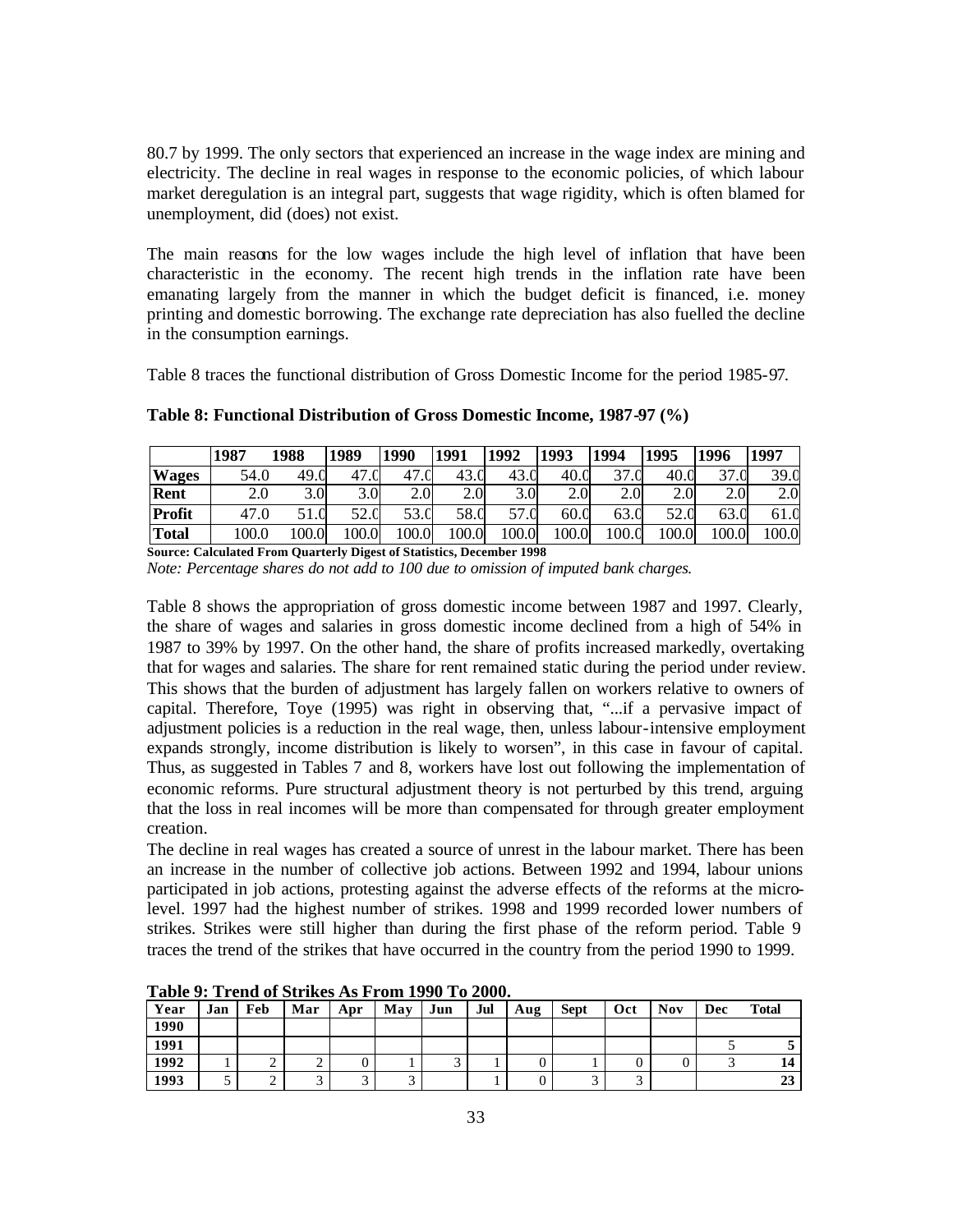80.7 by 1999. The only sectors that experienced an increase in the wage index are mining and electricity. The decline in real wages in response to the economic policies, of which labour market deregulation is an integral part, suggests that wage rigidity, which is often blamed for unemployment, did (does) not exist.

The main reasons for the low wages include the high level of inflation that have been characteristic in the economy. The recent high trends in the inflation rate have been emanating largely from the manner in which the budget deficit is financed, i.e. money printing and domestic borrowing. The exchange rate depreciation has also fuelled the decline in the consumption earnings.

Table 8 traces the functional distribution of Gross Domestic Income for the period 1985-97.

**Table 8: Functional Distribution of Gross Domestic Income, 1987-97 (%)**

| | 1987 | 1988 | 1989 | 1990 | 1991 | 1992 | 1993 | 1994 | 1995 | 1996 | 1997 |
|---|---|---|---|---|---|---|---|---|---|---|---|
| **Wages** | 54.0 | 49.0 | 47.0 | 47.0 | 43.0 | 43.0 | 40.0 | 37.0 | 40.0 | 37.0 | 39.0 |
| **Rent** | 2.0 | 3.0 | 3.0 | 2.0 | 2.0 | 3.0 | 2.0 | 2.0 | 2.0 | 2.0 | 2.0 |
| **Profit** | 47.0 | 51.0 | 52.0 | 53.0 | 58.0 | 57.0 | 60.0 | 63.0 | 52.0 | 63.0 | 61.0 |
| **Total** | 100.0 | 100.0 | 100.0 | 100.0 | 100.0 | 100.0 | 100.0 | 100.0 | 100.0 | 100.0 | 100.0 |

**Source: Calculated From Quarterly Digest of Statistics, December 1998**

*Note: Percentage shares do not add to 100 due to omission of imputed bank charges.*

Table 8 shows the appropriation of gross domestic income between 1987 and 1997. Clearly, the share of wages and salaries in gross domestic income declined from a high of 54% in 1987 to 39% by 1997. On the other hand, the share of profits increased markedly, overtaking that for wages and salaries. The share for rent remained static during the period under review. This shows that the burden of adjustment has largely fallen on workers relative to owners of capital. Therefore, Toye (1995) was right in observing that, "...if a pervasive impact of adjustment policies is a reduction in the real wage, then, unless labour-intensive employment expands strongly, income distribution is likely to worsen", in this case in favour of capital. Thus, as suggested in Tables 7 and 8, workers have lost out following the implementation of economic reforms. Pure structural adjustment theory is not perturbed by this trend, arguing that the loss in real incomes will be more than compensated for through greater employment creation.

The decline in real wages has created a source of unrest in the labour market. There has been an increase in the number of collective job actions. Between 1992 and 1994, labour unions participated in job actions, protesting against the adverse effects of the reforms at the micro-level. 1997 had the highest number of strikes. 1998 and 1999 recorded lower numbers of strikes. Strikes were still higher than during the first phase of the reform period. Table 9 traces the trend of the strikes that have occurred in the country from the period 1990 to 1999.

**Table 9: Trend of Strikes As From 1990 To 2000.**

| Year | Jan | Feb | Mar | Apr | May | Jun | Jul | Aug | Sept | Oct | Nov | Dec | Total |
|---|---|---|---|---|---|---|---|---|---|---|---|---|---|
| **1990** | | | | | | | | | | | | | |
| **1991** | | | | | | | | | | | | 5 | **5** |
| **1992** | 1 | 2 | 2 | 0 | 1 | 3 | 1 | 0 | 1 | 0 | 0 | 3 | **14** |
| **1993** | 5 | 2 | 3 | 3 | 3 | | 1 | 0 | 3 | 3 | | | **23** |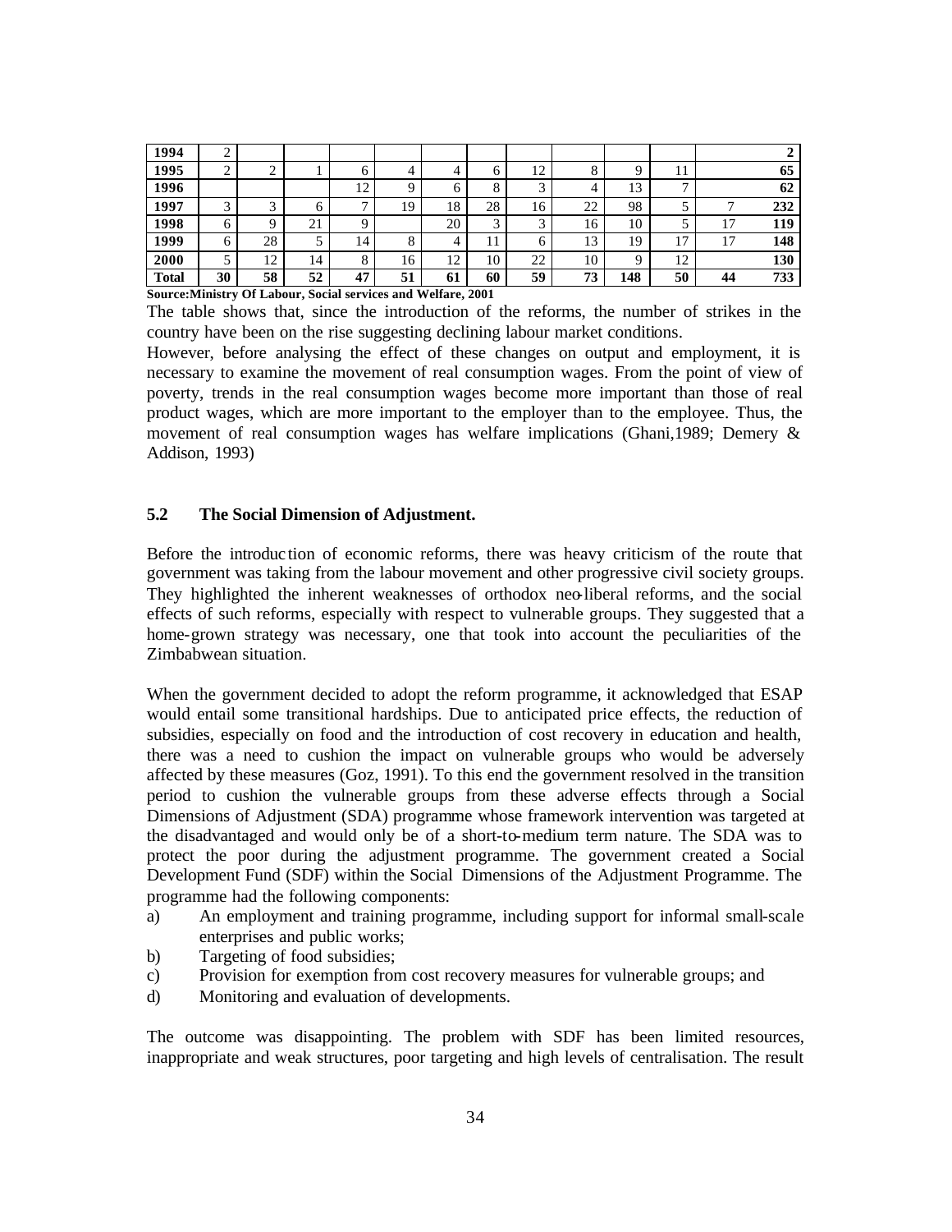| | | | | | | | | | | | | | |
|---|---|---|---|---|---|---|---|---|---|---|---|---|---|
| **1994** | 2 | | | | | | | | | | | | **2** |
| **1995** | 2 | 2 | 1 | 6 | 4 | 4 | 6 | 12 | 8 | 9 | 11 | | **65** |
| **1996** | | | | 12 | 9 | 6 | 8 | 3 | 4 | 13 | 7 | | **62** |
| **1997** | 3 | 3 | 6 | 7 | 19 | 18 | 28 | 16 | 22 | 98 | 5 | 7 | **232** |
| **1998** | 6 | 9 | 21 | 9 | | 20 | 3 | 3 | 16 | 10 | 5 | 17 | **119** |
| **1999** | 6 | 28 | 5 | 14 | 8 | 4 | 11 | 6 | 13 | 19 | 17 | 17 | **148** |
| **2000** | 5 | 12 | 14 | 8 | 16 | 12 | 10 | 22 | 10 | 9 | 12 | | **130** |
| **Total** | **30** | **58** | **52** | **47** | **51** | **61** | **60** | **59** | **73** | **148** | **50** | **44** | **733** |

**Source:Ministry Of Labour, Social services and Welfare, 2001**

The table shows that, since the introduction of the reforms, the number of strikes in the country have been on the rise suggesting declining labour market conditions.

However, before analysing the effect of these changes on output and employment, it is necessary to examine the movement of real consumption wages. From the point of view of poverty, trends in the real consumption wages become more important than those of real product wages, which are more important to the employer than to the employee. Thus, the movement of real consumption wages has welfare implications (Ghani,1989; Demery & Addison, 1993)

### 5.2 The Social Dimension of Adjustment.

Before the introduction of economic reforms, there was heavy criticism of the route that government was taking from the labour movement and other progressive civil society groups. They highlighted the inherent weaknesses of orthodox neo-liberal reforms, and the social effects of such reforms, especially with respect to vulnerable groups. They suggested that a home-grown strategy was necessary, one that took into account the peculiarities of the Zimbabwean situation.

When the government decided to adopt the reform programme, it acknowledged that ESAP would entail some transitional hardships. Due to anticipated price effects, the reduction of subsidies, especially on food and the introduction of cost recovery in education and health, there was a need to cushion the impact on vulnerable groups who would be adversely affected by these measures (Goz, 1991). To this end the government resolved in the transition period to cushion the vulnerable groups from these adverse effects through a Social Dimensions of Adjustment (SDA) programme whose framework intervention was targeted at the disadvantaged and would only be of a short-to-medium term nature. The SDA was to protect the poor during the adjustment programme. The government created a Social Development Fund (SDF) within the Social Dimensions of the Adjustment Programme. The programme had the following components:

a) An employment and training programme, including support for informal small-scale enterprises and public works;
b) Targeting of food subsidies;
c) Provision for exemption from cost recovery measures for vulnerable groups; and
d) Monitoring and evaluation of developments.

The outcome was disappointing. The problem with SDF has been limited resources, inappropriate and weak structures, poor targeting and high levels of centralisation. The result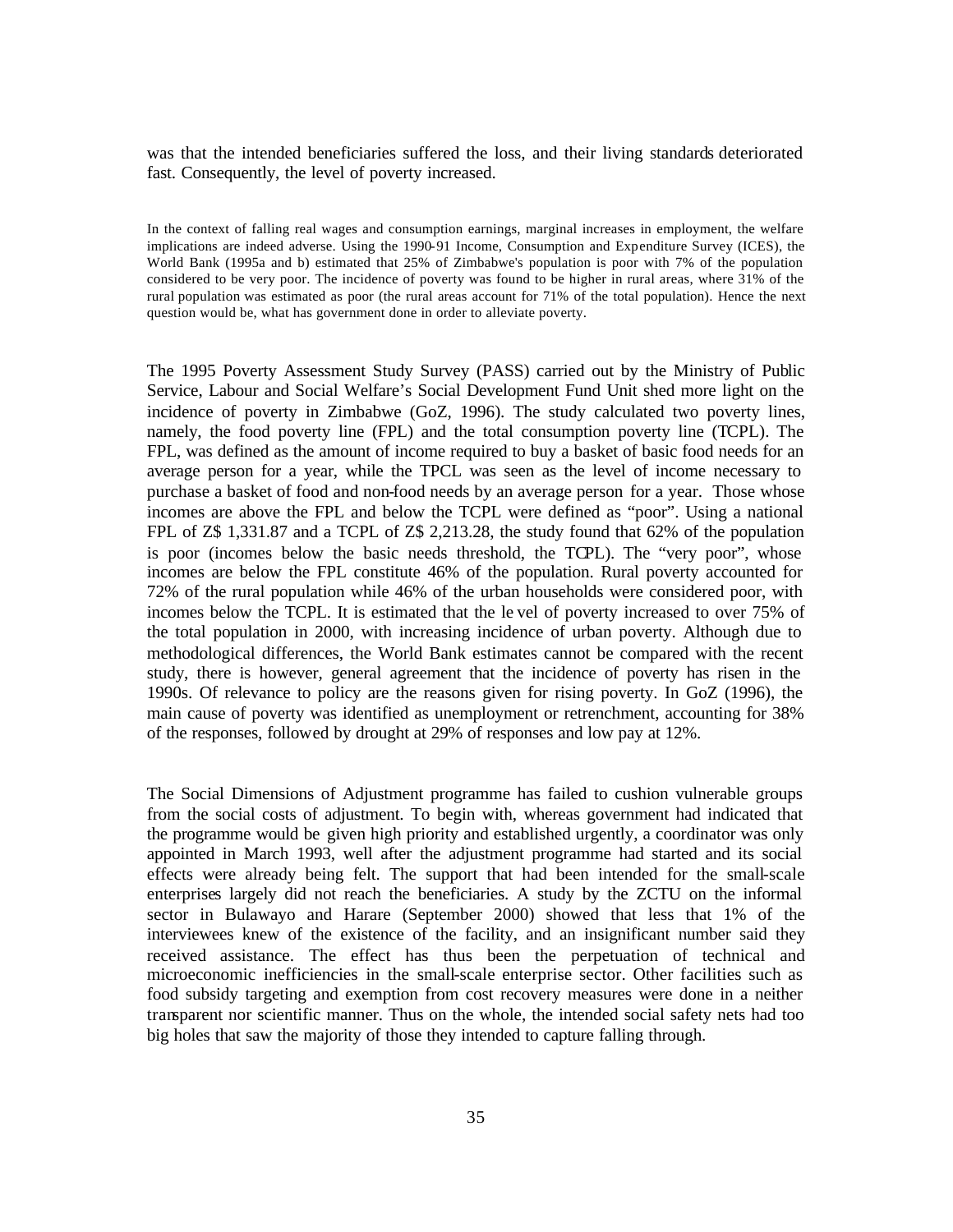was that the intended beneficiaries suffered the loss, and their living standards deteriorated fast. Consequently, the level of poverty increased.

In the context of falling real wages and consumption earnings, marginal increases in employment, the welfare implications are indeed adverse. Using the 1990-91 Income, Consumption and Expenditure Survey (ICES), the World Bank (1995a and b) estimated that 25% of Zimbabwe's population is poor with 7% of the population considered to be very poor. The incidence of poverty was found to be higher in rural areas, where 31% of the rural population was estimated as poor (the rural areas account for 71% of the total population). Hence the next question would be, what has government done in order to alleviate poverty.

The 1995 Poverty Assessment Study Survey (PASS) carried out by the Ministry of Public Service, Labour and Social Welfare's Social Development Fund Unit shed more light on the incidence of poverty in Zimbabwe (GoZ, 1996). The study calculated two poverty lines, namely, the food poverty line (FPL) and the total consumption poverty line (TCPL). The FPL, was defined as the amount of income required to buy a basket of basic food needs for an average person for a year, while the TPCL was seen as the level of income necessary to purchase a basket of food and non-food needs by an average person for a year. Those whose incomes are above the FPL and below the TCPL were defined as "poor". Using a national FPL of Z$ 1,331.87 and a TCPL of Z$ 2,213.28, the study found that 62% of the population is poor (incomes below the basic needs threshold, the TCPL). The "very poor", whose incomes are below the FPL constitute 46% of the population. Rural poverty accounted for 72% of the rural population while 46% of the urban households were considered poor, with incomes below the TCPL. It is estimated that the le vel of poverty increased to over 75% of the total population in 2000, with increasing incidence of urban poverty. Although due to methodological differences, the World Bank estimates cannot be compared with the recent study, there is however, general agreement that the incidence of poverty has risen in the 1990s. Of relevance to policy are the reasons given for rising poverty. In GoZ (1996), the main cause of poverty was identified as unemployment or retrenchment, accounting for 38% of the responses, followed by drought at 29% of responses and low pay at 12%.

The Social Dimensions of Adjustment programme has failed to cushion vulnerable groups from the social costs of adjustment. To begin with, whereas government had indicated that the programme would be given high priority and established urgently, a coordinator was only appointed in March 1993, well after the adjustment programme had started and its social effects were already being felt. The support that had been intended for the small-scale enterprises largely did not reach the beneficiaries. A study by the ZCTU on the informal sector in Bulawayo and Harare (September 2000) showed that less that 1% of the interviewees knew of the existence of the facility, and an insignificant number said they received assistance. The effect has thus been the perpetuation of technical and microeconomic inefficiencies in the small-scale enterprise sector. Other facilities such as food subsidy targeting and exemption from cost recovery measures were done in a neither transparent nor scientific manner. Thus on the whole, the intended social safety nets had too big holes that saw the majority of those they intended to capture falling through.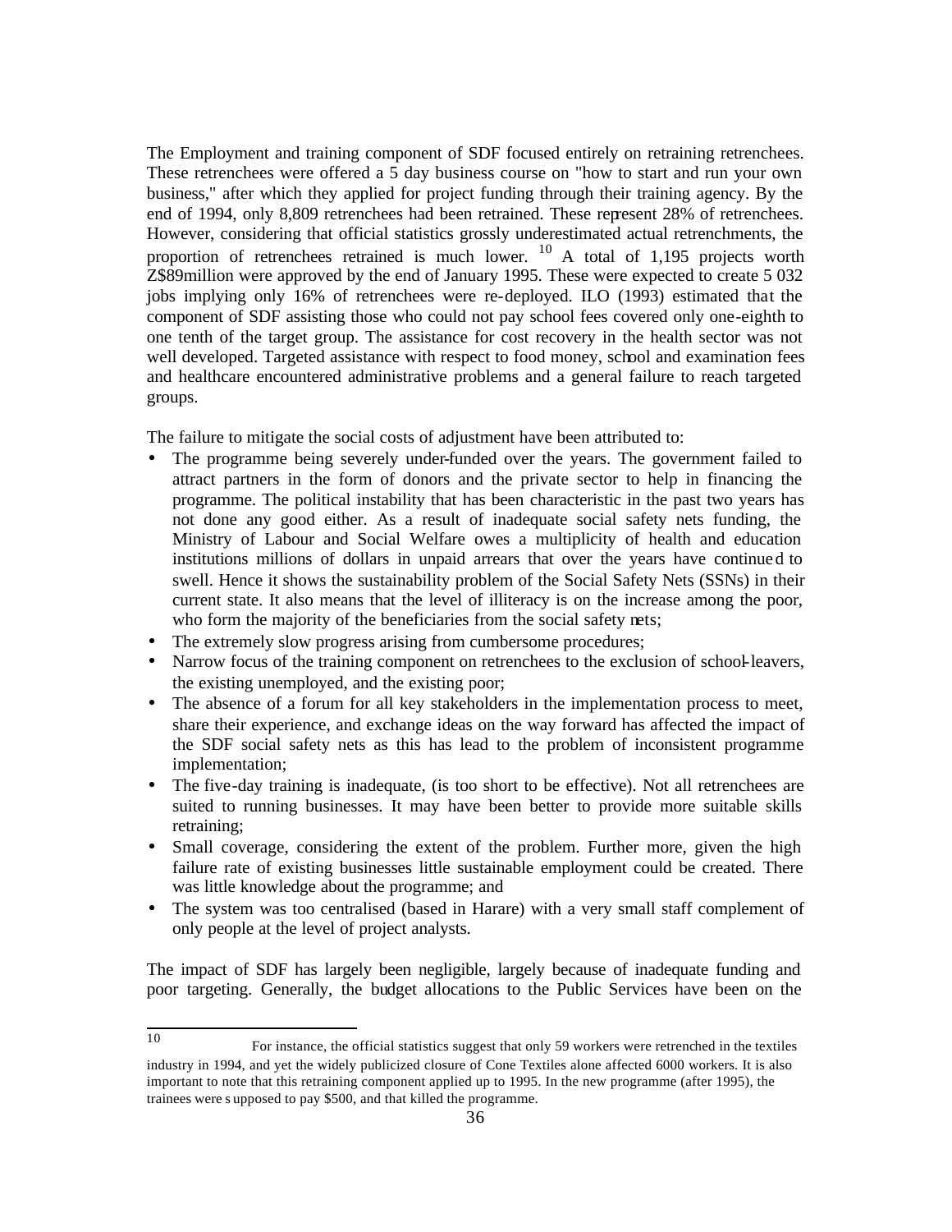The Employment and training component of SDF focused entirely on retraining retrenchees. These retrenchees were offered a 5 day business course on "how to start and run your own business," after which they applied for project funding through their training agency. By the end of 1994, only 8,809 retrenchees had been retrained. These represent 28% of retrenchees. However, considering that official statistics grossly underestimated actual retrenchments, the proportion of retrenchees retrained is much lower. [10] A total of 1,195 projects worth Z$89million were approved by the end of January 1995. These were expected to create 5 032 jobs implying only 16% of retrenchees were re-deployed. ILO (1993) estimated that the component of SDF assisting those who could not pay school fees covered only one-eighth to one tenth of the target group. The assistance for cost recovery in the health sector was not well developed. Targeted assistance with respect to food money, school and examination fees and healthcare encountered administrative problems and a general failure to reach targeted groups.

The failure to mitigate the social costs of adjustment have been attributed to:

- The programme being severely under-funded over the years. The government failed to attract partners in the form of donors and the private sector to help in financing the programme. The political instability that has been characteristic in the past two years has not done any good either. As a result of inadequate social safety nets funding, the Ministry of Labour and Social Welfare owes a multiplicity of health and education institutions millions of dollars in unpaid arrears that over the years have continued to swell. Hence it shows the sustainability problem of the Social Safety Nets (SSNs) in their current state. It also means that the level of illiteracy is on the increase among the poor, who form the majority of the beneficiaries from the social safety nets;
- The extremely slow progress arising from cumbersome procedures;
- Narrow focus of the training component on retrenchees to the exclusion of school-leavers, the existing unemployed, and the existing poor;
- The absence of a forum for all key stakeholders in the implementation process to meet, share their experience, and exchange ideas on the way forward has affected the impact of the SDF social safety nets as this has lead to the problem of inconsistent programme implementation;
- The five-day training is inadequate, (is too short to be effective). Not all retrenchees are suited to running businesses. It may have been better to provide more suitable skills retraining;
- Small coverage, considering the extent of the problem. Further more, given the high failure rate of existing businesses little sustainable employment could be created. There was little knowledge about the programme; and
- The system was too centralised (based in Harare) with a very small staff complement of only people at the level of project analysts.

The impact of SDF has largely been negligible, largely because of inadequate funding and poor targeting. Generally, the budget allocations to the Public Services have been on the

---

[10] For instance, the official statistics suggest that only 59 workers were retrenched in the textiles industry in 1994, and yet the widely publicized closure of Cone Textiles alone affected 6000 workers. It is also important to note that this retraining component applied up to 1995. In the new programme (after 1995), the trainees were supposed to pay $500, and that killed the programme.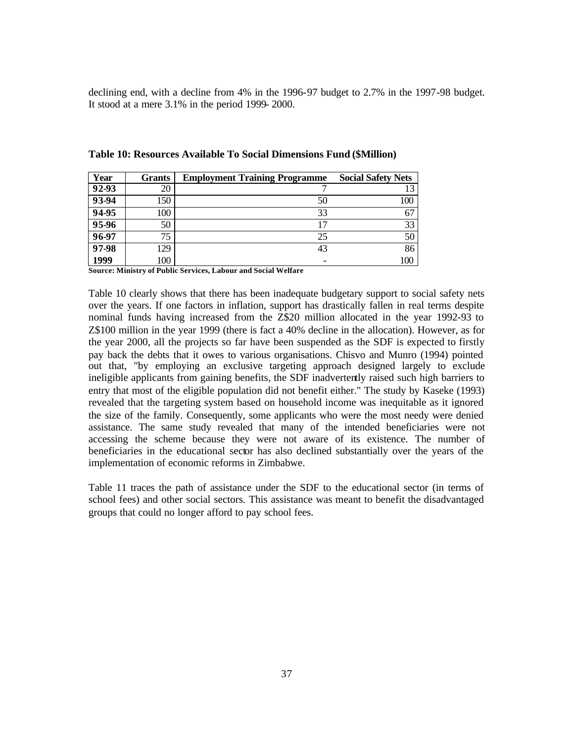declining end, with a decline from 4% in the 1996-97 budget to 2.7% in the 1997-98 budget. It stood at a mere 3.1% in the period 1999- 2000.

**Table 10: Resources Available To Social Dimensions Fund (\$Million)**

| Year | Grants | Employment Training Programme | Social Safety Nets |
|---|---|---|---|
| **92-93** | 20 | 7 | 13 |
| **93-94** | 150 | 50 | 100 |
| **94-95** | 100 | 33 | 67 |
| **95-96** | 50 | 17 | 33 |
| **96-97** | 75 | 25 | 50 |
| **97-98** | 129 | 43 | 86 |
| **1999** | 100 | - | 100 |

**Source: Ministry of Public Services, Labour and Social Welfare**

Table 10 clearly shows that there has been inadequate budgetary support to social safety nets over the years. If one factors in inflation, support has drastically fallen in real terms despite nominal funds having increased from the Z\$20 million allocated in the year 1992-93 to Z\$100 million in the year 1999 (there is fact a 40% decline in the allocation). However, as for the year 2000, all the projects so far have been suspended as the SDF is expected to firstly pay back the debts that it owes to various organisations. Chisvo and Munro (1994) pointed out that, "by employing an exclusive targeting approach designed largely to exclude ineligible applicants from gaining benefits, the SDF inadvertently raised such high barriers to entry that most of the eligible population did not benefit either." The study by Kaseke (1993) revealed that the targeting system based on household income was inequitable as it ignored the size of the family. Consequently, some applicants who were the most needy were denied assistance. The same study revealed that many of the intended beneficiaries were not accessing the scheme because they were not aware of its existence. The number of beneficiaries in the educational sector has also declined substantially over the years of the implementation of economic reforms in Zimbabwe.

Table 11 traces the path of assistance under the SDF to the educational sector (in terms of school fees) and other social sectors. This assistance was meant to benefit the disadvantaged groups that could no longer afford to pay school fees.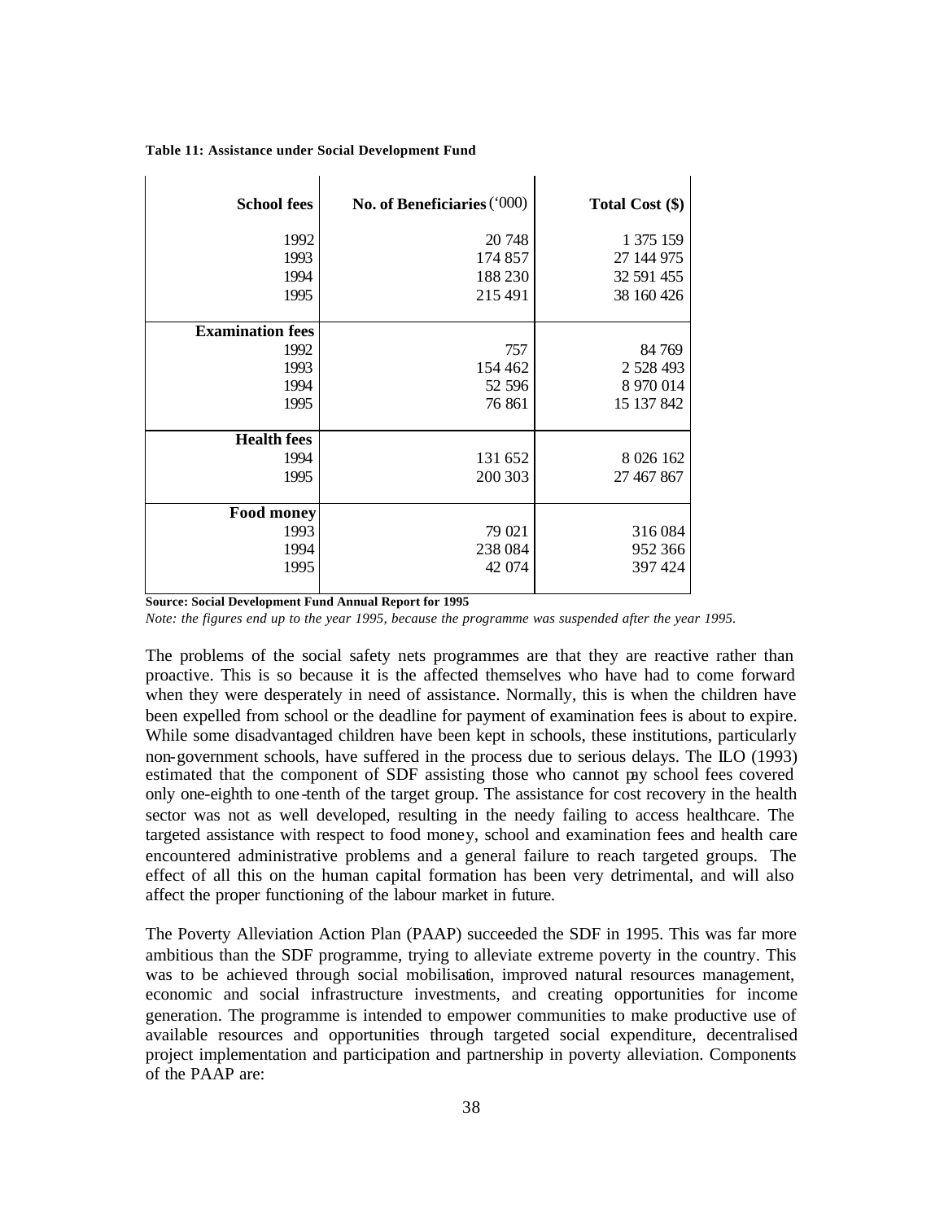**Table 11: Assistance under Social Development Fund**

| School fees | No. of Beneficiaries ('000) | Total Cost ($) |
|---|---|---|
| 1992 | 20 748 | 1 375 159 |
| 1993 | 174 857 | 27 144 975 |
| 1994 | 188 230 | 32 591 455 |
| 1995 | 215 491 | 38 160 426 |
| **Examination fees** | | |
| 1992 | 757 | 84 769 |
| 1993 | 154 462 | 2 528 493 |
| 1994 | 52 596 | 8 970 014 |
| 1995 | 76 861 | 15 137 842 |
| **Health fees** | | |
| 1994 | 131 652 | 8 026 162 |
| 1995 | 200 303 | 27 467 867 |
| **Food money** | | |
| 1993 | 79 021 | 316 084 |
| 1994 | 238 084 | 952 366 |
| 1995 | 42 074 | 397 424 |

**Source: Social Development Fund Annual Report for 1995**

*Note: the figures end up to the year 1995, because the programme was suspended after the year 1995.*

The problems of the social safety nets programmes are that they are reactive rather than proactive. This is so because it is the affected themselves who have had to come forward when they were desperately in need of assistance. Normally, this is when the children have been expelled from school or the deadline for payment of examination fees is about to expire. While some disadvantaged children have been kept in schools, these institutions, particularly non-government schools, have suffered in the process due to serious delays. The ILO (1993) estimated that the component of SDF assisting those who cannot pay school fees covered only one-eighth to one-tenth of the target group. The assistance for cost recovery in the health sector was not as well developed, resulting in the needy failing to access healthcare. The targeted assistance with respect to food money, school and examination fees and health care encountered administrative problems and a general failure to reach targeted groups. The effect of all this on the human capital formation has been very detrimental, and will also affect the proper functioning of the labour market in future.

The Poverty Alleviation Action Plan (PAAP) succeeded the SDF in 1995. This was far more ambitious than the SDF programme, trying to alleviate extreme poverty in the country. This was to be achieved through social mobilisation, improved natural resources management, economic and social infrastructure investments, and creating opportunities for income generation. The programme is intended to empower communities to make productive use of available resources and opportunities through targeted social expenditure, decentralised project implementation and participation and partnership in poverty alleviation. Components of the PAAP are: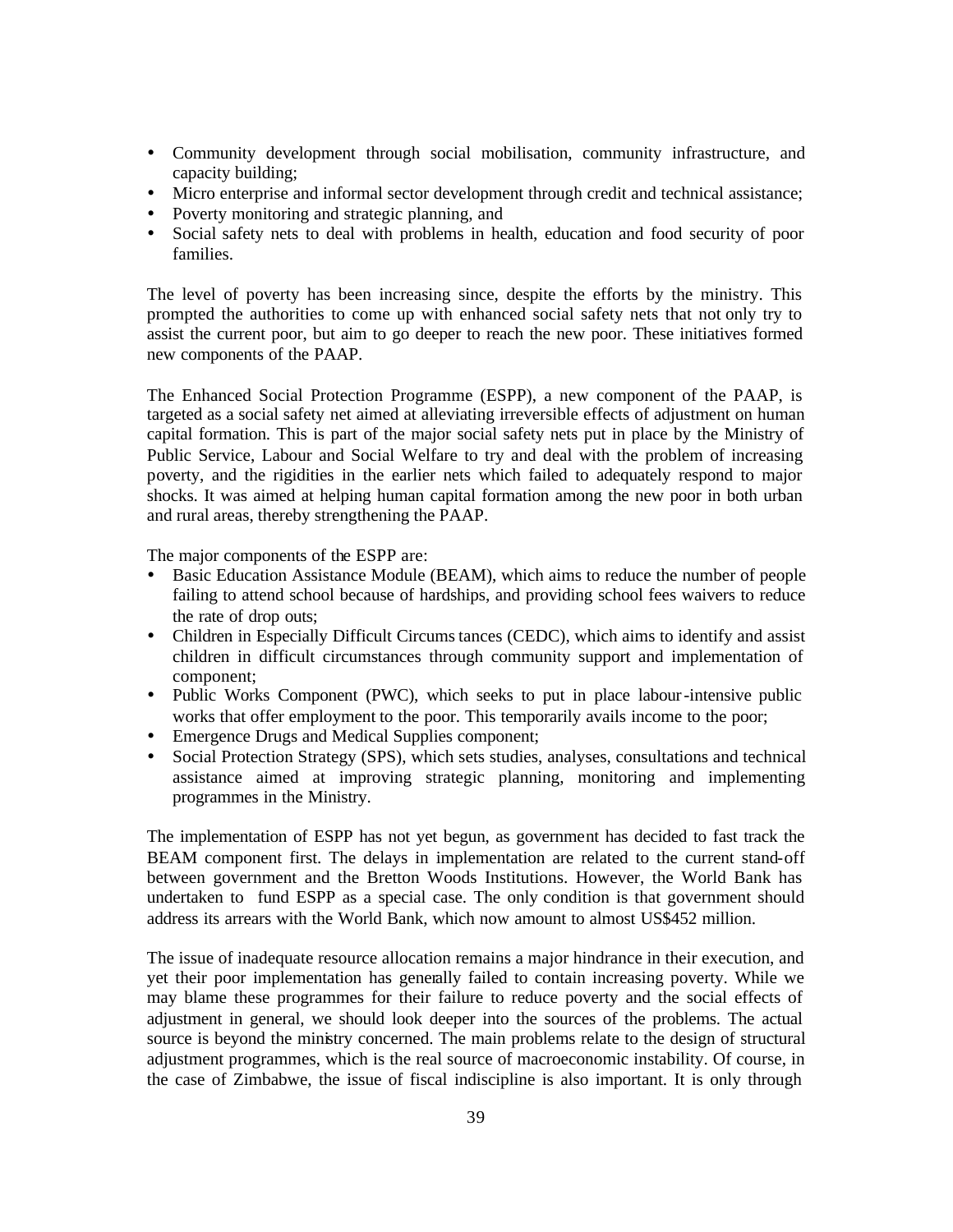- Community development through social mobilisation, community infrastructure, and capacity building;
- Micro enterprise and informal sector development through credit and technical assistance;
- Poverty monitoring and strategic planning, and
- Social safety nets to deal with problems in health, education and food security of poor families.

The level of poverty has been increasing since, despite the efforts by the ministry. This prompted the authorities to come up with enhanced social safety nets that not only try to assist the current poor, but aim to go deeper to reach the new poor. These initiatives formed new components of the PAAP.

The Enhanced Social Protection Programme (ESPP), a new component of the PAAP, is targeted as a social safety net aimed at alleviating irreversible effects of adjustment on human capital formation. This is part of the major social safety nets put in place by the Ministry of Public Service, Labour and Social Welfare to try and deal with the problem of increasing poverty, and the rigidities in the earlier nets which failed to adequately respond to major shocks. It was aimed at helping human capital formation among the new poor in both urban and rural areas, thereby strengthening the PAAP.

The major components of the ESPP are:

- Basic Education Assistance Module (BEAM), which aims to reduce the number of people failing to attend school because of hardships, and providing school fees waivers to reduce the rate of drop outs;
- Children in Especially Difficult Circumstances (CEDC), which aims to identify and assist children in difficult circumstances through community support and implementation of component;
- Public Works Component (PWC), which seeks to put in place labour-intensive public works that offer employment to the poor. This temporarily avails income to the poor;
- Emergence Drugs and Medical Supplies component;
- Social Protection Strategy (SPS), which sets studies, analyses, consultations and technical assistance aimed at improving strategic planning, monitoring and implementing programmes in the Ministry.

The implementation of ESPP has not yet begun, as government has decided to fast track the BEAM component first. The delays in implementation are related to the current stand-off between government and the Bretton Woods Institutions. However, the World Bank has undertaken to fund ESPP as a special case. The only condition is that government should address its arrears with the World Bank, which now amount to almost US$452 million.

The issue of inadequate resource allocation remains a major hindrance in their execution, and yet their poor implementation has generally failed to contain increasing poverty. While we may blame these programmes for their failure to reduce poverty and the social effects of adjustment in general, we should look deeper into the sources of the problems. The actual source is beyond the ministry concerned. The main problems relate to the design of structural adjustment programmes, which is the real source of macroeconomic instability. Of course, in the case of Zimbabwe, the issue of fiscal indiscipline is also important. It is only through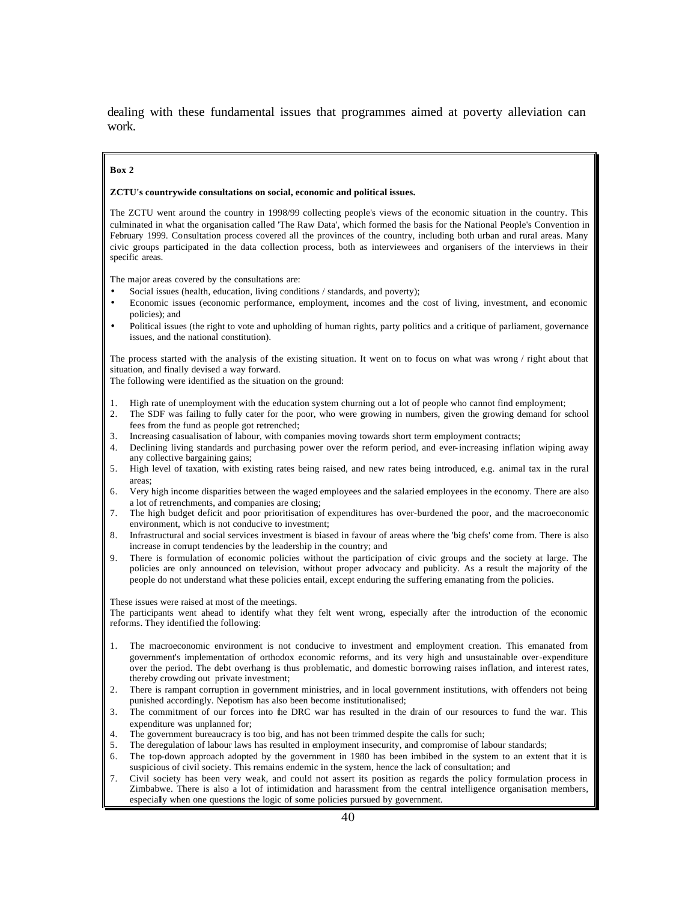dealing with these fundamental issues that programmes aimed at poverty alleviation can work.

**Box 2**

**ZCTU's countrywide consultations on social, economic and political issues.**

The ZCTU went around the country in 1998/99 collecting people's views of the economic situation in the country. This culminated in what the organisation called 'The Raw Data', which formed the basis for the National People's Convention in February 1999. Consultation process covered all the provinces of the country, including both urban and rural areas. Many civic groups participated in the data collection process, both as interviewees and organisers of the interviews in their specific areas.

The major areas covered by the consultations are:

- Social issues (health, education, living conditions / standards, and poverty);
- Economic issues (economic performance, employment, incomes and the cost of living, investment, and economic policies); and
- Political issues (the right to vote and upholding of human rights, party politics and a critique of parliament, governance issues, and the national constitution).

The process started with the analysis of the existing situation. It went on to focus on what was wrong / right about that situation, and finally devised a way forward.
The following were identified as the situation on the ground:

1. High rate of unemployment with the education system churning out a lot of people who cannot find employment;
2. The SDF was failing to fully cater for the poor, who were growing in numbers, given the growing demand for school fees from the fund as people got retrenched;
3. Increasing casualisation of labour, with companies moving towards short term employment contracts;
4. Declining living standards and purchasing power over the reform period, and ever-increasing inflation wiping away any collective bargaining gains;
5. High level of taxation, with existing rates being raised, and new rates being introduced, e.g. animal tax in the rural areas;
6. Very high income disparities between the waged employees and the salaried employees in the economy. There are also a lot of retrenchments, and companies are closing;
7. The high budget deficit and poor prioritisation of expenditures has over-burdened the poor, and the macroeconomic environment, which is not conducive to investment;
8. Infrastructural and social services investment is biased in favour of areas where the 'big chefs' come from. There is also increase in corrupt tendencies by the leadership in the country; and
9. There is formulation of economic policies without the participation of civic groups and the society at large. The policies are only announced on television, without proper advocacy and publicity. As a result the majority of the people do not understand what these policies entail, except enduring the suffering emanating from the policies.

These issues were raised at most of the meetings.
The participants went ahead to identify what they felt went wrong, especially after the introduction of the economic reforms. They identified the following:

1. The macroeconomic environment is not conducive to investment and employment creation. This emanated from government's implementation of orthodox economic reforms, and its very high and unsustainable over-expenditure over the period. The debt overhang is thus problematic, and domestic borrowing raises inflation, and interest rates, thereby crowding out private investment;
2. There is rampant corruption in government ministries, and in local government institutions, with offenders not being punished accordingly. Nepotism has also been become institutionalised;
3. The commitment of our forces into the DRC war has resulted in the drain of our resources to fund the war. This expenditure was unplanned for;
4. The government bureaucracy is too big, and has not been trimmed despite the calls for such;
5. The deregulation of labour laws has resulted in employment insecurity, and compromise of labour standards;
6. The top-down approach adopted by the government in 1980 has been imbibed in the system to an extent that it is suspicious of civil society. This remains endemic in the system, hence the lack of consultation; and
7. Civil society has been very weak, and could not assert its position as regards the policy formulation process in Zimbabwe. There is also a lot of intimidation and harassment from the central intelligence organisation members, especially when one questions the logic of some policies pursued by government.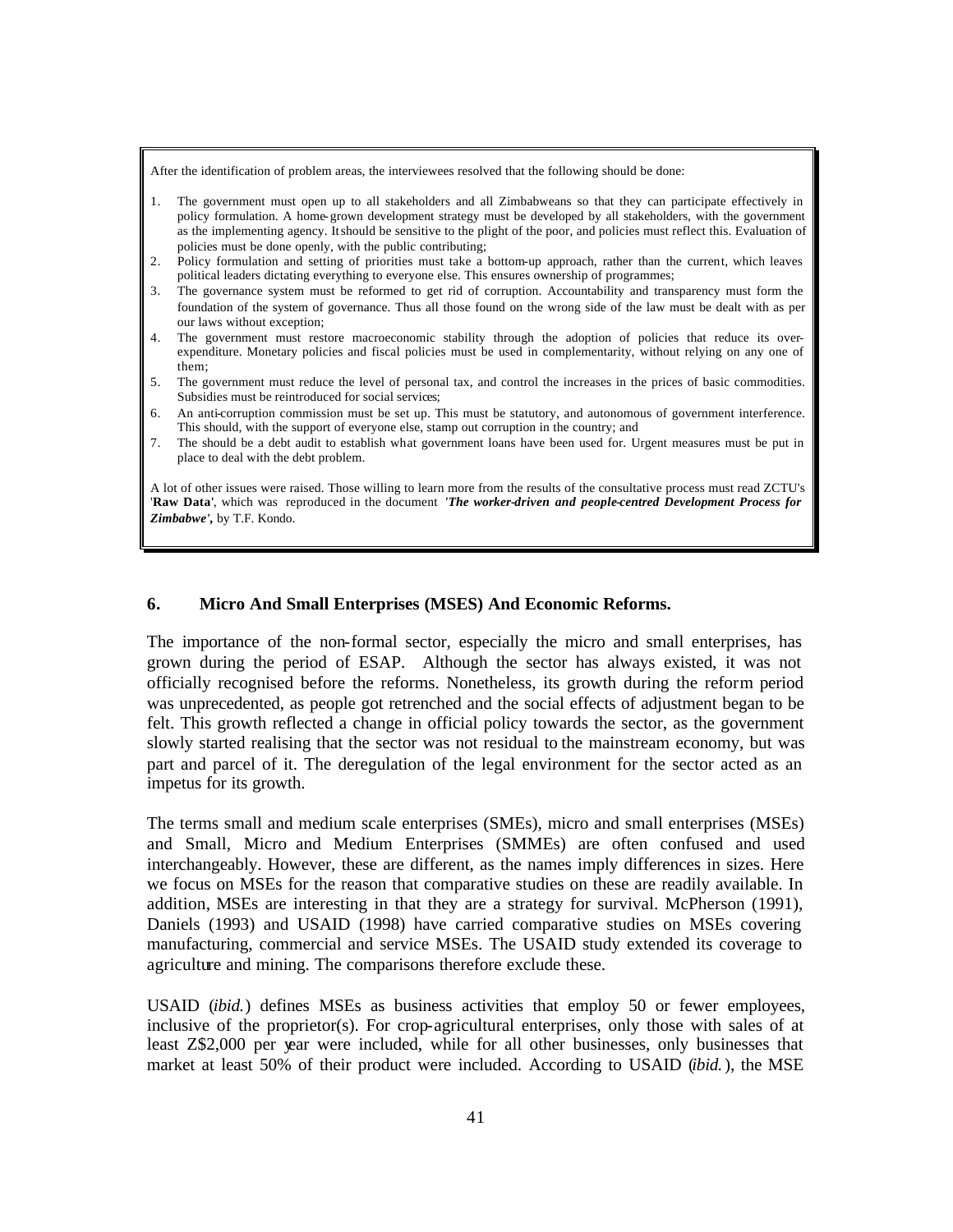After the identification of problem areas, the interviewees resolved that the following should be done:

1. The government must open up to all stakeholders and all Zimbabweans so that they can participate effectively in policy formulation. A home-grown development strategy must be developed by all stakeholders, with the government as the implementing agency. It should be sensitive to the plight of the poor, and policies must reflect this. Evaluation of policies must be done openly, with the public contributing;
2. Policy formulation and setting of priorities must take a bottom-up approach, rather than the current, which leaves political leaders dictating everything to everyone else. This ensures ownership of programmes;
3. The governance system must be reformed to get rid of corruption. Accountability and transparency must form the foundation of the system of governance. Thus all those found on the wrong side of the law must be dealt with as per our laws without exception;
4. The government must restore macroeconomic stability through the adoption of policies that reduce its over-expenditure. Monetary policies and fiscal policies must be used in complementarity, without relying on any one of them;
5. The government must reduce the level of personal tax, and control the increases in the prices of basic commodities. Subsidies must be reintroduced for social services;
6. An anti-corruption commission must be set up. This must be statutory, and autonomous of government interference. This should, with the support of everyone else, stamp out corruption in the country; and
7. The should be a debt audit to establish what government loans have been used for. Urgent measures must be put in place to deal with the debt problem.

A lot of other issues were raised. Those willing to learn more from the results of the consultative process must read ZCTU's '**Raw Data**', which was reproduced in the document ***'The worker-driven and people-centred Development Process for Zimbabwe',*** by T.F. Kondo.

## 6. Micro And Small Enterprises (MSES) And Economic Reforms.

The importance of the non-formal sector, especially the micro and small enterprises, has grown during the period of ESAP. Although the sector has always existed, it was not officially recognised before the reforms. Nonetheless, its growth during the reform period was unprecedented, as people got retrenched and the social effects of adjustment began to be felt. This growth reflected a change in official policy towards the sector, as the government slowly started realising that the sector was not residual to the mainstream economy, but was part and parcel of it. The deregulation of the legal environment for the sector acted as an impetus for its growth.

The terms small and medium scale enterprises (SMEs), micro and small enterprises (MSEs) and Small, Micro and Medium Enterprises (SMMEs) are often confused and used interchangeably. However, these are different, as the names imply differences in sizes. Here we focus on MSEs for the reason that comparative studies on these are readily available. In addition, MSEs are interesting in that they are a strategy for survival. McPherson (1991), Daniels (1993) and USAID (1998) have carried comparative studies on MSEs covering manufacturing, commercial and service MSEs. The USAID study extended its coverage to agriculture and mining. The comparisons therefore exclude these.

USAID (*ibid.*) defines MSEs as business activities that employ 50 or fewer employees, inclusive of the proprietor(s). For crop-agricultural enterprises, only those with sales of at least Z$2,000 per year were included, while for all other businesses, only businesses that market at least 50% of their product were included. According to USAID (*ibid.*), the MSE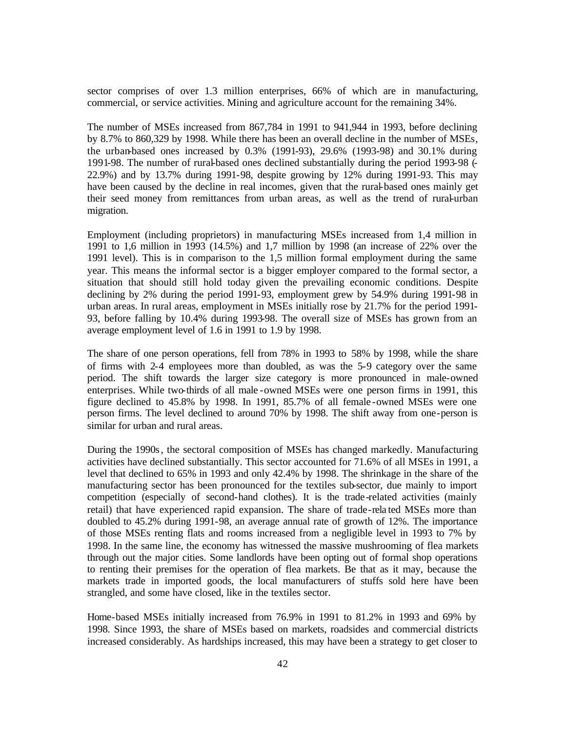sector comprises of over 1.3 million enterprises, 66% of which are in manufacturing, commercial, or service activities. Mining and agriculture account for the remaining 34%.

The number of MSEs increased from 867,784 in 1991 to 941,944 in 1993, before declining by 8.7% to 860,329 by 1998. While there has been an overall decline in the number of MSEs, the urban-based ones increased by 0.3% (1991-93), 29.6% (1993-98) and 30.1% during 1991-98. The number of rural-based ones declined substantially during the period 1993-98 (-22.9%) and by 13.7% during 1991-98, despite growing by 12% during 1991-93. This may have been caused by the decline in real incomes, given that the rural-based ones mainly get their seed money from remittances from urban areas, as well as the trend of rural-urban migration.

Employment (including proprietors) in manufacturing MSEs increased from 1,4 million in 1991 to 1,6 million in 1993 (14.5%) and 1,7 million by 1998 (an increase of 22% over the 1991 level). This is in comparison to the 1,5 million formal employment during the same year. This means the informal sector is a bigger employer compared to the formal sector, a situation that should still hold today given the prevailing economic conditions. Despite declining by 2% during the period 1991-93, employment grew by 54.9% during 1991-98 in urban areas. In rural areas, employment in MSEs initially rose by 21.7% for the period 1991-93, before falling by 10.4% during 1993-98. The overall size of MSEs has grown from an average employment level of 1.6 in 1991 to 1.9 by 1998.

The share of one person operations, fell from 78% in 1993 to 58% by 1998, while the share of firms with 2-4 employees more than doubled, as was the 5-9 category over the same period. The shift towards the larger size category is more pronounced in male-owned enterprises. While two-thirds of all male-owned MSEs were one person firms in 1991, this figure declined to 45.8% by 1998. In 1991, 85.7% of all female-owned MSEs were one person firms. The level declined to around 70% by 1998. The shift away from one-person is similar for urban and rural areas.

During the 1990s, the sectoral composition of MSEs has changed markedly. Manufacturing activities have declined substantially. This sector accounted for 71.6% of all MSEs in 1991, a level that declined to 65% in 1993 and only 42.4% by 1998. The shrinkage in the share of the manufacturing sector has been pronounced for the textiles sub-sector, due mainly to import competition (especially of second-hand clothes). It is the trade-related activities (mainly retail) that have experienced rapid expansion. The share of trade-related MSEs more than doubled to 45.2% during 1991-98, an average annual rate of growth of 12%. The importance of those MSEs renting flats and rooms increased from a negligible level in 1993 to 7% by 1998. In the same line, the economy has witnessed the massive mushrooming of flea markets through out the major cities. Some landlords have been opting out of formal shop operations to renting their premises for the operation of flea markets. Be that as it may, because the markets trade in imported goods, the local manufacturers of stuffs sold here have been strangled, and some have closed, like in the textiles sector.

Home-based MSEs initially increased from 76.9% in 1991 to 81.2% in 1993 and 69% by 1998. Since 1993, the share of MSEs based on markets, roadsides and commercial districts increased considerably. As hardships increased, this may have been a strategy to get closer to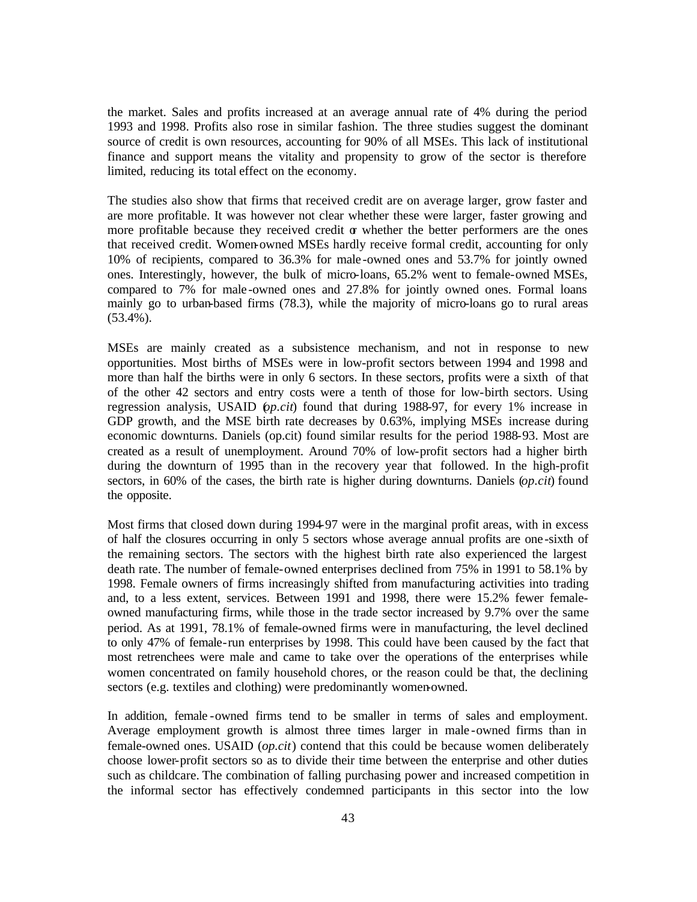the market. Sales and profits increased at an average annual rate of 4% during the period 1993 and 1998. Profits also rose in similar fashion. The three studies suggest the dominant source of credit is own resources, accounting for 90% of all MSEs. This lack of institutional finance and support means the vitality and propensity to grow of the sector is therefore limited, reducing its total effect on the economy.

The studies also show that firms that received credit are on average larger, grow faster and are more profitable. It was however not clear whether these were larger, faster growing and more profitable because they received credit or whether the better performers are the ones that received credit. Women-owned MSEs hardly receive formal credit, accounting for only 10% of recipients, compared to 36.3% for male-owned ones and 53.7% for jointly owned ones. Interestingly, however, the bulk of micro-loans, 65.2% went to female-owned MSEs, compared to 7% for male-owned ones and 27.8% for jointly owned ones. Formal loans mainly go to urban-based firms (78.3), while the majority of micro-loans go to rural areas (53.4%).

MSEs are mainly created as a subsistence mechanism, and not in response to new opportunities. Most births of MSEs were in low-profit sectors between 1994 and 1998 and more than half the births were in only 6 sectors. In these sectors, profits were a sixth of that of the other 42 sectors and entry costs were a tenth of those for low-birth sectors. Using regression analysis, USAID (*op.cit*) found that during 1988-97, for every 1% increase in GDP growth, and the MSE birth rate decreases by 0.63%, implying MSEs increase during economic downturns. Daniels (op.cit) found similar results for the period 1988-93. Most are created as a result of unemployment. Around 70% of low-profit sectors had a higher birth during the downturn of 1995 than in the recovery year that followed. In the high-profit sectors, in 60% of the cases, the birth rate is higher during downturns. Daniels (*op.cit*) found the opposite.

Most firms that closed down during 1994-97 were in the marginal profit areas, with in excess of half the closures occurring in only 5 sectors whose average annual profits are one-sixth of the remaining sectors. The sectors with the highest birth rate also experienced the largest death rate. The number of female-owned enterprises declined from 75% in 1991 to 58.1% by 1998. Female owners of firms increasingly shifted from manufacturing activities into trading and, to a less extent, services. Between 1991 and 1998, there were 15.2% fewer female-owned manufacturing firms, while those in the trade sector increased by 9.7% over the same period. As at 1991, 78.1% of female-owned firms were in manufacturing, the level declined to only 47% of female-run enterprises by 1998. This could have been caused by the fact that most retrenchees were male and came to take over the operations of the enterprises while women concentrated on family household chores, or the reason could be that, the declining sectors (e.g. textiles and clothing) were predominantly women-owned.

In addition, female-owned firms tend to be smaller in terms of sales and employment. Average employment growth is almost three times larger in male-owned firms than in female-owned ones. USAID (*op.cit*) contend that this could be because women deliberately choose lower-profit sectors so as to divide their time between the enterprise and other duties such as childcare. The combination of falling purchasing power and increased competition in the informal sector has effectively condemned participants in this sector into the low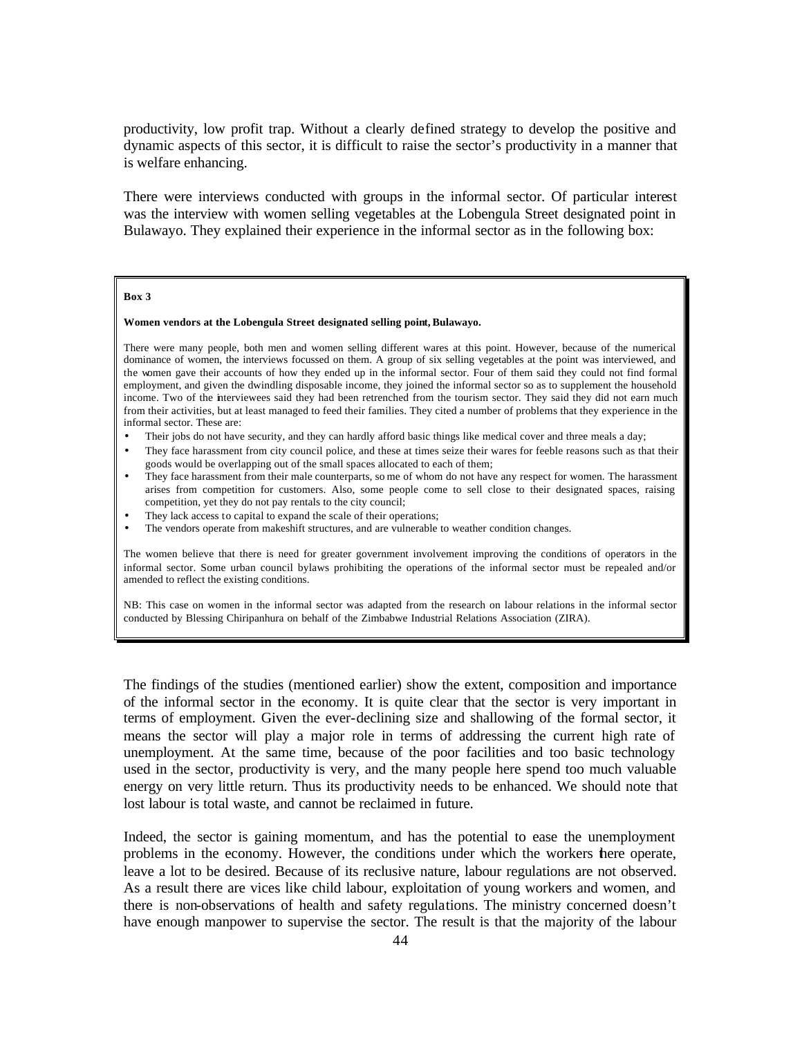productivity, low profit trap. Without a clearly defined strategy to develop the positive and dynamic aspects of this sector, it is difficult to raise the sector's productivity in a manner that is welfare enhancing.

There were interviews conducted with groups in the informal sector. Of particular interest was the interview with women selling vegetables at the Lobengula Street designated point in Bulawayo. They explained their experience in the informal sector as in the following box:

> **Box 3**
>
> **Women vendors at the Lobengula Street designated selling point, Bulawayo.**
>
> There were many people, both men and women selling different wares at this point. However, because of the numerical dominance of women, the interviews focussed on them. A group of six selling vegetables at the point was interviewed, and the women gave their accounts of how they ended up in the informal sector. Four of them said they could not find formal employment, and given the dwindling disposable income, they joined the informal sector so as to supplement the household income. Two of the interviewees said they had been retrenched from the tourism sector. They said they did not earn much from their activities, but at least managed to feed their families. They cited a number of problems that they experience in the informal sector. These are:
>
> - Their jobs do not have security, and they can hardly afford basic things like medical cover and three meals a day;
> - They face harassment from city council police, and these at times seize their wares for feeble reasons such as that their goods would be overlapping out of the small spaces allocated to each of them;
> - They face harassment from their male counterparts, some of whom do not have any respect for women. The harassment arises from competition for customers. Also, some people come to sell close to their designated spaces, raising competition, yet they do not pay rentals to the city council;
> - They lack access to capital to expand the scale of their operations;
> - The vendors operate from makeshift structures, and are vulnerable to weather condition changes.
>
> The women believe that there is need for greater government involvement improving the conditions of operators in the informal sector. Some urban council bylaws prohibiting the operations of the informal sector must be repealed and/or amended to reflect the existing conditions.
>
> NB: This case on women in the informal sector was adapted from the research on labour relations in the informal sector conducted by Blessing Chiripanhura on behalf of the Zimbabwe Industrial Relations Association (ZIRA).

The findings of the studies (mentioned earlier) show the extent, composition and importance of the informal sector in the economy. It is quite clear that the sector is very important in terms of employment. Given the ever-declining size and shallowing of the formal sector, it means the sector will play a major role in terms of addressing the current high rate of unemployment. At the same time, because of the poor facilities and too basic technology used in the sector, productivity is very, and the many people here spend too much valuable energy on very little return. Thus its productivity needs to be enhanced. We should note that lost labour is total waste, and cannot be reclaimed in future.

Indeed, the sector is gaining momentum, and has the potential to ease the unemployment problems in the economy. However, the conditions under which the workers there operate, leave a lot to be desired. Because of its reclusive nature, labour regulations are not observed. As a result there are vices like child labour, exploitation of young workers and women, and there is non-observations of health and safety regulations. The ministry concerned doesn't have enough manpower to supervise the sector. The result is that the majority of the labour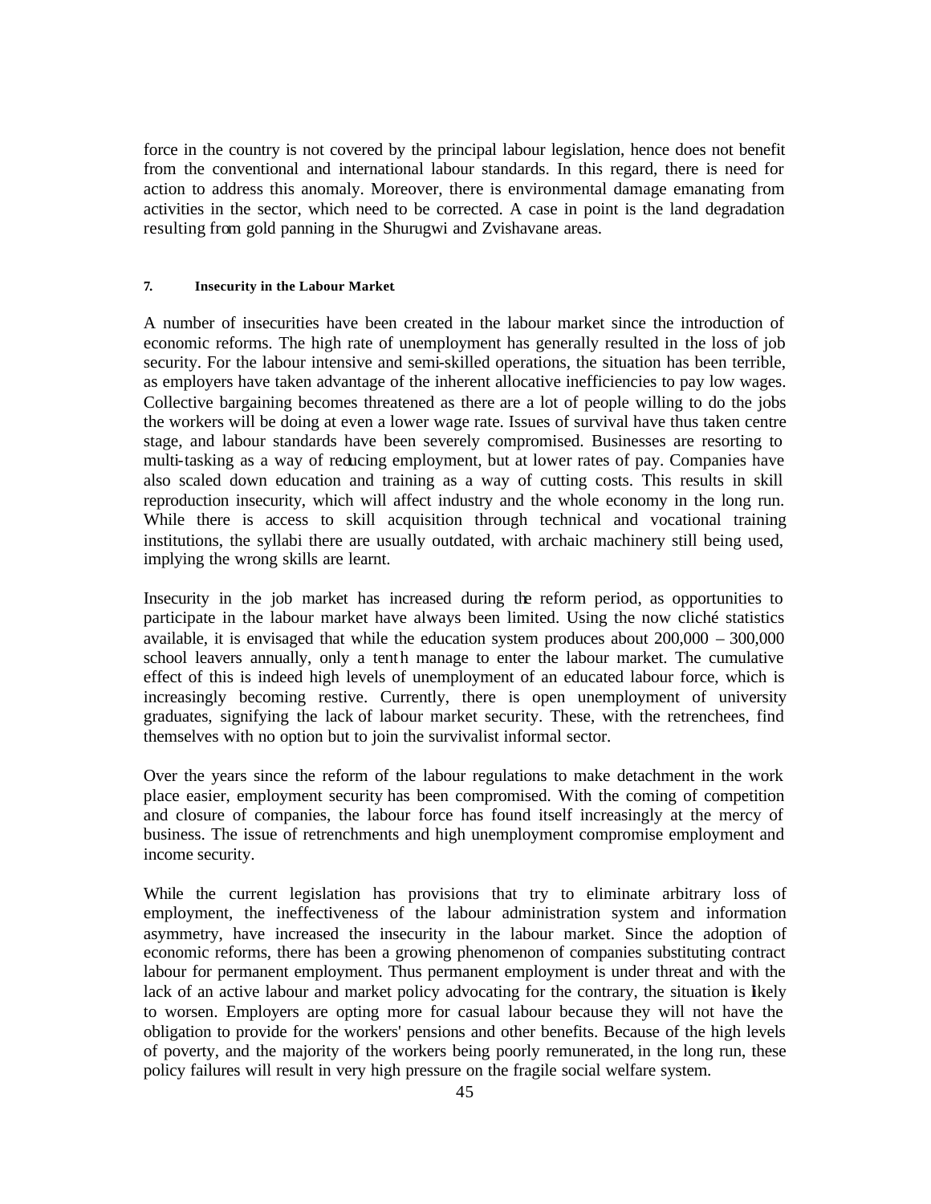force in the country is not covered by the principal labour legislation, hence does not benefit from the conventional and international labour standards. In this regard, there is need for action to address this anomaly. Moreover, there is environmental damage emanating from activities in the sector, which need to be corrected. A case in point is the land degradation resulting from gold panning in the Shurugwi and Zvishavane areas.

#### 7. Insecurity in the Labour Market

A number of insecurities have been created in the labour market since the introduction of economic reforms. The high rate of unemployment has generally resulted in the loss of job security. For the labour intensive and semi-skilled operations, the situation has been terrible, as employers have taken advantage of the inherent allocative inefficiencies to pay low wages. Collective bargaining becomes threatened as there are a lot of people willing to do the jobs the workers will be doing at even a lower wage rate. Issues of survival have thus taken centre stage, and labour standards have been severely compromised. Businesses are resorting to multi-tasking as a way of reducing employment, but at lower rates of pay. Companies have also scaled down education and training as a way of cutting costs. This results in skill reproduction insecurity, which will affect industry and the whole economy in the long run. While there is access to skill acquisition through technical and vocational training institutions, the syllabi there are usually outdated, with archaic machinery still being used, implying the wrong skills are learnt.

Insecurity in the job market has increased during the reform period, as opportunities to participate in the labour market have always been limited. Using the now cliché statistics available, it is envisaged that while the education system produces about 200,000 – 300,000 school leavers annually, only a tenth manage to enter the labour market. The cumulative effect of this is indeed high levels of unemployment of an educated labour force, which is increasingly becoming restive. Currently, there is open unemployment of university graduates, signifying the lack of labour market security. These, with the retrenchees, find themselves with no option but to join the survivalist informal sector.

Over the years since the reform of the labour regulations to make detachment in the work place easier, employment security has been compromised. With the coming of competition and closure of companies, the labour force has found itself increasingly at the mercy of business. The issue of retrenchments and high unemployment compromise employment and income security.

While the current legislation has provisions that try to eliminate arbitrary loss of employment, the ineffectiveness of the labour administration system and information asymmetry, have increased the insecurity in the labour market. Since the adoption of economic reforms, there has been a growing phenomenon of companies substituting contract labour for permanent employment. Thus permanent employment is under threat and with the lack of an active labour and market policy advocating for the contrary, the situation is likely to worsen. Employers are opting more for casual labour because they will not have the obligation to provide for the workers' pensions and other benefits. Because of the high levels of poverty, and the majority of the workers being poorly remunerated, in the long run, these policy failures will result in very high pressure on the fragile social welfare system.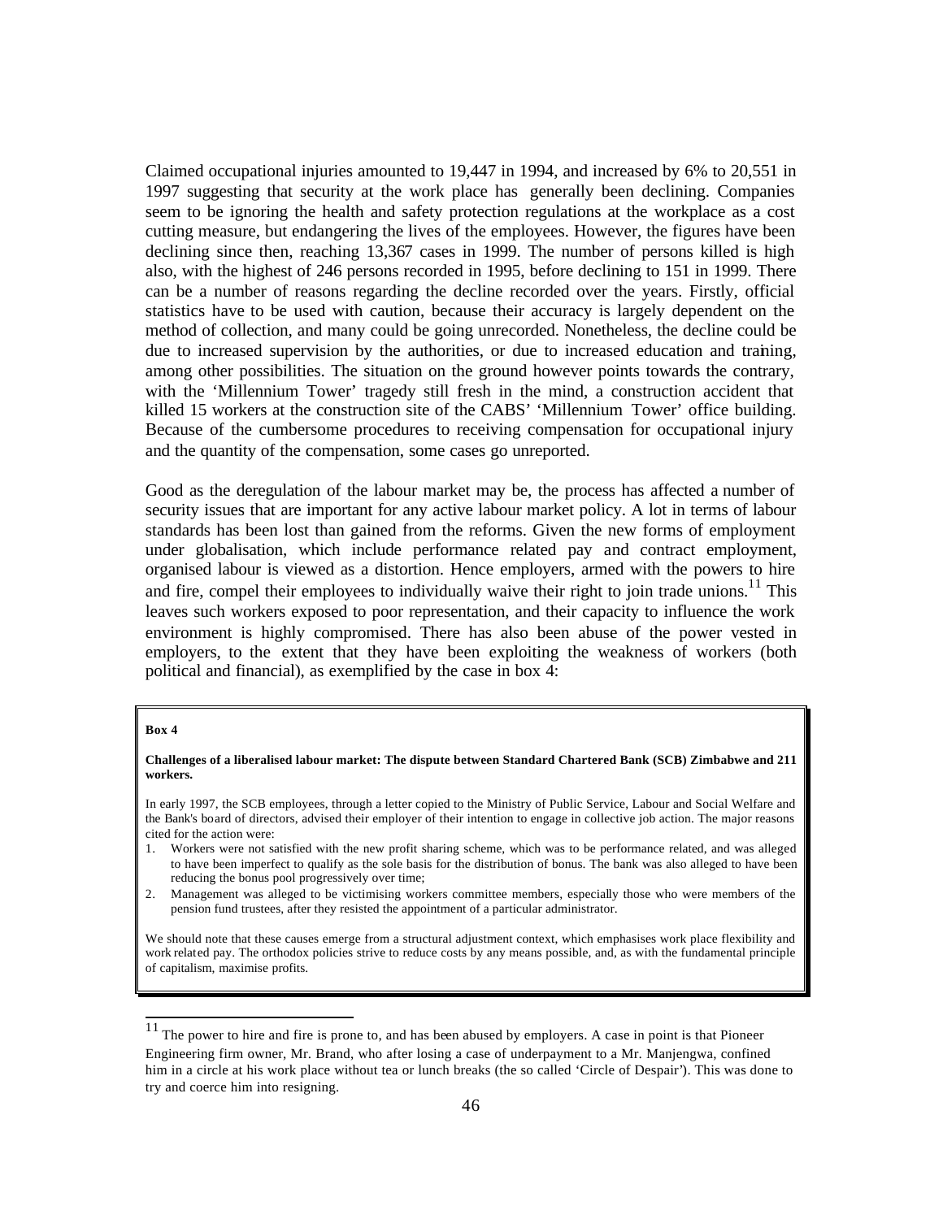Claimed occupational injuries amounted to 19,447 in 1994, and increased by 6% to 20,551 in 1997 suggesting that security at the work place has generally been declining. Companies seem to be ignoring the health and safety protection regulations at the workplace as a cost cutting measure, but endangering the lives of the employees. However, the figures have been declining since then, reaching 13,367 cases in 1999. The number of persons killed is high also, with the highest of 246 persons recorded in 1995, before declining to 151 in 1999. There can be a number of reasons regarding the decline recorded over the years. Firstly, official statistics have to be used with caution, because their accuracy is largely dependent on the method of collection, and many could be going unrecorded. Nonetheless, the decline could be due to increased supervision by the authorities, or due to increased education and training, among other possibilities. The situation on the ground however points towards the contrary, with the 'Millennium Tower' tragedy still fresh in the mind, a construction accident that killed 15 workers at the construction site of the CABS' 'Millennium Tower' office building. Because of the cumbersome procedures to receiving compensation for occupational injury and the quantity of the compensation, some cases go unreported.

Good as the deregulation of the labour market may be, the process has affected a number of security issues that are important for any active labour market policy. A lot in terms of labour standards has been lost than gained from the reforms. Given the new forms of employment under globalisation, which include performance related pay and contract employment, organised labour is viewed as a distortion. Hence employers, armed with the powers to hire and fire, compel their employees to individually waive their right to join trade unions.[11] This leaves such workers exposed to poor representation, and their capacity to influence the work environment is highly compromised. There has also been abuse of the power vested in employers, to the extent that they have been exploiting the weakness of workers (both political and financial), as exemplified by the case in box 4:

**Box 4**

**Challenges of a liberalised labour market: The dispute between Standard Chartered Bank (SCB) Zimbabwe and 211 workers.**

In early 1997, the SCB employees, through a letter copied to the Ministry of Public Service, Labour and Social Welfare and the Bank's board of directors, advised their employer of their intention to engage in collective job action. The major reasons cited for the action were:

1. Workers were not satisfied with the new profit sharing scheme, which was to be performance related, and was alleged to have been imperfect to qualify as the sole basis for the distribution of bonus. The bank was also alleged to have been reducing the bonus pool progressively over time;
2. Management was alleged to be victimising workers committee members, especially those who were members of the pension fund trustees, after they resisted the appointment of a particular administrator.

We should note that these causes emerge from a structural adjustment context, which emphasises work place flexibility and work related pay. The orthodox policies strive to reduce costs by any means possible, and, as with the fundamental principle of capitalism, maximise profits.

---

[11] The power to hire and fire is prone to, and has been abused by employers. A case in point is that Pioneer Engineering firm owner, Mr. Brand, who after losing a case of underpayment to a Mr. Manjengwa, confined him in a circle at his work place without tea or lunch breaks (the so called 'Circle of Despair'). This was done to try and coerce him into resigning.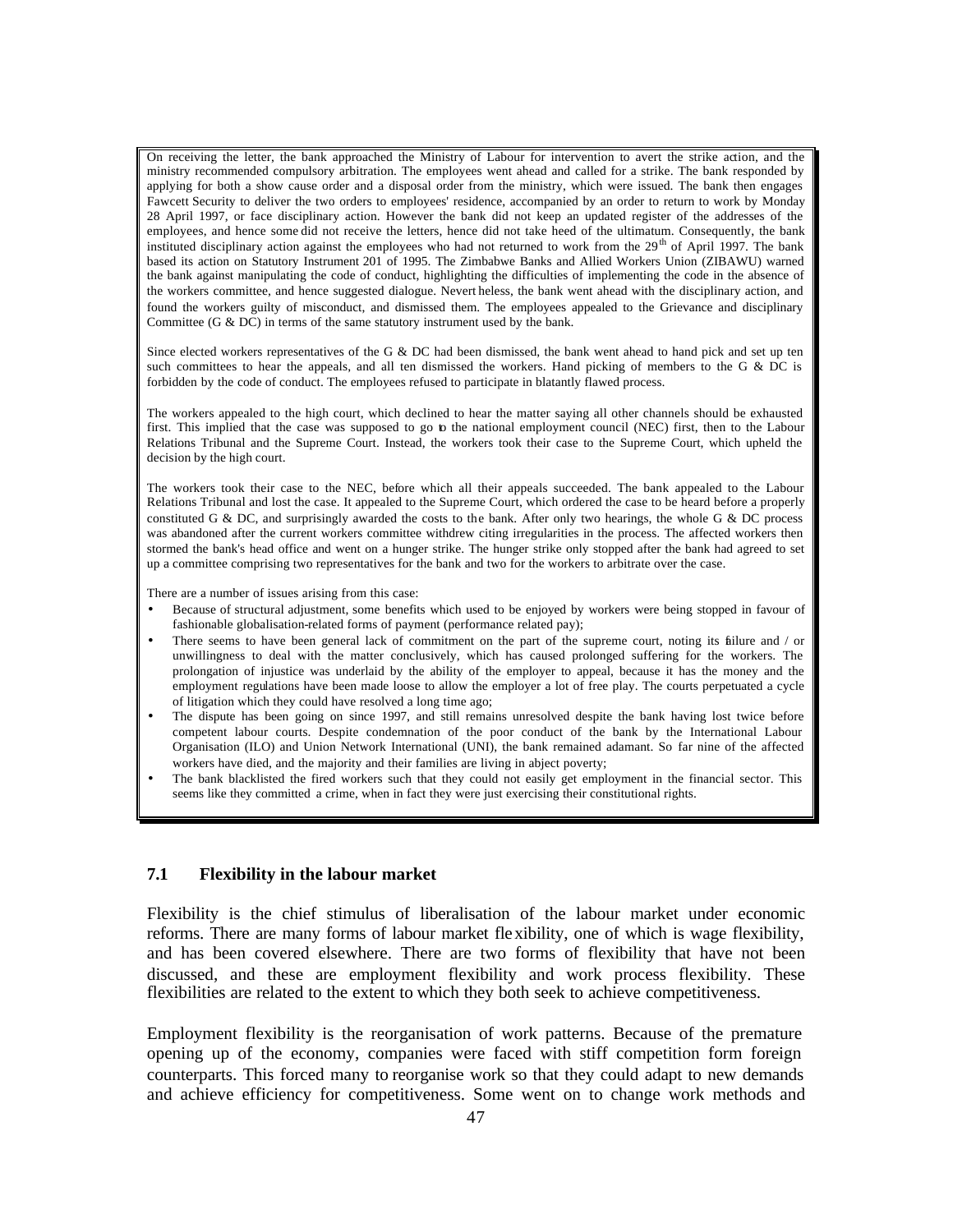On receiving the letter, the bank approached the Ministry of Labour for intervention to avert the strike action, and the ministry recommended compulsory arbitration. The employees went ahead and called for a strike. The bank responded by applying for both a show cause order and a disposal order from the ministry, which were issued. The bank then engages Fawcett Security to deliver the two orders to employees' residence, accompanied by an order to return to work by Monday 28 April 1997, or face disciplinary action. However the bank did not keep an updated register of the addresses of the employees, and hence some did not receive the letters, hence did not take heed of the ultimatum. Consequently, the bank instituted disciplinary action against the employees who had not returned to work from the 29th of April 1997. The bank based its action on Statutory Instrument 201 of 1995. The Zimbabwe Banks and Allied Workers Union (ZIBAWU) warned the bank against manipulating the code of conduct, highlighting the difficulties of implementing the code in the absence of the workers committee, and hence suggested dialogue. Nevertheless, the bank went ahead with the disciplinary action, and found the workers guilty of misconduct, and dismissed them. The employees appealed to the Grievance and disciplinary Committee (G & DC) in terms of the same statutory instrument used by the bank.

Since elected workers representatives of the G & DC had been dismissed, the bank went ahead to hand pick and set up ten such committees to hear the appeals, and all ten dismissed the workers. Hand picking of members to the G & DC is forbidden by the code of conduct. The employees refused to participate in blatantly flawed process.

The workers appealed to the high court, which declined to hear the matter saying all other channels should be exhausted first. This implied that the case was supposed to go to the national employment council (NEC) first, then to the Labour Relations Tribunal and the Supreme Court. Instead, the workers took their case to the Supreme Court, which upheld the decision by the high court.

The workers took their case to the NEC, before which all their appeals succeeded. The bank appealed to the Labour Relations Tribunal and lost the case. It appealed to the Supreme Court, which ordered the case to be heard before a properly constituted G & DC, and surprisingly awarded the costs to the bank. After only two hearings, the whole G & DC process was abandoned after the current workers committee withdrew citing irregularities in the process. The affected workers then stormed the bank's head office and went on a hunger strike. The hunger strike only stopped after the bank had agreed to set up a committee comprising two representatives for the bank and two for the workers to arbitrate over the case.

There are a number of issues arising from this case:

- Because of structural adjustment, some benefits which used to be enjoyed by workers were being stopped in favour of fashionable globalisation-related forms of payment (performance related pay);
- There seems to have been general lack of commitment on the part of the supreme court, noting its failure and / or unwillingness to deal with the matter conclusively, which has caused prolonged suffering for the workers. The prolongation of injustice was underlaid by the ability of the employer to appeal, because it has the money and the employment regulations have been made loose to allow the employer a lot of free play. The courts perpetuated a cycle of litigation which they could have resolved a long time ago;
- The dispute has been going on since 1997, and still remains unresolved despite the bank having lost twice before competent labour courts. Despite condemnation of the poor conduct of the bank by the International Labour Organisation (ILO) and Union Network International (UNI), the bank remained adamant. So far nine of the affected workers have died, and the majority and their families are living in abject poverty;
- The bank blacklisted the fired workers such that they could not easily get employment in the financial sector. This seems like they committed a crime, when in fact they were just exercising their constitutional rights.

### 7.1 Flexibility in the labour market

Flexibility is the chief stimulus of liberalisation of the labour market under economic reforms. There are many forms of labour market flexibility, one of which is wage flexibility, and has been covered elsewhere. There are two forms of flexibility that have not been discussed, and these are employment flexibility and work process flexibility. These flexibilities are related to the extent to which they both seek to achieve competitiveness.

Employment flexibility is the reorganisation of work patterns. Because of the premature opening up of the economy, companies were faced with stiff competition form foreign counterparts. This forced many to reorganise work so that they could adapt to new demands and achieve efficiency for competitiveness. Some went on to change work methods and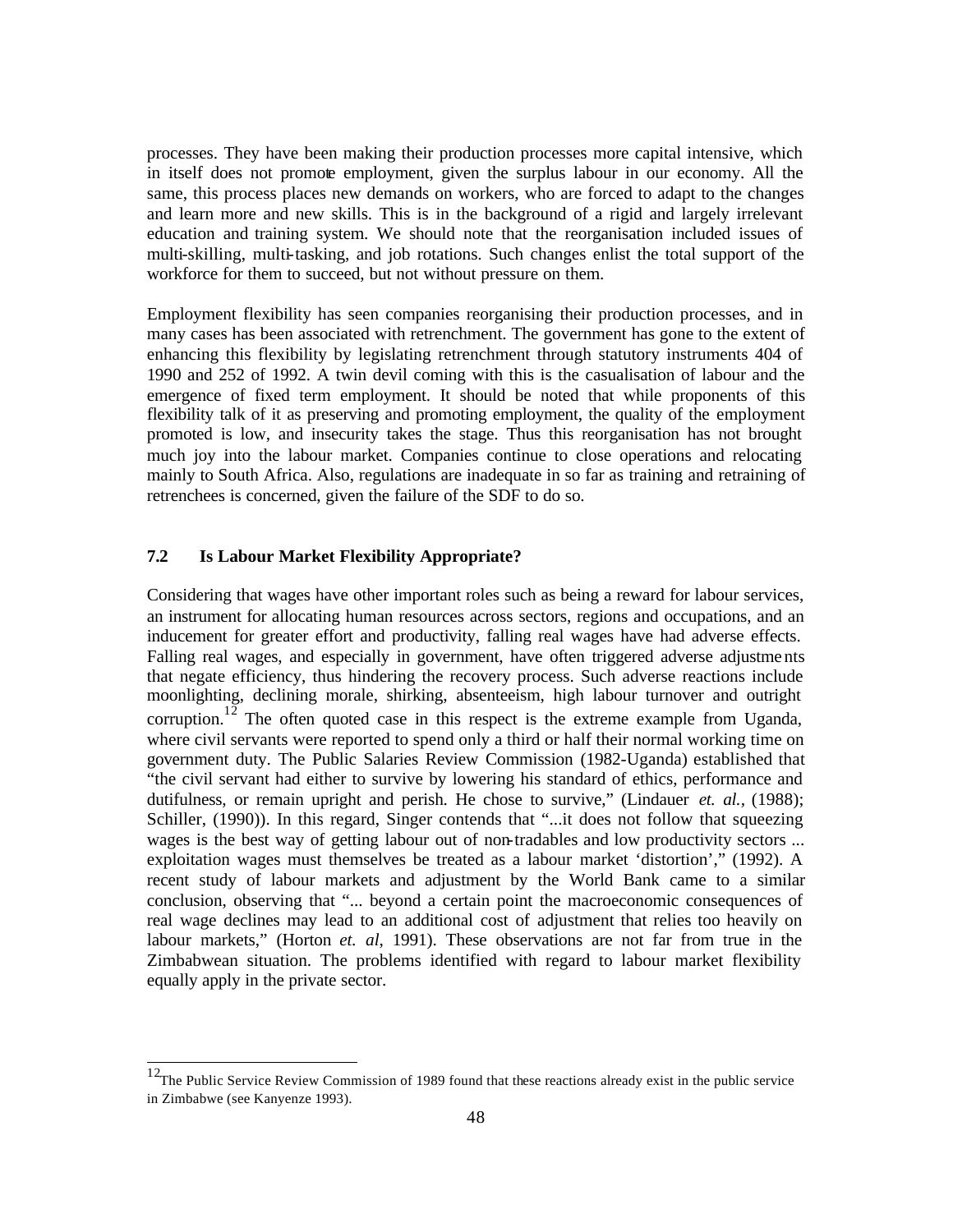processes. They have been making their production processes more capital intensive, which in itself does not promote employment, given the surplus labour in our economy. All the same, this process places new demands on workers, who are forced to adapt to the changes and learn more and new skills. This is in the background of a rigid and largely irrelevant education and training system. We should note that the reorganisation included issues of multi-skilling, multi-tasking, and job rotations. Such changes enlist the total support of the workforce for them to succeed, but not without pressure on them.

Employment flexibility has seen companies reorganising their production processes, and in many cases has been associated with retrenchment. The government has gone to the extent of enhancing this flexibility by legislating retrenchment through statutory instruments 404 of 1990 and 252 of 1992. A twin devil coming with this is the casualisation of labour and the emergence of fixed term employment. It should be noted that while proponents of this flexibility talk of it as preserving and promoting employment, the quality of the employment promoted is low, and insecurity takes the stage. Thus this reorganisation has not brought much joy into the labour market. Companies continue to close operations and relocating mainly to South Africa. Also, regulations are inadequate in so far as training and retraining of retrenchees is concerned, given the failure of the SDF to do so.

### 7.2 Is Labour Market Flexibility Appropriate?

Considering that wages have other important roles such as being a reward for labour services, an instrument for allocating human resources across sectors, regions and occupations, and an inducement for greater effort and productivity, falling real wages have had adverse effects. Falling real wages, and especially in government, have often triggered adverse adjustments that negate efficiency, thus hindering the recovery process. Such adverse reactions include moonlighting, declining morale, shirking, absenteeism, high labour turnover and outright corruption.[12] The often quoted case in this respect is the extreme example from Uganda, where civil servants were reported to spend only a third or half their normal working time on government duty. The Public Salaries Review Commission (1982-Uganda) established that "the civil servant had either to survive by lowering his standard of ethics, performance and dutifulness, or remain upright and perish. He chose to survive," (Lindauer *et. al.*, (1988); Schiller, (1990)). In this regard, Singer contends that "...it does not follow that squeezing wages is the best way of getting labour out of non-tradables and low productivity sectors ... exploitation wages must themselves be treated as a labour market 'distortion'," (1992). A recent study of labour markets and adjustment by the World Bank came to a similar conclusion, observing that "... beyond a certain point the macroeconomic consequences of real wage declines may lead to an additional cost of adjustment that relies too heavily on labour markets," (Horton *et. al*, 1991). These observations are not far from true in the Zimbabwean situation. The problems identified with regard to labour market flexibility equally apply in the private sector.

---

[12] The Public Service Review Commission of 1989 found that these reactions already exist in the public service in Zimbabwe (see Kanyenze 1993).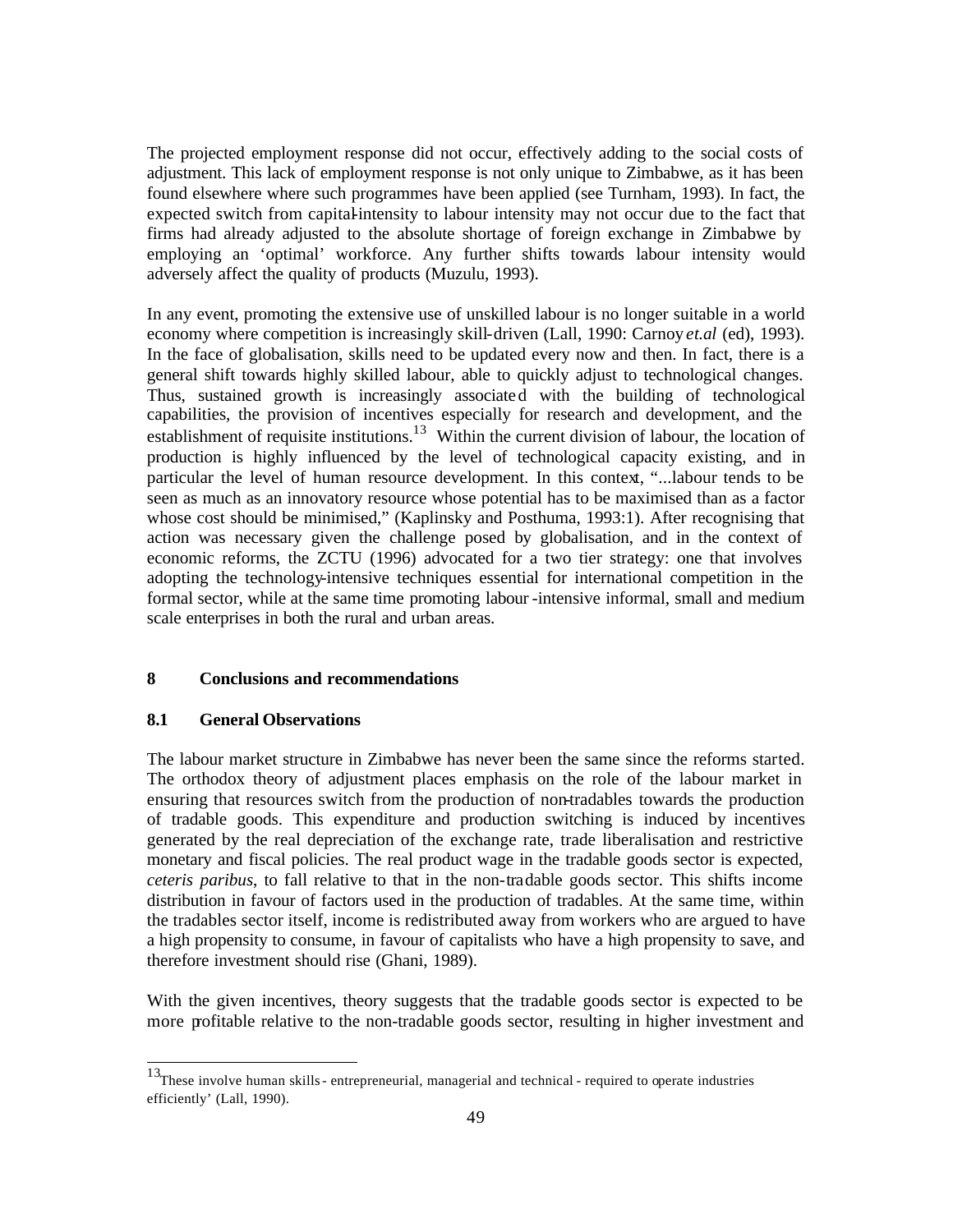The projected employment response did not occur, effectively adding to the social costs of adjustment. This lack of employment response is not only unique to Zimbabwe, as it has been found elsewhere where such programmes have been applied (see Turnham, 1993). In fact, the expected switch from capital-intensity to labour intensity may not occur due to the fact that firms had already adjusted to the absolute shortage of foreign exchange in Zimbabwe by employing an 'optimal' workforce. Any further shifts towards labour intensity would adversely affect the quality of products (Muzulu, 1993).

In any event, promoting the extensive use of unskilled labour is no longer suitable in a world economy where competition is increasingly skill-driven (Lall, 1990: Carnoy *et.al* (ed), 1993). In the face of globalisation, skills need to be updated every now and then. In fact, there is a general shift towards highly skilled labour, able to quickly adjust to technological changes. Thus, sustained growth is increasingly associated with the building of technological capabilities, the provision of incentives especially for research and development, and the establishment of requisite institutions.[13] Within the current division of labour, the location of production is highly influenced by the level of technological capacity existing, and in particular the level of human resource development. In this context, "...labour tends to be seen as much as an innovatory resource whose potential has to be maximised than as a factor whose cost should be minimised," (Kaplinsky and Posthuma, 1993:1). After recognising that action was necessary given the challenge posed by globalisation, and in the context of economic reforms, the ZCTU (1996) advocated for a two tier strategy: one that involves adopting the technology-intensive techniques essential for international competition in the formal sector, while at the same time promoting labour-intensive informal, small and medium scale enterprises in both the rural and urban areas.

## 8 Conclusions and recommendations

### 8.1 General Observations

The labour market structure in Zimbabwe has never been the same since the reforms started. The orthodox theory of adjustment places emphasis on the role of the labour market in ensuring that resources switch from the production of non-tradables towards the production of tradable goods. This expenditure and production switching is induced by incentives generated by the real depreciation of the exchange rate, trade liberalisation and restrictive monetary and fiscal policies. The real product wage in the tradable goods sector is expected, *ceteris paribus*, to fall relative to that in the non-tradable goods sector. This shifts income distribution in favour of factors used in the production of tradables. At the same time, within the tradables sector itself, income is redistributed away from workers who are argued to have a high propensity to consume, in favour of capitalists who have a high propensity to save, and therefore investment should rise (Ghani, 1989).

With the given incentives, theory suggests that the tradable goods sector is expected to be more profitable relative to the non-tradable goods sector, resulting in higher investment and

[13] These involve human skills - entrepreneurial, managerial and technical - required to operate industries efficiently' (Lall, 1990).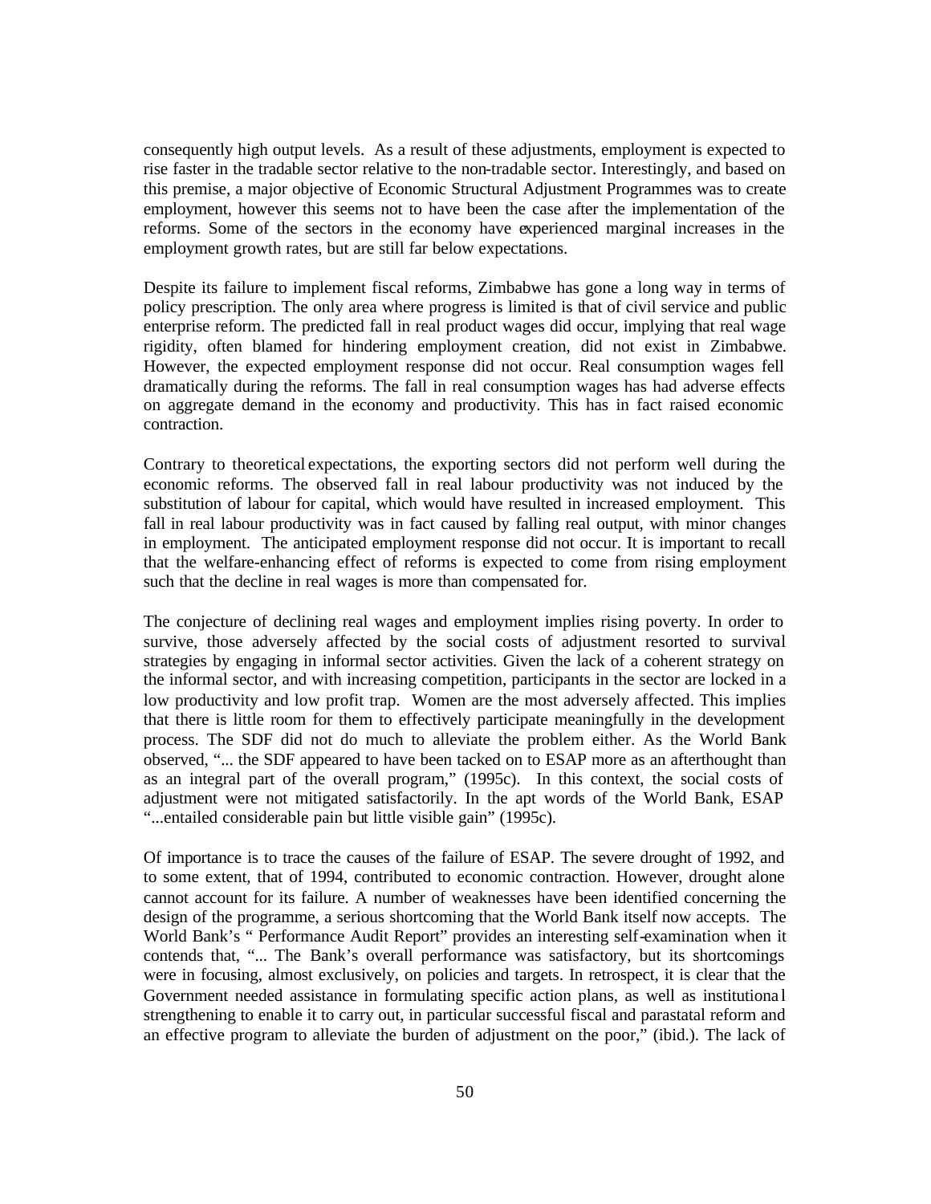consequently high output levels. As a result of these adjustments, employment is expected to rise faster in the tradable sector relative to the non-tradable sector. Interestingly, and based on this premise, a major objective of Economic Structural Adjustment Programmes was to create employment, however this seems not to have been the case after the implementation of the reforms. Some of the sectors in the economy have experienced marginal increases in the employment growth rates, but are still far below expectations.

Despite its failure to implement fiscal reforms, Zimbabwe has gone a long way in terms of policy prescription. The only area where progress is limited is that of civil service and public enterprise reform. The predicted fall in real product wages did occur, implying that real wage rigidity, often blamed for hindering employment creation, did not exist in Zimbabwe. However, the expected employment response did not occur. Real consumption wages fell dramatically during the reforms. The fall in real consumption wages has had adverse effects on aggregate demand in the economy and productivity. This has in fact raised economic contraction.

Contrary to theoretical expectations, the exporting sectors did not perform well during the economic reforms. The observed fall in real labour productivity was not induced by the substitution of labour for capital, which would have resulted in increased employment. This fall in real labour productivity was in fact caused by falling real output, with minor changes in employment. The anticipated employment response did not occur. It is important to recall that the welfare-enhancing effect of reforms is expected to come from rising employment such that the decline in real wages is more than compensated for.

The conjecture of declining real wages and employment implies rising poverty. In order to survive, those adversely affected by the social costs of adjustment resorted to survival strategies by engaging in informal sector activities. Given the lack of a coherent strategy on the informal sector, and with increasing competition, participants in the sector are locked in a low productivity and low profit trap. Women are the most adversely affected. This implies that there is little room for them to effectively participate meaningfully in the development process. The SDF did not do much to alleviate the problem either. As the World Bank observed, "... the SDF appeared to have been tacked on to ESAP more as an afterthought than as an integral part of the overall program," (1995c). In this context, the social costs of adjustment were not mitigated satisfactorily. In the apt words of the World Bank, ESAP "...entailed considerable pain but little visible gain" (1995c).

Of importance is to trace the causes of the failure of ESAP. The severe drought of 1992, and to some extent, that of 1994, contributed to economic contraction. However, drought alone cannot account for its failure. A number of weaknesses have been identified concerning the design of the programme, a serious shortcoming that the World Bank itself now accepts. The World Bank's " Performance Audit Report" provides an interesting self-examination when it contends that, "... The Bank's overall performance was satisfactory, but its shortcomings were in focusing, almost exclusively, on policies and targets. In retrospect, it is clear that the Government needed assistance in formulating specific action plans, as well as institutional strengthening to enable it to carry out, in particular successful fiscal and parastatal reform and an effective program to alleviate the burden of adjustment on the poor," (ibid.). The lack of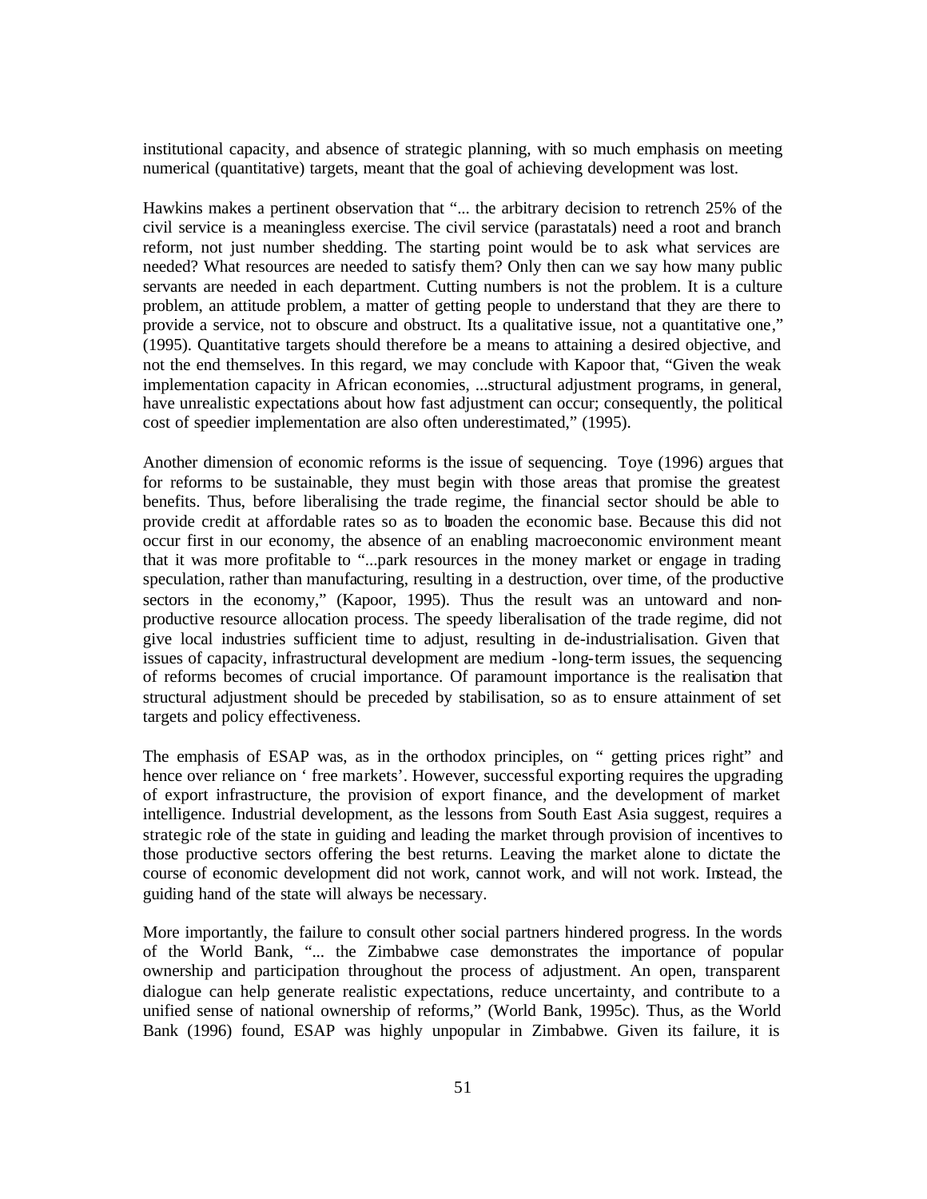institutional capacity, and absence of strategic planning, with so much emphasis on meeting numerical (quantitative) targets, meant that the goal of achieving development was lost.

Hawkins makes a pertinent observation that "... the arbitrary decision to retrench 25% of the civil service is a meaningless exercise. The civil service (parastatals) need a root and branch reform, not just number shedding. The starting point would be to ask what services are needed? What resources are needed to satisfy them? Only then can we say how many public servants are needed in each department. Cutting numbers is not the problem. It is a culture problem, an attitude problem, a matter of getting people to understand that they are there to provide a service, not to obscure and obstruct. Its a qualitative issue, not a quantitative one," (1995). Quantitative targets should therefore be a means to attaining a desired objective, and not the end themselves. In this regard, we may conclude with Kapoor that, "Given the weak implementation capacity in African economies, ...structural adjustment programs, in general, have unrealistic expectations about how fast adjustment can occur; consequently, the political cost of speedier implementation are also often underestimated," (1995).

Another dimension of economic reforms is the issue of sequencing. Toye (1996) argues that for reforms to be sustainable, they must begin with those areas that promise the greatest benefits. Thus, before liberalising the trade regime, the financial sector should be able to provide credit at affordable rates so as to broaden the economic base. Because this did not occur first in our economy, the absence of an enabling macroeconomic environment meant that it was more profitable to "...park resources in the money market or engage in trading speculation, rather than manufacturing, resulting in a destruction, over time, of the productive sectors in the economy," (Kapoor, 1995). Thus the result was an untoward and non-productive resource allocation process. The speedy liberalisation of the trade regime, did not give local industries sufficient time to adjust, resulting in de-industrialisation. Given that issues of capacity, infrastructural development are medium -long-term issues, the sequencing of reforms becomes of crucial importance. Of paramount importance is the realisation that structural adjustment should be preceded by stabilisation, so as to ensure attainment of set targets and policy effectiveness.

The emphasis of ESAP was, as in the orthodox principles, on " getting prices right" and hence over reliance on ' free markets'. However, successful exporting requires the upgrading of export infrastructure, the provision of export finance, and the development of market intelligence. Industrial development, as the lessons from South East Asia suggest, requires a strategic role of the state in guiding and leading the market through provision of incentives to those productive sectors offering the best returns. Leaving the market alone to dictate the course of economic development did not work, cannot work, and will not work. Instead, the guiding hand of the state will always be necessary.

More importantly, the failure to consult other social partners hindered progress. In the words of the World Bank, "... the Zimbabwe case demonstrates the importance of popular ownership and participation throughout the process of adjustment. An open, transparent dialogue can help generate realistic expectations, reduce uncertainty, and contribute to a unified sense of national ownership of reforms," (World Bank, 1995c). Thus, as the World Bank (1996) found, ESAP was highly unpopular in Zimbabwe. Given its failure, it is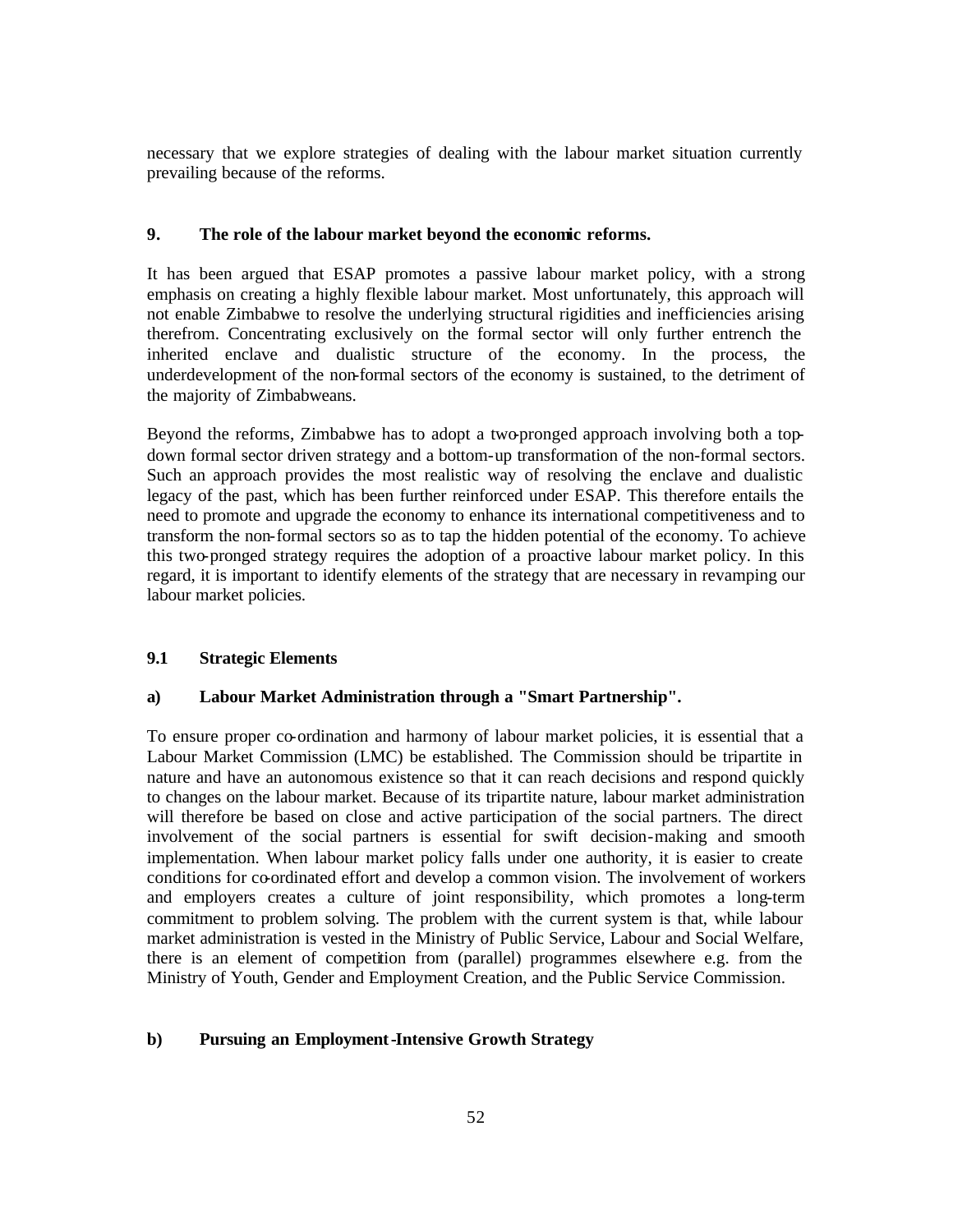necessary that we explore strategies of dealing with the labour market situation currently prevailing because of the reforms.

## 9. The role of the labour market beyond the economic reforms.

It has been argued that ESAP promotes a passive labour market policy, with a strong emphasis on creating a highly flexible labour market. Most unfortunately, this approach will not enable Zimbabwe to resolve the underlying structural rigidities and inefficiencies arising therefrom. Concentrating exclusively on the formal sector will only further entrench the inherited enclave and dualistic structure of the economy. In the process, the underdevelopment of the non-formal sectors of the economy is sustained, to the detriment of the majority of Zimbabweans.

Beyond the reforms, Zimbabwe has to adopt a two-pronged approach involving both a top-down formal sector driven strategy and a bottom-up transformation of the non-formal sectors. Such an approach provides the most realistic way of resolving the enclave and dualistic legacy of the past, which has been further reinforced under ESAP. This therefore entails the need to promote and upgrade the economy to enhance its international competitiveness and to transform the non-formal sectors so as to tap the hidden potential of the economy. To achieve this two-pronged strategy requires the adoption of a proactive labour market policy. In this regard, it is important to identify elements of the strategy that are necessary in revamping our labour market policies.

### 9.1 Strategic Elements

#### a) Labour Market Administration through a "Smart Partnership".

To ensure proper co-ordination and harmony of labour market policies, it is essential that a Labour Market Commission (LMC) be established. The Commission should be tripartite in nature and have an autonomous existence so that it can reach decisions and respond quickly to changes on the labour market. Because of its tripartite nature, labour market administration will therefore be based on close and active participation of the social partners. The direct involvement of the social partners is essential for swift decision-making and smooth implementation. When labour market policy falls under one authority, it is easier to create conditions for co-ordinated effort and develop a common vision. The involvement of workers and employers creates a culture of joint responsibility, which promotes a long-term commitment to problem solving. The problem with the current system is that, while labour market administration is vested in the Ministry of Public Service, Labour and Social Welfare, there is an element of competition from (parallel) programmes elsewhere e.g. from the Ministry of Youth, Gender and Employment Creation, and the Public Service Commission.

#### b) Pursuing an Employment-Intensive Growth Strategy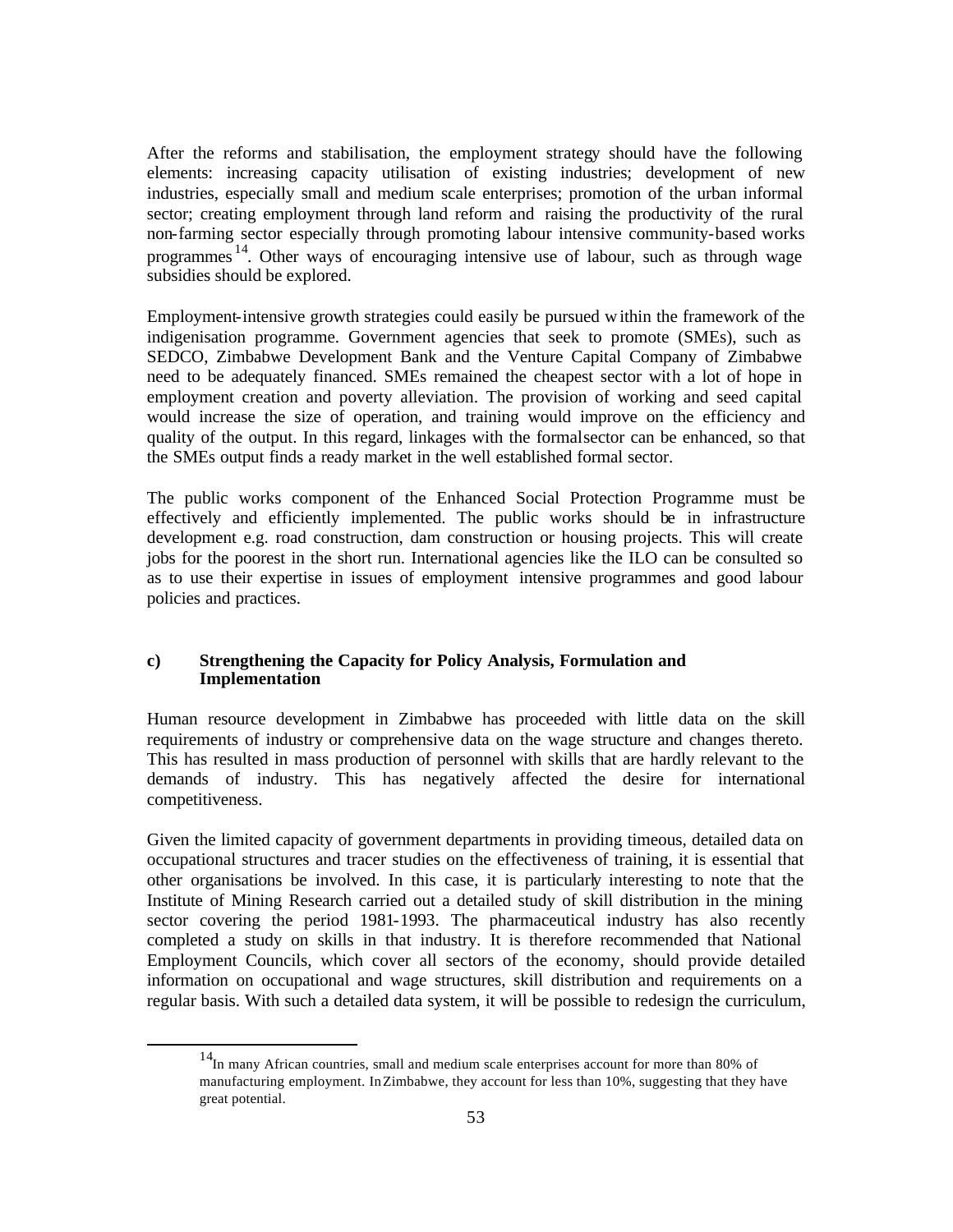After the reforms and stabilisation, the employment strategy should have the following elements: increasing capacity utilisation of existing industries; development of new industries, especially small and medium scale enterprises; promotion of the urban informal sector; creating employment through land reform and raising the productivity of the rural non-farming sector especially through promoting labour intensive community-based works programmes[14]. Other ways of encouraging intensive use of labour, such as through wage subsidies should be explored.

Employment-intensive growth strategies could easily be pursued within the framework of the indigenisation programme. Government agencies that seek to promote (SMEs), such as SEDCO, Zimbabwe Development Bank and the Venture Capital Company of Zimbabwe need to be adequately financed. SMEs remained the cheapest sector with a lot of hope in employment creation and poverty alleviation. The provision of working and seed capital would increase the size of operation, and training would improve on the efficiency and quality of the output. In this regard, linkages with the formal sector can be enhanced, so that the SMEs output finds a ready market in the well established formal sector.

The public works component of the Enhanced Social Protection Programme must be effectively and efficiently implemented. The public works should be in infrastructure development e.g. road construction, dam construction or housing projects. This will create jobs for the poorest in the short run. International agencies like the ILO can be consulted so as to use their expertise in issues of employment intensive programmes and good labour policies and practices.

#### c) Strengthening the Capacity for Policy Analysis, Formulation and Implementation

Human resource development in Zimbabwe has proceeded with little data on the skill requirements of industry or comprehensive data on the wage structure and changes thereto. This has resulted in mass production of personnel with skills that are hardly relevant to the demands of industry. This has negatively affected the desire for international competitiveness.

Given the limited capacity of government departments in providing timeous, detailed data on occupational structures and tracer studies on the effectiveness of training, it is essential that other organisations be involved. In this case, it is particularly interesting to note that the Institute of Mining Research carried out a detailed study of skill distribution in the mining sector covering the period 1981-1993. The pharmaceutical industry has also recently completed a study on skills in that industry. It is therefore recommended that National Employment Councils, which cover all sectors of the economy, should provide detailed information on occupational and wage structures, skill distribution and requirements on a regular basis. With such a detailed data system, it will be possible to redesign the curriculum,

---

[14] In many African countries, small and medium scale enterprises account for more than 80% of manufacturing employment. In Zimbabwe, they account for less than 10%, suggesting that they have great potential.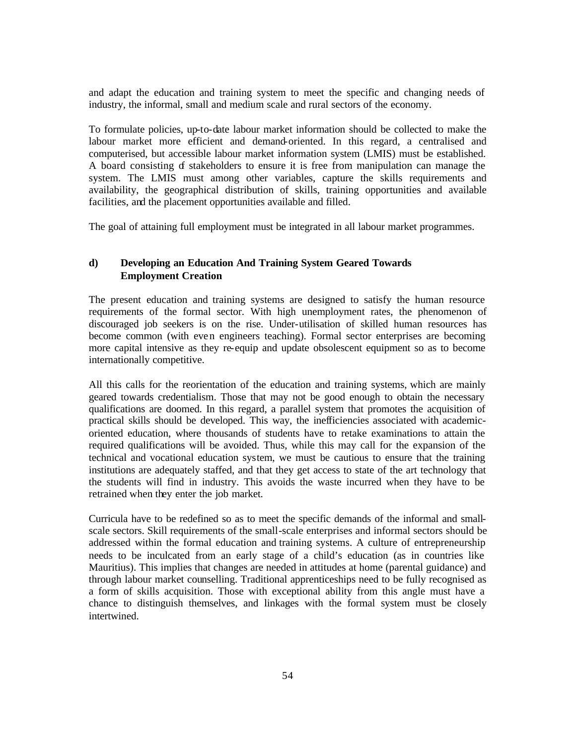and adapt the education and training system to meet the specific and changing needs of industry, the informal, small and medium scale and rural sectors of the economy.

To formulate policies, up-to-date labour market information should be collected to make the labour market more efficient and demand-oriented. In this regard, a centralised and computerised, but accessible labour market information system (LMIS) must be established. A board consisting of stakeholders to ensure it is free from manipulation can manage the system. The LMIS must among other variables, capture the skills requirements and availability, the geographical distribution of skills, training opportunities and available facilities, and the placement opportunities available and filled.

The goal of attaining full employment must be integrated in all labour market programmes.

### d) Developing an Education And Training System Geared Towards Employment Creation

The present education and training systems are designed to satisfy the human resource requirements of the formal sector. With high unemployment rates, the phenomenon of discouraged job seekers is on the rise. Under-utilisation of skilled human resources has become common (with even engineers teaching). Formal sector enterprises are becoming more capital intensive as they re-equip and update obsolescent equipment so as to become internationally competitive.

All this calls for the reorientation of the education and training systems, which are mainly geared towards credentialism. Those that may not be good enough to obtain the necessary qualifications are doomed. In this regard, a parallel system that promotes the acquisition of practical skills should be developed. This way, the inefficiencies associated with academic-oriented education, where thousands of students have to retake examinations to attain the required qualifications will be avoided. Thus, while this may call for the expansion of the technical and vocational education system, we must be cautious to ensure that the training institutions are adequately staffed, and that they get access to state of the art technology that the students will find in industry. This avoids the waste incurred when they have to be retrained when they enter the job market.

Curricula have to be redefined so as to meet the specific demands of the informal and small-scale sectors. Skill requirements of the small-scale enterprises and informal sectors should be addressed within the formal education and training systems. A culture of entrepreneurship needs to be inculcated from an early stage of a child's education (as in countries like Mauritius). This implies that changes are needed in attitudes at home (parental guidance) and through labour market counselling. Traditional apprenticeships need to be fully recognised as a form of skills acquisition. Those with exceptional ability from this angle must have a chance to distinguish themselves, and linkages with the formal system must be closely intertwined.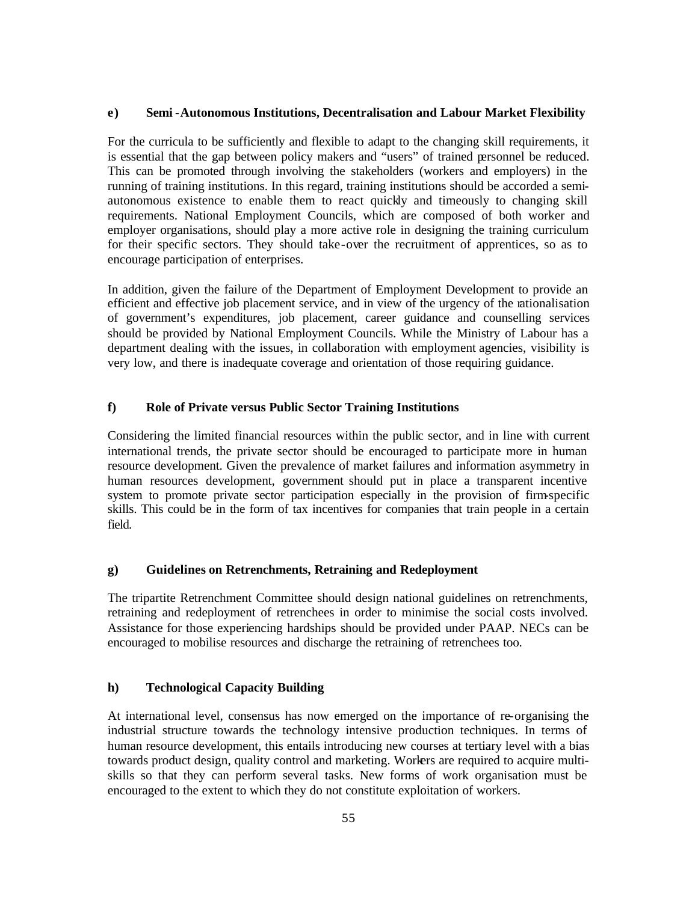#### e) Semi-Autonomous Institutions, Decentralisation and Labour Market Flexibility

For the curricula to be sufficiently and flexible to adapt to the changing skill requirements, it is essential that the gap between policy makers and "users" of trained personnel be reduced. This can be promoted through involving the stakeholders (workers and employers) in the running of training institutions. In this regard, training institutions should be accorded a semi-autonomous existence to enable them to react quickly and timeously to changing skill requirements. National Employment Councils, which are composed of both worker and employer organisations, should play a more active role in designing the training curriculum for their specific sectors. They should take-over the recruitment of apprentices, so as to encourage participation of enterprises.

In addition, given the failure of the Department of Employment Development to provide an efficient and effective job placement service, and in view of the urgency of the rationalisation of government's expenditures, job placement, career guidance and counselling services should be provided by National Employment Councils. While the Ministry of Labour has a department dealing with the issues, in collaboration with employment agencies, visibility is very low, and there is inadequate coverage and orientation of those requiring guidance.

#### f) Role of Private versus Public Sector Training Institutions

Considering the limited financial resources within the public sector, and in line with current international trends, the private sector should be encouraged to participate more in human resource development. Given the prevalence of market failures and information asymmetry in human resources development, government should put in place a transparent incentive system to promote private sector participation especially in the provision of firm-specific skills. This could be in the form of tax incentives for companies that train people in a certain field.

#### g) Guidelines on Retrenchments, Retraining and Redeployment

The tripartite Retrenchment Committee should design national guidelines on retrenchments, retraining and redeployment of retrenchees in order to minimise the social costs involved. Assistance for those experiencing hardships should be provided under PAAP. NECs can be encouraged to mobilise resources and discharge the retraining of retrenchees too.

#### h) Technological Capacity Building

At international level, consensus has now emerged on the importance of re-organising the industrial structure towards the technology intensive production techniques. In terms of human resource development, this entails introducing new courses at tertiary level with a bias towards product design, quality control and marketing. Workers are required to acquire multi-skills so that they can perform several tasks. New forms of work organisation must be encouraged to the extent to which they do not constitute exploitation of workers.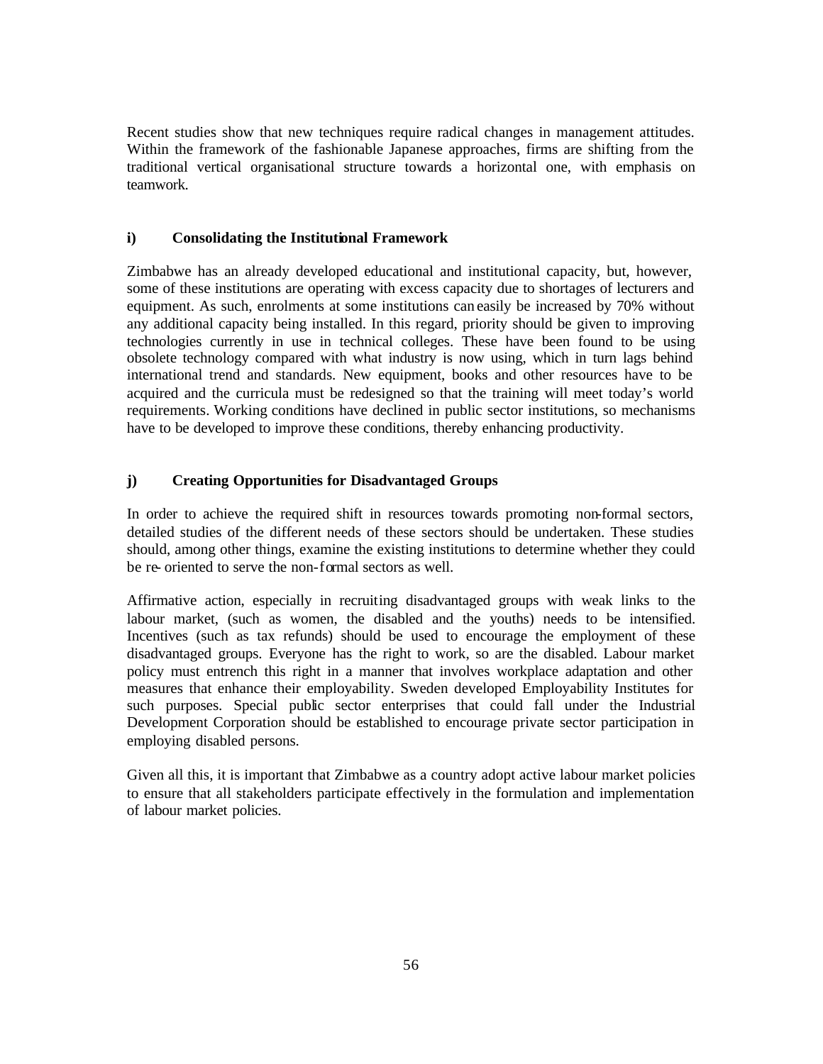Recent studies show that new techniques require radical changes in management attitudes. Within the framework of the fashionable Japanese approaches, firms are shifting from the traditional vertical organisational structure towards a horizontal one, with emphasis on teamwork.

### i) Consolidating the Institutional Framework

Zimbabwe has an already developed educational and institutional capacity, but, however, some of these institutions are operating with excess capacity due to shortages of lecturers and equipment. As such, enrolments at some institutions can easily be increased by 70% without any additional capacity being installed. In this regard, priority should be given to improving technologies currently in use in technical colleges. These have been found to be using obsolete technology compared with what industry is now using, which in turn lags behind international trend and standards. New equipment, books and other resources have to be acquired and the curricula must be redesigned so that the training will meet today's world requirements. Working conditions have declined in public sector institutions, so mechanisms have to be developed to improve these conditions, thereby enhancing productivity.

### j) Creating Opportunities for Disadvantaged Groups

In order to achieve the required shift in resources towards promoting non-formal sectors, detailed studies of the different needs of these sectors should be undertaken. These studies should, among other things, examine the existing institutions to determine whether they could be re-oriented to serve the non-formal sectors as well.

Affirmative action, especially in recruiting disadvantaged groups with weak links to the labour market, (such as women, the disabled and the youths) needs to be intensified. Incentives (such as tax refunds) should be used to encourage the employment of these disadvantaged groups. Everyone has the right to work, so are the disabled. Labour market policy must entrench this right in a manner that involves workplace adaptation and other measures that enhance their employability. Sweden developed Employability Institutes for such purposes. Special public sector enterprises that could fall under the Industrial Development Corporation should be established to encourage private sector participation in employing disabled persons.

Given all this, it is important that Zimbabwe as a country adopt active labour market policies to ensure that all stakeholders participate effectively in the formulation and implementation of labour market policies.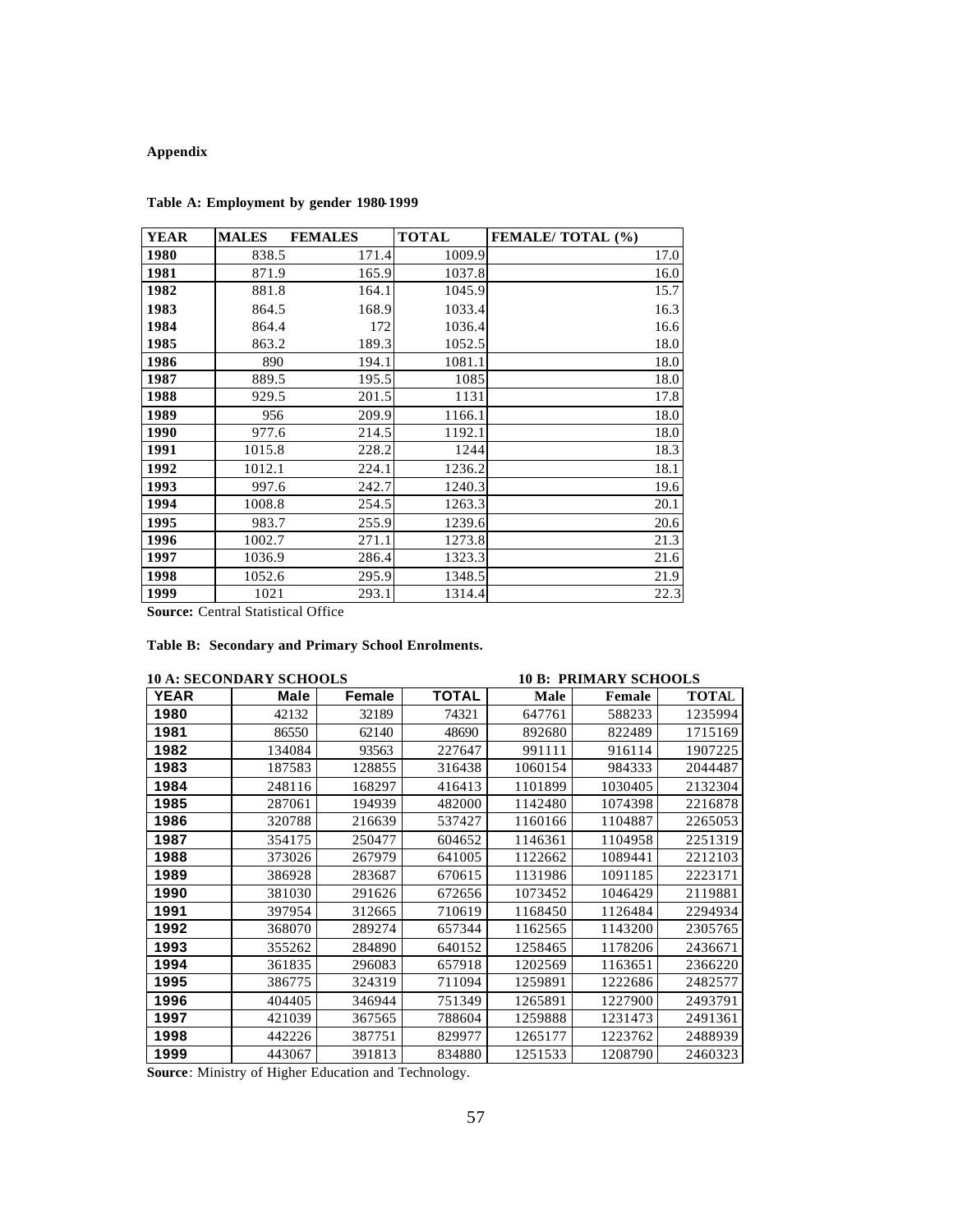**Appendix**

**Table A: Employment by gender 1980-1999**

| YEAR | MALES | FEMALES | TOTAL | FEMALE/ TOTAL (%) |
|---|---|---|---|---|
| 1980 | 838.5 | 171.4 | 1009.9 | 17.0 |
| 1981 | 871.9 | 165.9 | 1037.8 | 16.0 |
| 1982 | 881.8 | 164.1 | 1045.9 | 15.7 |
| 1983 | 864.5 | 168.9 | 1033.4 | 16.3 |
| 1984 | 864.4 | 172 | 1036.4 | 16.6 |
| 1985 | 863.2 | 189.3 | 1052.5 | 18.0 |
| 1986 | 890 | 194.1 | 1081.1 | 18.0 |
| 1987 | 889.5 | 195.5 | 1085 | 18.0 |
| 1988 | 929.5 | 201.5 | 1131 | 17.8 |
| 1989 | 956 | 209.9 | 1166.1 | 18.0 |
| 1990 | 977.6 | 214.5 | 1192.1 | 18.0 |
| 1991 | 1015.8 | 228.2 | 1244 | 18.3 |
| 1992 | 1012.1 | 224.1 | 1236.2 | 18.1 |
| 1993 | 997.6 | 242.7 | 1240.3 | 19.6 |
| 1994 | 1008.8 | 254.5 | 1263.3 | 20.1 |
| 1995 | 983.7 | 255.9 | 1239.6 | 20.6 |
| 1996 | 1002.7 | 271.1 | 1273.8 | 21.3 |
| 1997 | 1036.9 | 286.4 | 1323.3 | 21.6 |
| 1998 | 1052.6 | 295.9 | 1348.5 | 21.9 |
| 1999 | 1021 | 293.1 | 1314.4 | 22.3 |

**Source:** Central Statistical Office

**Table B: Secondary and Primary School Enrolments.**

| | 10 A: SECONDARY SCHOOLS | | | 10 B: PRIMARY SCHOOLS | | |
|---|---|---|---|---|---|---|
| YEAR | Male | Female | TOTAL | Male | Female | TOTAL |
| 1980 | 42132 | 32189 | 74321 | 647761 | 588233 | 1235994 |
| 1981 | 86550 | 62140 | 48690 | 892680 | 822489 | 1715169 |
| 1982 | 134084 | 93563 | 227647 | 991111 | 916114 | 1907225 |
| 1983 | 187583 | 128855 | 316438 | 1060154 | 984333 | 2044487 |
| 1984 | 248116 | 168297 | 416413 | 1101899 | 1030405 | 2132304 |
| 1985 | 287061 | 194939 | 482000 | 1142480 | 1074398 | 2216878 |
| 1986 | 320788 | 216639 | 537427 | 1160166 | 1104887 | 2265053 |
| 1987 | 354175 | 250477 | 604652 | 1146361 | 1104958 | 2251319 |
| 1988 | 373026 | 267979 | 641005 | 1122662 | 1089441 | 2212103 |
| 1989 | 386928 | 283687 | 670615 | 1131986 | 1091185 | 2223171 |
| 1990 | 381030 | 291626 | 672656 | 1073452 | 1046429 | 2119881 |
| 1991 | 397954 | 312665 | 710619 | 1168450 | 1126484 | 2294934 |
| 1992 | 368070 | 289274 | 657344 | 1162565 | 1143200 | 2305765 |
| 1993 | 355262 | 284890 | 640152 | 1258465 | 1178206 | 2436671 |
| 1994 | 361835 | 296083 | 657918 | 1202569 | 1163651 | 2366220 |
| 1995 | 386775 | 324319 | 711094 | 1259891 | 1222686 | 2482577 |
| 1996 | 404405 | 346944 | 751349 | 1265891 | 1227900 | 2493791 |
| 1997 | 421039 | 367565 | 788604 | 1259888 | 1231473 | 2491361 |
| 1998 | 442226 | 387751 | 829977 | 1265177 | 1223762 | 2488939 |
| 1999 | 443067 | 391813 | 834880 | 1251533 | 1208790 | 2460323 |

**Source**: Ministry of Higher Education and Technology.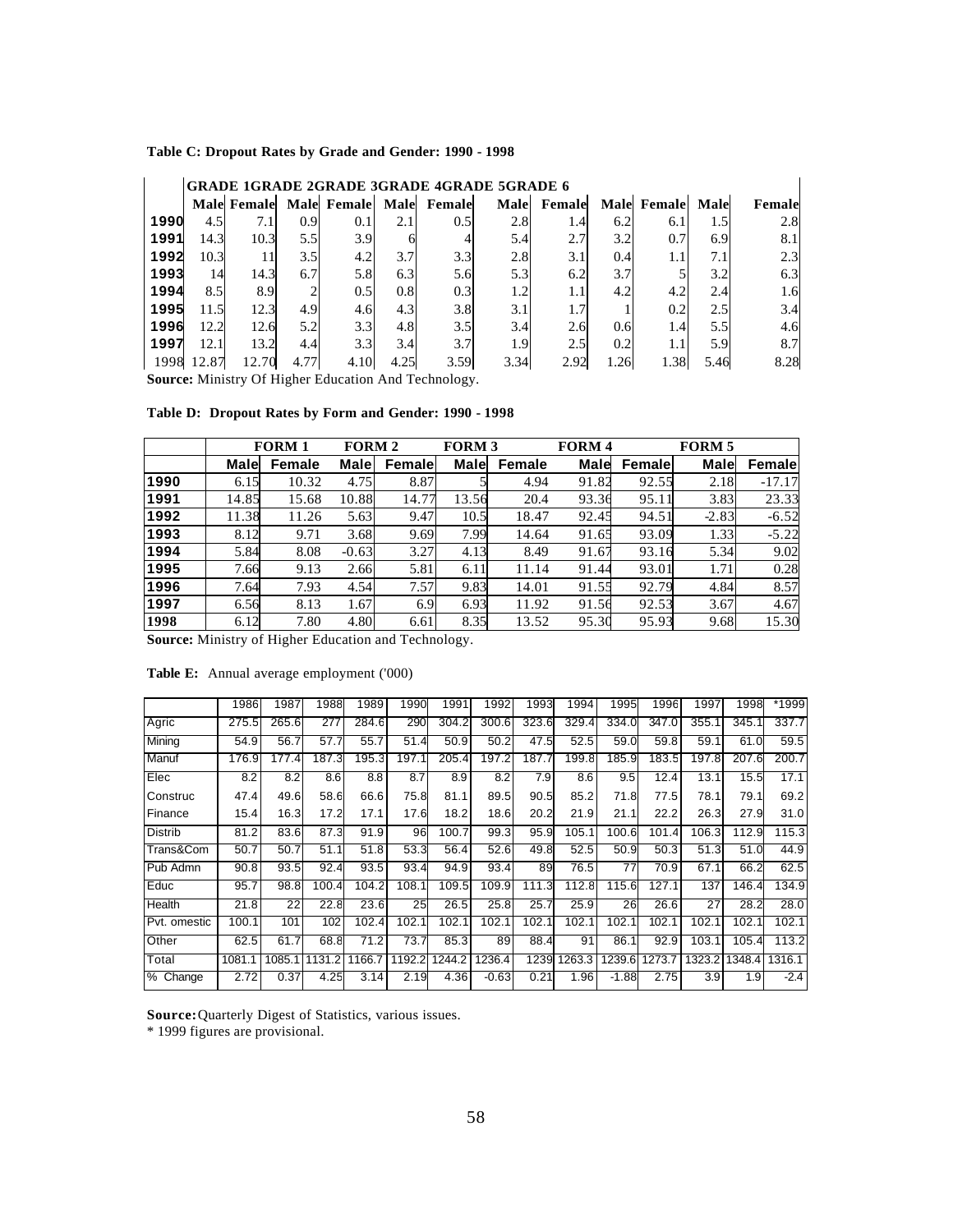**Table C: Dropout Rates by Grade and Gender: 1990 - 1998**

| | GRADE 1 | | GRADE 2 | | GRADE 3 | | GRADE 4 | | GRADE 5 | | GRADE 6 | |
|---|---|---|---|---|---|---|---|---|---|---|---|---|
| | Male | Female | Male | Female | Male | Female | Male | Female | Male | Female | Male | Female |
| **1990** | 4.5 | 7.1 | 0.9 | 0.1 | 2.1 | 0.5 | 2.8 | 1.4 | 6.2 | 6.1 | 1.5 | 2.8 |
| **1991** | 14.3 | 10.3 | 5.5 | 3.9 | 6 | 4 | 5.4 | 2.7 | 3.2 | 0.7 | 6.9 | 8.1 |
| **1992** | 10.3 | 11 | 3.5 | 4.2 | 3.7 | 3.3 | 2.8 | 3.1 | 0.4 | 1.1 | 7.1 | 2.3 |
| **1993** | 14 | 14.3 | 6.7 | 5.8 | 6.3 | 5.6 | 5.3 | 6.2 | 3.7 | 5 | 3.2 | 6.3 |
| **1994** | 8.5 | 8.9 | 2 | 0.5 | 0.8 | 0.3 | 1.2 | 1.1 | 4.2 | 4.2 | 2.4 | 1.6 |
| **1995** | 11.5 | 12.3 | 4.9 | 4.6 | 4.3 | 3.8 | 3.1 | 1.7 | 1 | 0.2 | 2.5 | 3.4 |
| **1996** | 12.2 | 12.6 | 5.2 | 3.3 | 4.8 | 3.5 | 3.4 | 2.6 | 0.6 | 1.4 | 5.5 | 4.6 |
| **1997** | 12.1 | 13.2 | 4.4 | 3.3 | 3.4 | 3.7 | 1.9 | 2.5 | 0.2 | 1.1 | 5.9 | 8.7 |
| 1998 | 12.87 | 12.70 | 4.77 | 4.10 | 4.25 | 3.59 | 3.34 | 2.92 | 1.26 | 1.38 | 5.46 | 8.28 |

**Source:** Ministry Of Higher Education And Technology.

**Table D: Dropout Rates by Form and Gender: 1990 - 1998**

| | FORM 1 | | FORM 2 | | FORM 3 | | FORM 4 | | FORM 5 | |
|---|---|---|---|---|---|---|---|---|---|---|
| | Male | Female | Male | Female | Male | Female | Male | Female | Male | Female |
| **1990** | 6.15 | 10.32 | 4.75 | 8.87 | 5 | 4.94 | 91.82 | 92.55 | 2.18 | -17.17 |
| **1991** | 14.85 | 15.68 | 10.88 | 14.77 | 13.56 | 20.4 | 93.36 | 95.11 | 3.83 | 23.33 |
| **1992** | 11.38 | 11.26 | 5.63 | 9.47 | 10.5 | 18.47 | 92.45 | 94.51 | -2.83 | -6.52 |
| **1993** | 8.12 | 9.71 | 3.68 | 9.69 | 7.99 | 14.64 | 91.65 | 93.09 | 1.33 | -5.22 |
| **1994** | 5.84 | 8.08 | -0.63 | 3.27 | 4.13 | 8.49 | 91.67 | 93.16 | 5.34 | 9.02 |
| **1995** | 7.66 | 9.13 | 2.66 | 5.81 | 6.11 | 11.14 | 91.44 | 93.01 | 1.71 | 0.28 |
| **1996** | 7.64 | 7.93 | 4.54 | 7.57 | 9.83 | 14.01 | 91.55 | 92.79 | 4.84 | 8.57 |
| **1997** | 6.56 | 8.13 | 1.67 | 6.9 | 6.93 | 11.92 | 91.56 | 92.53 | 3.67 | 4.67 |
| **1998** | 6.12 | 7.80 | 4.80 | 6.61 | 8.35 | 13.52 | 95.30 | 95.93 | 9.68 | 15.30 |

**Source:** Ministry of Higher Education and Technology.

**Table E:** Annual average employment ('000)

| | 1986 | 1987 | 1988 | 1989 | 1990 | 1991 | 1992 | 1993 | 1994 | 1995 | 1996 | 1997 | 1998 | *1999 |
|---|---|---|---|---|---|---|---|---|---|---|---|---|---|---|
| Agric | 275.5 | 265.6 | 277 | 284.6 | 290 | 304.2 | 300.6 | 323.6 | 329.4 | 334.0 | 347.0 | 355.1 | 345.1 | 337.7 |
| Mining | 54.9 | 56.7 | 57.7 | 55.7 | 51.4 | 50.9 | 50.2 | 47.5 | 52.5 | 59.0 | 59.8 | 59.1 | 61.0 | 59.5 |
| Manuf | 176.9 | 177.4 | 187.3 | 195.3 | 197.1 | 205.4 | 197.2 | 187.7 | 199.8 | 185.9 | 183.5 | 197.8 | 207.6 | 200.7 |
| Elec | 8.2 | 8.2 | 8.6 | 8.8 | 8.7 | 8.9 | 8.2 | 7.9 | 8.6 | 9.5 | 12.4 | 13.1 | 15.5 | 17.1 |
| Construc | 47.4 | 49.6 | 58.6 | 66.6 | 75.8 | 81.1 | 89.5 | 90.5 | 85.2 | 71.8 | 77.5 | 78.1 | 79.1 | 69.2 |
| Finance | 15.4 | 16.3 | 17.2 | 17.1 | 17.6 | 18.2 | 18.6 | 20.2 | 21.9 | 21.1 | 22.2 | 26.3 | 27.9 | 31.0 |
| Distrib | 81.2 | 83.6 | 87.3 | 91.9 | 96 | 100.7 | 99.3 | 95.9 | 105.1 | 100.6 | 101.4 | 106.3 | 112.9 | 115.3 |
| Trans&Com | 50.7 | 50.7 | 51.1 | 51.8 | 53.3 | 56.4 | 52.6 | 49.8 | 52.5 | 50.9 | 50.3 | 51.3 | 51.0 | 44.9 |
| Pub Admn | 90.8 | 93.5 | 92.4 | 93.5 | 93.4 | 94.9 | 93.4 | 89 | 76.5 | 77 | 70.9 | 67.1 | 66.2 | 62.5 |
| Educ | 95.7 | 98.8 | 100.4 | 104.2 | 108.1 | 109.5 | 109.9 | 111.3 | 112.8 | 115.6 | 127.1 | 137 | 146.4 | 134.9 |
| Health | 21.8 | 22 | 22.8 | 23.6 | 25 | 26.5 | 25.8 | 25.7 | 25.9 | 26 | 26.6 | 27 | 28.2 | 28.0 |
| Pvt. omestic | 100.1 | 101 | 102 | 102.4 | 102.1 | 102.1 | 102.1 | 102.1 | 102.1 | 102.1 | 102.1 | 102.1 | 102.1 | 102.1 |
| Other | 62.5 | 61.7 | 68.8 | 71.2 | 73.7 | 85.3 | 89 | 88.4 | 91 | 86.1 | 92.9 | 103.1 | 105.4 | 113.2 |
| Total | 1081.1 | 1085.1 | 1131.2 | 1166.7 | 1192.2 | 1244.2 | 1236.4 | 1239 | 1263.3 | 1239.6 | 1273.7 | 1323.2 | 1348.4 | 1316.1 |
| % Change | 2.72 | 0.37 | 4.25 | 3.14 | 2.19 | 4.36 | -0.63 | 0.21 | 1.96 | -1.88 | 2.75 | 3.9 | 1.9 | -2.4 |

**Source:** Quarterly Digest of Statistics, various issues.

\* 1999 figures are provisional.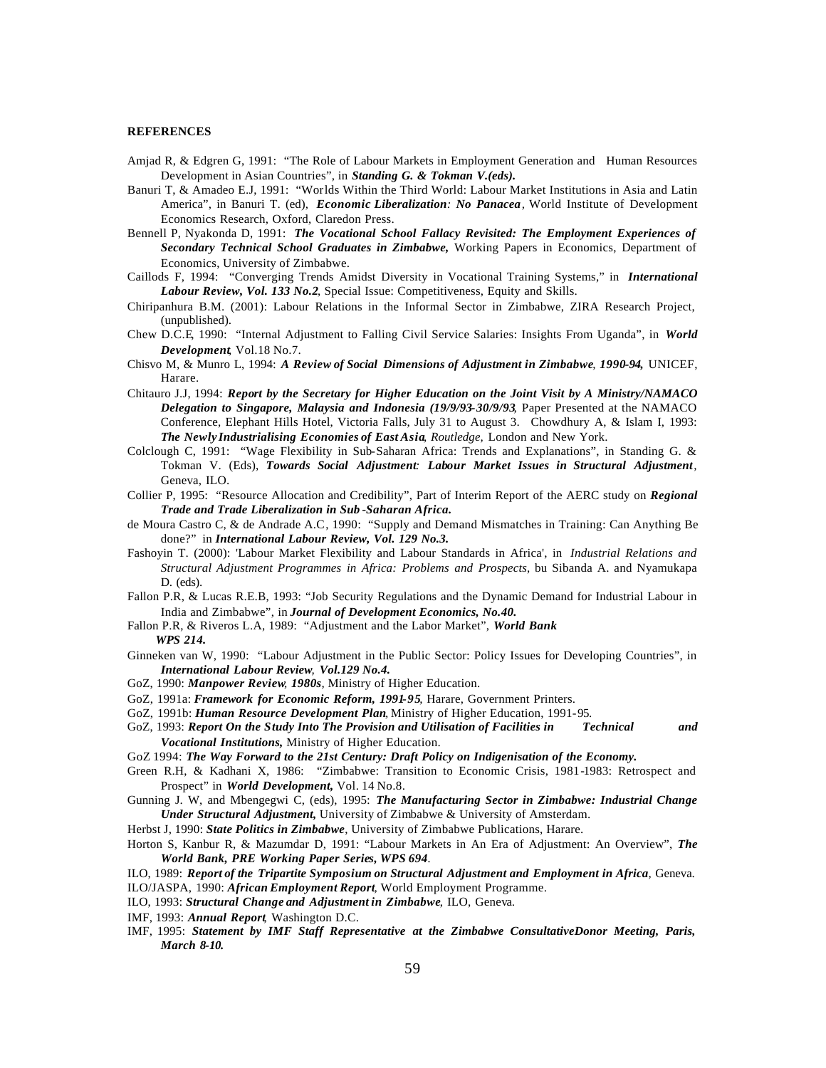**REFERENCES**

Amjad R, & Edgren G, 1991: "The Role of Labour Markets in Employment Generation and Human Resources Development in Asian Countries", in ***Standing G. & Tokman V.(eds).***

Banuri T, & Amadeo E.J, 1991: "Worlds Within the Third World: Labour Market Institutions in Asia and Latin America", in Banuri T. (ed), ***Economic Liberalization: No Panacea***, World Institute of Development Economics Research, Oxford, Claredon Press.

Bennell P, Nyakonda D, 1991: ***The Vocational School Fallacy Revisited: The Employment Experiences of Secondary Technical School Graduates in Zimbabwe,*** Working Papers in Economics, Department of Economics, University of Zimbabwe.

Caillods F, 1994: "Converging Trends Amidst Diversity in Vocational Training Systems," in ***International Labour Review, Vol. 133 No.2***, Special Issue: Competitiveness, Equity and Skills.

Chiripanhura B.M. (2001): Labour Relations in the Informal Sector in Zimbabwe, ZIRA Research Project, (unpublished).

Chew D.C.E, 1990: "Internal Adjustment to Falling Civil Service Salaries: Insights From Uganda", in ***World Development***, Vol.18 No.7.

Chisvo M, & Munro L, 1994: ***A Review of Social Dimensions of Adjustment in Zimbabwe, 1990-94,*** UNICEF, Harare.

Chitauro J.J, 1994: ***Report by the Secretary for Higher Education on the Joint Visit by A Ministry/NAMACO Delegation to Singapore, Malaysia and Indonesia (19/9/93-30/9/93***, Paper Presented at the NAMACO Conference, Elephant Hills Hotel, Victoria Falls, July 31 to August 3. Chowdhury A, & Islam I, 1993: ***The Newly Industrialising Economies of East Asia***, *Routledge,* London and New York.

Colclough C, 1991: "Wage Flexibility in Sub-Saharan Africa: Trends and Explanations", in Standing G. & Tokman V. (Eds), ***Towards Social Adjustment: Labour Market Issues in Structural Adjustment***, Geneva, ILO.

Collier P, 1995: "Resource Allocation and Credibility", Part of Interim Report of the AERC study on ***Regional Trade and Trade Liberalization in Sub-Saharan Africa.***

de Moura Castro C, & de Andrade A.C, 1990: "Supply and Demand Mismatches in Training: Can Anything Be done?" in ***International Labour Review, Vol. 129 No.3.***

Fashoyin T. (2000): 'Labour Market Flexibility and Labour Standards in Africa', in *Industrial Relations and Structural Adjustment Programmes in Africa: Problems and Prospects*, bu Sibanda A. and Nyamukapa D. (eds).

Fallon P.R, & Lucas R.E.B, 1993: "Job Security Regulations and the Dynamic Demand for Industrial Labour in India and Zimbabwe", in ***Journal of Development Economics, No.40.***

Fallon P.R, & Riveros L.A, 1989: "Adjustment and the Labor Market", ***World Bank WPS 214.***

Ginneken van W, 1990: "Labour Adjustment in the Public Sector: Policy Issues for Developing Countries", in ***International Labour Review, Vol.129 No.4.***

GoZ, 1990: ***Manpower Review, 1980s***, Ministry of Higher Education.

GoZ, 1991a: ***Framework for Economic Reform, 1991-95***, Harare, Government Printers.

GoZ, 1991b: ***Human Resource Development Plan***, Ministry of Higher Education, 1991-95.

GoZ, 1993: ***Report On the Study Into The Provision and Utilisation of Facilities in Technical and Vocational Institutions,*** Ministry of Higher Education.

GoZ 1994: ***The Way Forward to the 21st Century: Draft Policy on Indigenisation of the Economy.***

Green R.H, & Kadhani X, 1986: "Zimbabwe: Transition to Economic Crisis, 1981-1983: Retrospect and Prospect" in ***World Development,*** Vol. 14 No.8.

Gunning J. W, and Mbengegwi C, (eds), 1995: ***The Manufacturing Sector in Zimbabwe: Industrial Change Under Structural Adjustment,*** University of Zimbabwe & University of Amsterdam.

Herbst J, 1990: ***State Politics in Zimbabwe***, University of Zimbabwe Publications, Harare.

Horton S, Kanbur R, & Mazumdar D, 1991: "Labour Markets in An Era of Adjustment: An Overview", ***The World Bank, PRE Working Paper Series, WPS 694***.

ILO, 1989: ***Report of the Tripartite Symposium on Structural Adjustment and Employment in Africa***, Geneva.

ILO/JASPA, 1990: ***African Employment Report***, World Employment Programme.

ILO, 1993: ***Structural Change and Adjustment in Zimbabwe***, ILO, Geneva.

IMF, 1993: ***Annual Report***, Washington D.C.

IMF, 1995: ***Statement by IMF Staff Representative at the Zimbabwe ConsultativeDonor Meeting, Paris, March 8-10.***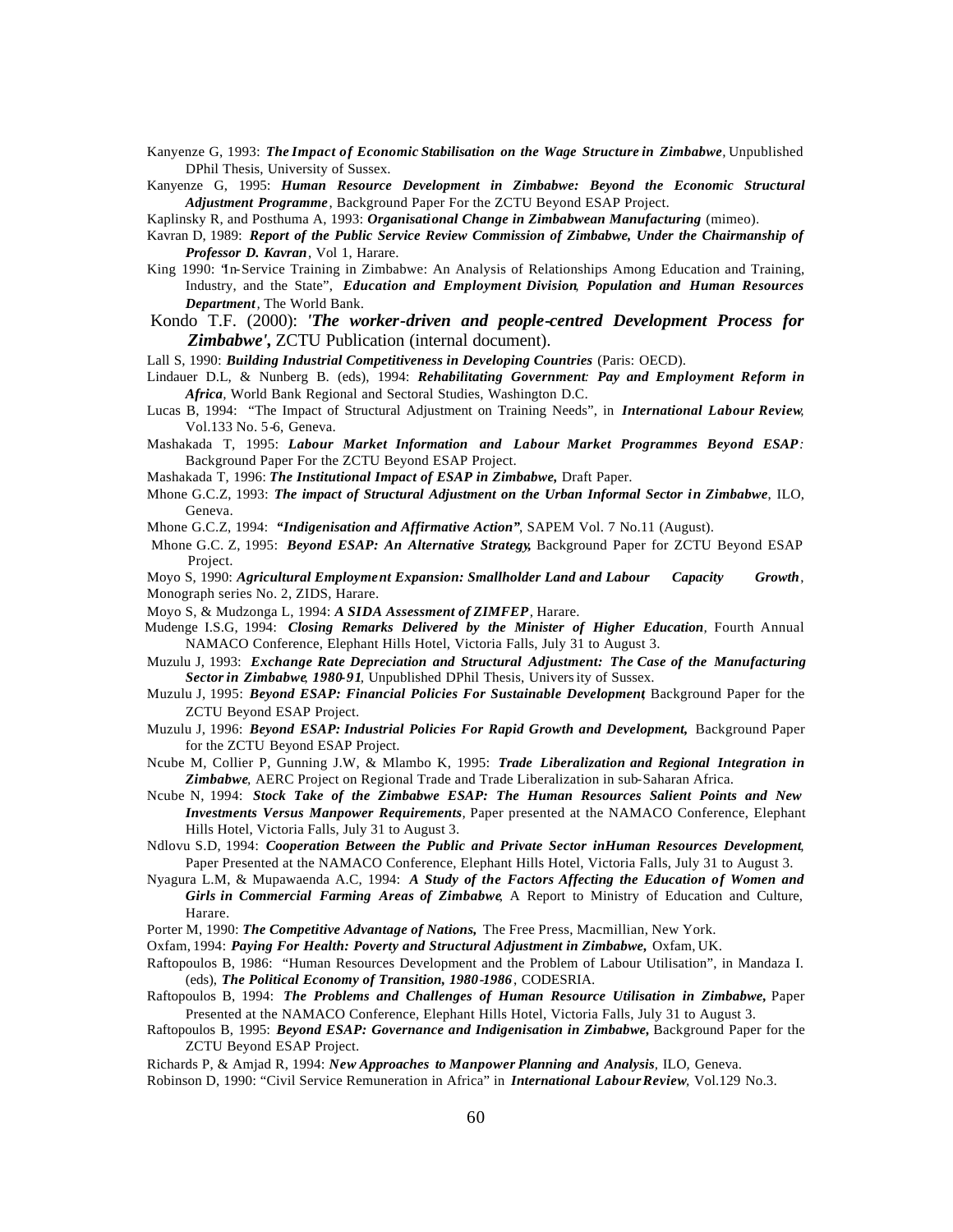Kanyenze G, 1993: ***The Impact of Economic Stabilisation on the Wage Structure in Zimbabwe***, Unpublished DPhil Thesis, University of Sussex.

Kanyenze G, 1995: ***Human Resource Development in Zimbabwe: Beyond the Economic Structural Adjustment Programme***, Background Paper For the ZCTU Beyond ESAP Project.

Kaplinsky R, and Posthuma A, 1993: ***Organisational Change in Zimbabwean Manufacturing*** (mimeo).

Kavran D, 1989: ***Report of the Public Service Review Commission of Zimbabwe, Under the Chairmanship of Professor D. Kavran***, Vol 1, Harare.

King 1990: "In-Service Training in Zimbabwe: An Analysis of Relationships Among Education and Training, Industry, and the State", ***Education and Employment Division, Population and Human Resources Department***, The World Bank.

Kondo T.F. (2000): ***'The worker-driven and people-centred Development Process for Zimbabwe'***, ZCTU Publication (internal document).

Lall S, 1990: ***Building Industrial Competitiveness in Developing Countries*** (Paris: OECD).

Lindauer D.L, & Nunberg B. (eds), 1994: ***Rehabilitating Government: Pay and Employment Reform in Africa***, World Bank Regional and Sectoral Studies, Washington D.C.

Lucas B, 1994: "The Impact of Structural Adjustment on Training Needs", in ***International Labour Review***, Vol.133 No. 5-6, Geneva.

Mashakada T, 1995: ***Labour Market Information and Labour Market Programmes Beyond ESAP:*** Background Paper For the ZCTU Beyond ESAP Project.

Mashakada T, 1996: ***The Institutional Impact of ESAP in Zimbabwe,*** Draft Paper.

Mhone G.C.Z, 1993: ***The impact of Structural Adjustment on the Urban Informal Sector in Zimbabwe***, ILO, Geneva.

Mhone G.C.Z, 1994: ***"Indigenisation and Affirmative Action"***, SAPEM Vol. 7 No.11 (August).

Mhone G.C. Z, 1995: ***Beyond ESAP: An Alternative Strategy,*** Background Paper for ZCTU Beyond ESAP Project.

Moyo S, 1990: ***Agricultural Employment Expansion: Smallholder Land and Labour Capacity Growth***, Monograph series No. 2, ZIDS, Harare.

Moyo S, & Mudzonga L, 1994: ***A SIDA Assessment of ZIMFEP***, Harare.

Mudenge I.S.G, 1994: ***Closing Remarks Delivered by the Minister of Higher Education***, Fourth Annual NAMACO Conference, Elephant Hills Hotel, Victoria Falls, July 31 to August 3.

Muzulu J, 1993: ***Exchange Rate Depreciation and Structural Adjustment: The Case of the Manufacturing Sector in Zimbabwe, 1980-91***, Unpublished DPhil Thesis, University of Sussex.

Muzulu J, 1995: ***Beyond ESAP: Financial Policies For Sustainable Development***, Background Paper for the ZCTU Beyond ESAP Project.

Muzulu J, 1996: ***Beyond ESAP: Industrial Policies For Rapid Growth and Development,*** Background Paper for the ZCTU Beyond ESAP Project.

Ncube M, Collier P, Gunning J.W, & Mlambo K, 1995: ***Trade Liberalization and Regional Integration in Zimbabwe***, AERC Project on Regional Trade and Trade Liberalization in sub-Saharan Africa.

Ncube N, 1994: ***Stock Take of the Zimbabwe ESAP: The Human Resources Salient Points and New Investments Versus Manpower Requirements***, Paper presented at the NAMACO Conference, Elephant Hills Hotel, Victoria Falls, July 31 to August 3.

Ndlovu S.D, 1994: ***Cooperation Between the Public and Private Sector inHuman Resources Development***, Paper Presented at the NAMACO Conference, Elephant Hills Hotel, Victoria Falls, July 31 to August 3.

Nyagura L.M, & Mupawaenda A.C, 1994: ***A Study of the Factors Affecting the Education of Women and Girls in Commercial Farming Areas of Zimbabwe***, A Report to Ministry of Education and Culture, Harare.

Porter M, 1990: ***The Competitive Advantage of Nations,*** The Free Press, Macmillian, New York.

Oxfam, 1994: ***Paying For Health: Poverty and Structural Adjustment in Zimbabwe,*** Oxfam, UK.

Raftopoulos B, 1986: "Human Resources Development and the Problem of Labour Utilisation", in Mandaza I. (eds), ***The Political Economy of Transition, 1980-1986***, CODESRIA.

Raftopoulos B, 1994: ***The Problems and Challenges of Human Resource Utilisation in Zimbabwe,*** Paper Presented at the NAMACO Conference, Elephant Hills Hotel, Victoria Falls, July 31 to August 3.

Raftopoulos B, 1995: ***Beyond ESAP: Governance and Indigenisation in Zimbabwe,*** Background Paper for the ZCTU Beyond ESAP Project.

Richards P, & Amjad R, 1994: ***New Approaches to Manpower Planning and Analysis***, ILO, Geneva.

Robinson D, 1990: "Civil Service Remuneration in Africa" in ***International Labour Review***, Vol.129 No.3.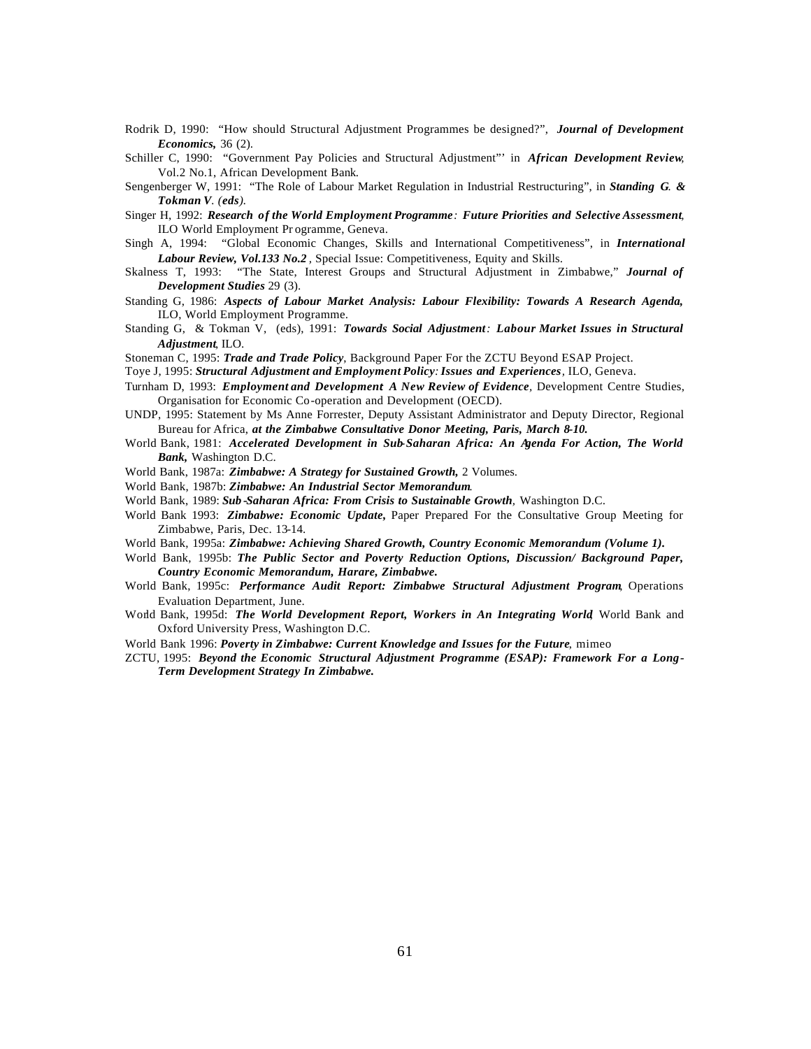Rodrik D, 1990: "How should Structural Adjustment Programmes be designed?", ***Journal of Development Economics,*** 36 (2).

Schiller C, 1990: "Government Pay Policies and Structural Adjustment"' in ***African Development Review***, Vol.2 No.1, African Development Bank.

Sengenberger W, 1991: "The Role of Labour Market Regulation in Industrial Restructuring", in ***Standing G. & Tokman V. (eds).***

Singer H, 1992: ***Research of the World Employment Programme: Future Priorities and Selective Assessment***, ILO World Employment Pr ogramme, Geneva.

Singh A, 1994: "Global Economic Changes, Skills and International Competitiveness", in ***International Labour Review, Vol.133 No.2***, Special Issue: Competitiveness, Equity and Skills.

Skalness T, 1993: "The State, Interest Groups and Structural Adjustment in Zimbabwe," ***Journal of Development Studies*** 29 (3).

Standing G, 1986: ***Aspects of Labour Market Analysis: Labour Flexibility: Towards A Research Agenda,*** ILO, World Employment Programme.

Standing G, & Tokman V, (eds), 1991: ***Towards Social Adjustment: Labour Market Issues in Structural Adjustment***, ILO.

Stoneman C, 1995: ***Trade and Trade Policy***, Background Paper For the ZCTU Beyond ESAP Project.

Toye J, 1995: ***Structural Adjustment and Employment Policy: Issues and Experiences***, ILO, Geneva.

Turnham D, 1993: ***Employment and Development A New Review of Evidence***, Development Centre Studies, Organisation for Economic Co-operation and Development (OECD).

UNDP, 1995: Statement by Ms Anne Forrester, Deputy Assistant Administrator and Deputy Director, Regional Bureau for Africa, ***at the Zimbabwe Consultative Donor Meeting, Paris, March 8-10.***

World Bank, 1981: ***Accelerated Development in Sub-Saharan Africa: An Agenda For Action, The World Bank,*** Washington D.C.

World Bank, 1987a: ***Zimbabwe: A Strategy for Sustained Growth,*** 2 Volumes.

World Bank, 1987b: ***Zimbabwe: An Industrial Sector Memorandum***.

World Bank, 1989: ***Sub-Saharan Africa: From Crisis to Sustainable Growth***, Washington D.C.

World Bank 1993: ***Zimbabwe: Economic Update,*** Paper Prepared For the Consultative Group Meeting for Zimbabwe, Paris, Dec. 13-14.

World Bank, 1995a: ***Zimbabwe: Achieving Shared Growth, Country Economic Memorandum (Volume 1).***

World Bank, 1995b: ***The Public Sector and Poverty Reduction Options, Discussion/ Background Paper, Country Economic Memorandum, Harare, Zimbabwe.***

World Bank, 1995c: ***Performance Audit Report: Zimbabwe Structural Adjustment Program***, Operations Evaluation Department, June.

World Bank, 1995d: ***The World Development Report, Workers in An Integrating World***, World Bank and Oxford University Press, Washington D.C.

World Bank 1996: ***Poverty in Zimbabwe: Current Knowledge and Issues for the Future***, mimeo

ZCTU, 1995: ***Beyond the Economic Structural Adjustment Programme (ESAP): Framework For a Long-Term Development Strategy In Zimbabwe.***